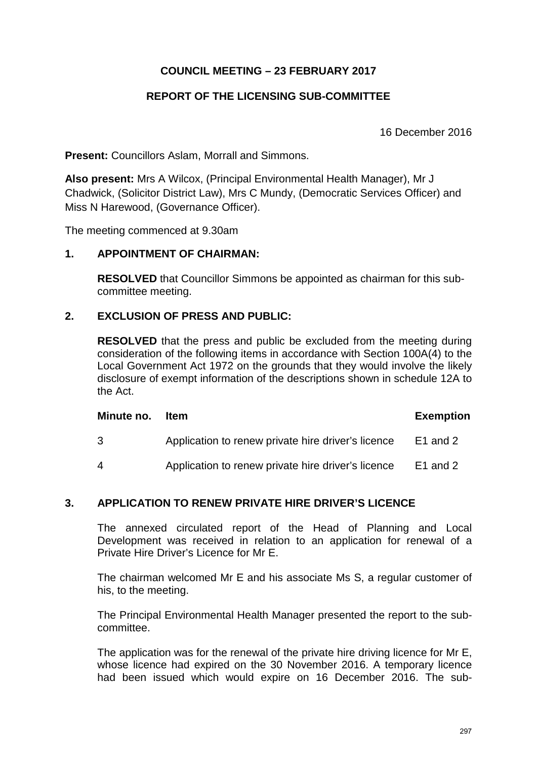# COUNCIL MEETING – 23 FEBRUARY 2017

## REPORT OF THE LICENSING SUB-COMMITTEE

16 December 2016

**Present:** Councillors Aslam, Morrall and Simmons.

**Also present:** Mrs A Wilcox, (Principal Environmental Health Manager), Mr J Chadwick, (Solicitor District Law), Mrs C Mundy, (Democratic Services Officer) and Miss N Harewood, (Governance Officer).

The meeting commenced at 9.30am

### 1. APPOINTMENT OF CHAIRMAN:

**RESOLVED** that Councillor Simmons be appointed as chairman for this sub-committee meeting.

### 2. EXCLUSION OF PRESS AND PUBLIC:

**RESOLVED** that the press and public be excluded from the meeting during consideration of the following items in accordance with Section 100A(4) to the Local Government Act 1972 on the grounds that they would involve the likely disclosure of exempt information of the descriptions shown in schedule 12A to the Act.

| Minute no. | Item | Exemption |
|---|---|---|
| 3 | Application to renew private hire driver's licence | E1 and 2 |
| 4 | Application to renew private hire driver's licence | E1 and 2 |

### 3. APPLICATION TO RENEW PRIVATE HIRE DRIVER'S LICENCE

The annexed circulated report of the Head of Planning and Local Development was received in relation to an application for renewal of a Private Hire Driver's Licence for Mr E.

The chairman welcomed Mr E and his associate Ms S, a regular customer of his, to the meeting.

The Principal Environmental Health Manager presented the report to the sub-committee.

The application was for the renewal of the private hire driving licence for Mr E, whose licence had expired on the 30 November 2016. A temporary licence had been issued which would expire on 16 December 2016. The sub-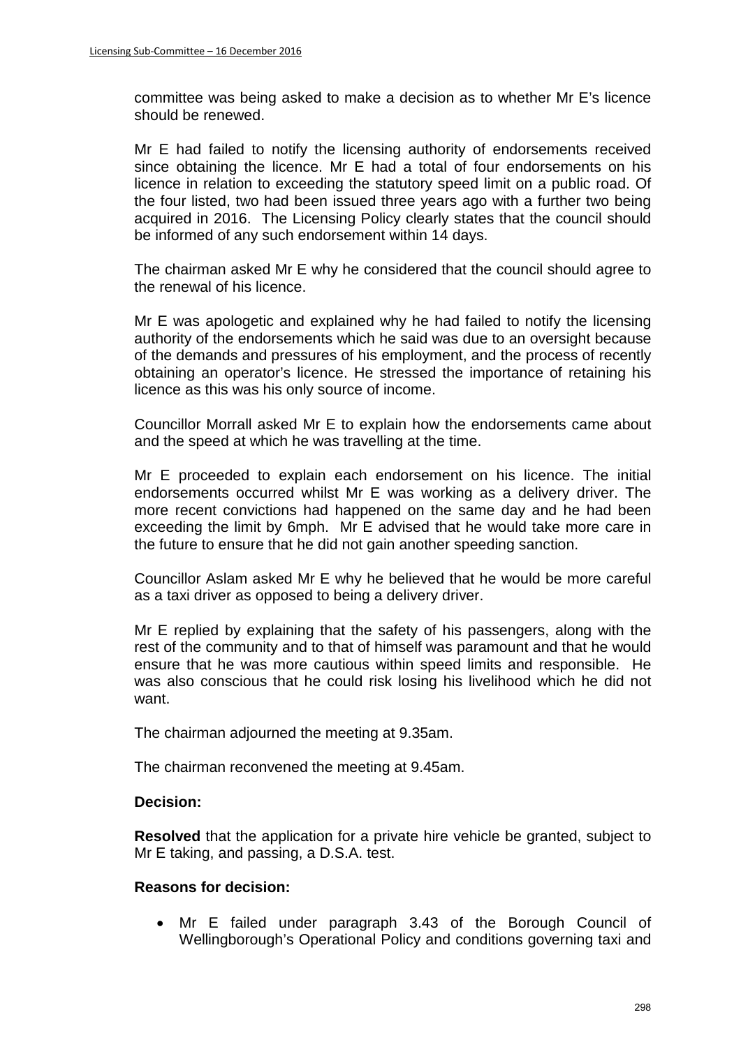committee was being asked to make a decision as to whether Mr E's licence should be renewed.

Mr E had failed to notify the licensing authority of endorsements received since obtaining the licence. Mr E had a total of four endorsements on his licence in relation to exceeding the statutory speed limit on a public road. Of the four listed, two had been issued three years ago with a further two being acquired in 2016. The Licensing Policy clearly states that the council should be informed of any such endorsement within 14 days.

The chairman asked Mr E why he considered that the council should agree to the renewal of his licence.

Mr E was apologetic and explained why he had failed to notify the licensing authority of the endorsements which he said was due to an oversight because of the demands and pressures of his employment, and the process of recently obtaining an operator's licence. He stressed the importance of retaining his licence as this was his only source of income.

Councillor Morrall asked Mr E to explain how the endorsements came about and the speed at which he was travelling at the time.

Mr E proceeded to explain each endorsement on his licence. The initial endorsements occurred whilst Mr E was working as a delivery driver. The more recent convictions had happened on the same day and he had been exceeding the limit by 6mph. Mr E advised that he would take more care in the future to ensure that he did not gain another speeding sanction.

Councillor Aslam asked Mr E why he believed that he would be more careful as a taxi driver as opposed to being a delivery driver.

Mr E replied by explaining that the safety of his passengers, along with the rest of the community and to that of himself was paramount and that he would ensure that he was more cautious within speed limits and responsible. He was also conscious that he could risk losing his livelihood which he did not want.

The chairman adjourned the meeting at 9.35am.

The chairman reconvened the meeting at 9.45am.

**Decision:**

**Resolved** that the application for a private hire vehicle be granted, subject to Mr E taking, and passing, a D.S.A. test.

**Reasons for decision:**

- Mr E failed under paragraph 3.43 of the Borough Council of Wellingborough's Operational Policy and conditions governing taxi and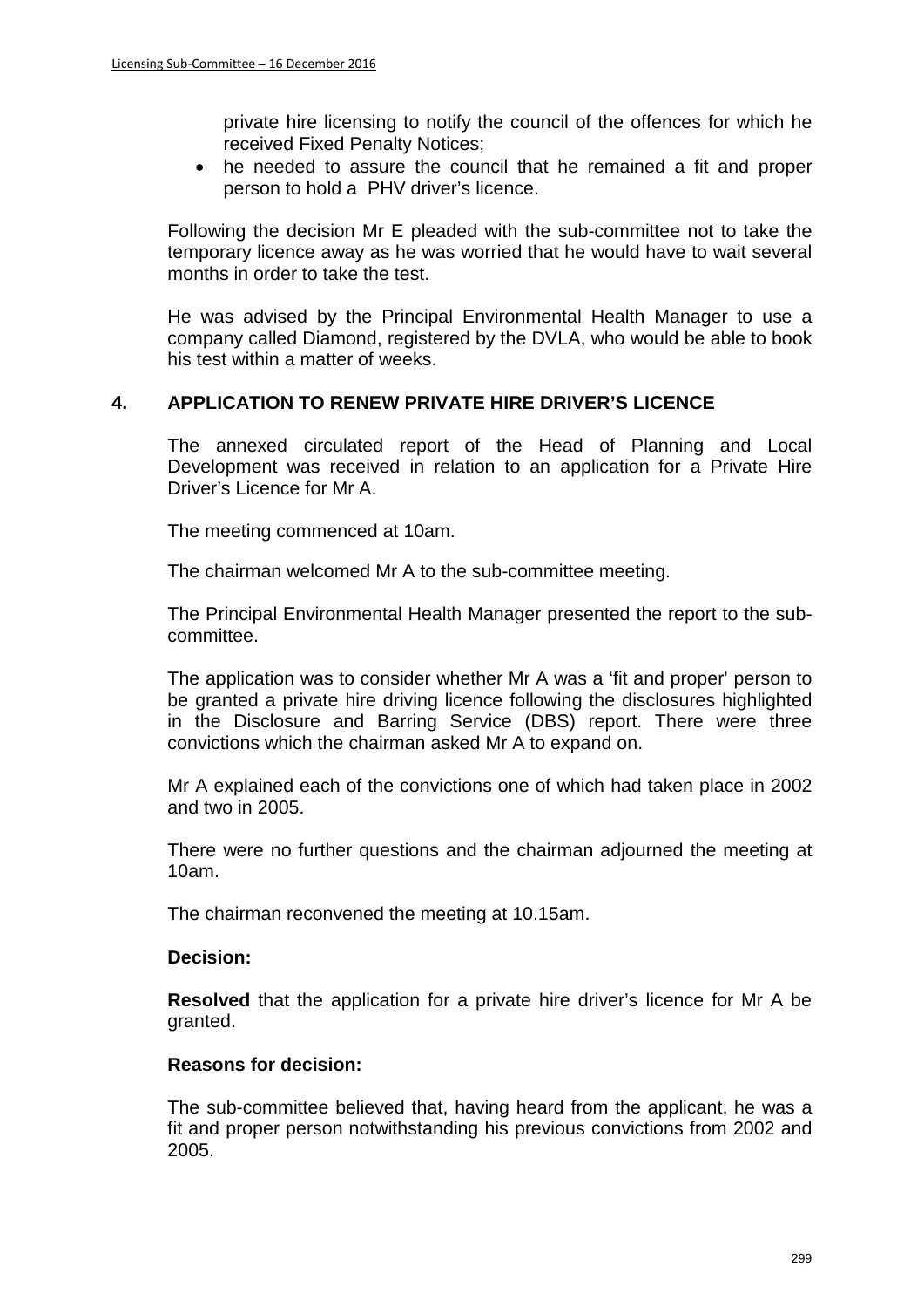private hire licensing to notify the council of the offences for which he received Fixed Penalty Notices;

- he needed to assure the council that he remained a fit and proper person to hold a PHV driver's licence.

Following the decision Mr E pleaded with the sub-committee not to take the temporary licence away as he was worried that he would have to wait several months in order to take the test.

He was advised by the Principal Environmental Health Manager to use a company called Diamond, registered by the DVLA, who would be able to book his test within a matter of weeks.

## 4. APPLICATION TO RENEW PRIVATE HIRE DRIVER'S LICENCE

The annexed circulated report of the Head of Planning and Local Development was received in relation to an application for a Private Hire Driver's Licence for Mr A.

The meeting commenced at 10am.

The chairman welcomed Mr A to the sub-committee meeting.

The Principal Environmental Health Manager presented the report to the sub-committee.

The application was to consider whether Mr A was a 'fit and proper' person to be granted a private hire driving licence following the disclosures highlighted in the Disclosure and Barring Service (DBS) report. There were three convictions which the chairman asked Mr A to expand on.

Mr A explained each of the convictions one of which had taken place in 2002 and two in 2005.

There were no further questions and the chairman adjourned the meeting at 10am.

The chairman reconvened the meeting at 10.15am.

**Decision:**

**Resolved** that the application for a private hire driver's licence for Mr A be granted.

**Reasons for decision:**

The sub-committee believed that, having heard from the applicant, he was a fit and proper person notwithstanding his previous convictions from 2002 and 2005.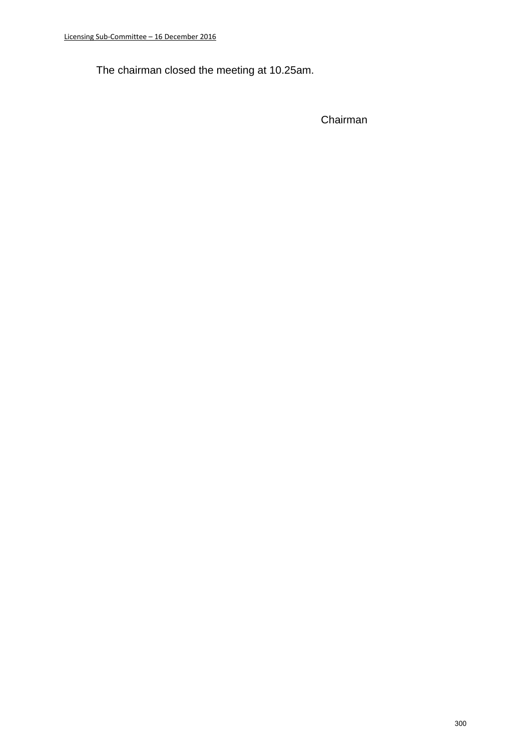The chairman closed the meeting at 10.25am.

Chairman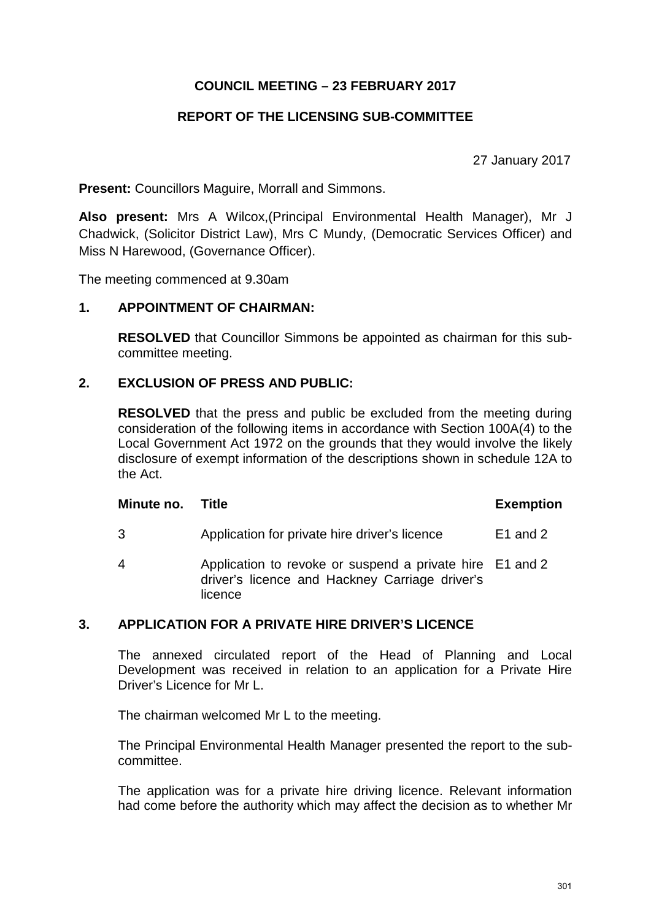**COUNCIL MEETING – 23 FEBRUARY 2017**

**REPORT OF THE LICENSING SUB-COMMITTEE**

27 January 2017

**Present:** Councillors Maguire, Morrall and Simmons.

**Also present:** Mrs A Wilcox,(Principal Environmental Health Manager), Mr J Chadwick, (Solicitor District Law), Mrs C Mundy, (Democratic Services Officer) and Miss N Harewood, (Governance Officer).

The meeting commenced at 9.30am

**1. APPOINTMENT OF CHAIRMAN:**

**RESOLVED** that Councillor Simmons be appointed as chairman for this sub-committee meeting.

**2. EXCLUSION OF PRESS AND PUBLIC:**

**RESOLVED** that the press and public be excluded from the meeting during consideration of the following items in accordance with Section 100A(4) to the Local Government Act 1972 on the grounds that they would involve the likely disclosure of exempt information of the descriptions shown in schedule 12A to the Act.

| Minute no. | Title | Exemption |
|---|---|---|
| 3 | Application for private hire driver's licence | E1 and 2 |
| 4 | Application to revoke or suspend a private hire driver's licence and Hackney Carriage driver's licence | E1 and 2 |

**3. APPLICATION FOR A PRIVATE HIRE DRIVER'S LICENCE**

The annexed circulated report of the Head of Planning and Local Development was received in relation to an application for a Private Hire Driver's Licence for Mr L.

The chairman welcomed Mr L to the meeting.

The Principal Environmental Health Manager presented the report to the sub-committee.

The application was for a private hire driving licence. Relevant information had come before the authority which may affect the decision as to whether Mr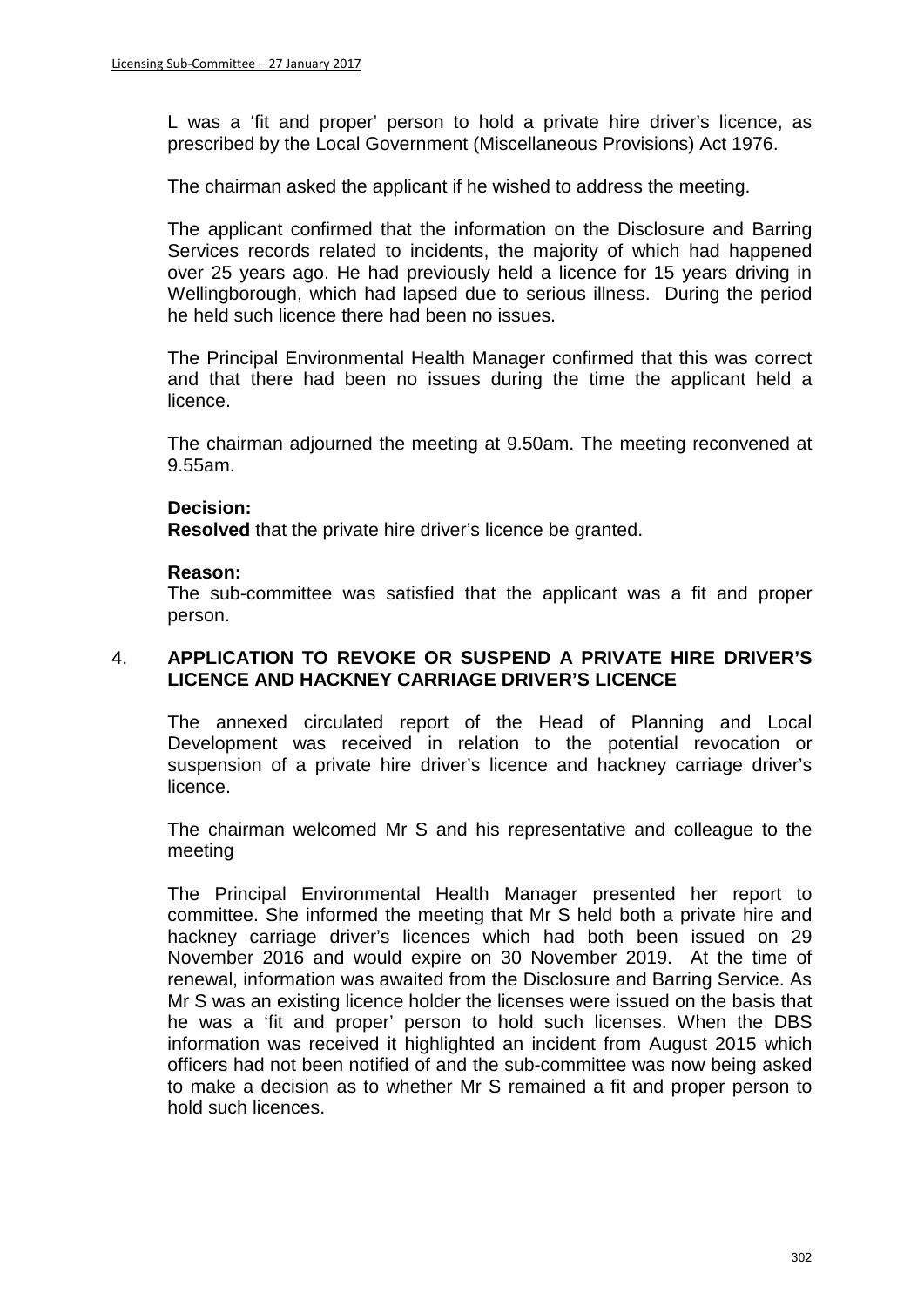L was a 'fit and proper' person to hold a private hire driver's licence, as prescribed by the Local Government (Miscellaneous Provisions) Act 1976.

The chairman asked the applicant if he wished to address the meeting.

The applicant confirmed that the information on the Disclosure and Barring Services records related to incidents, the majority of which had happened over 25 years ago. He had previously held a licence for 15 years driving in Wellingborough, which had lapsed due to serious illness. During the period he held such licence there had been no issues.

The Principal Environmental Health Manager confirmed that this was correct and that there had been no issues during the time the applicant held a licence.

The chairman adjourned the meeting at 9.50am. The meeting reconvened at 9.55am.

**Decision:**
**Resolved** that the private hire driver's licence be granted.

**Reason:**
The sub-committee was satisfied that the applicant was a fit and proper person.

## 4. APPLICATION TO REVOKE OR SUSPEND A PRIVATE HIRE DRIVER'S LICENCE AND HACKNEY CARRIAGE DRIVER'S LICENCE

The annexed circulated report of the Head of Planning and Local Development was received in relation to the potential revocation or suspension of a private hire driver's licence and hackney carriage driver's licence.

The chairman welcomed Mr S and his representative and colleague to the meeting

The Principal Environmental Health Manager presented her report to committee. She informed the meeting that Mr S held both a private hire and hackney carriage driver's licences which had both been issued on 29 November 2016 and would expire on 30 November 2019. At the time of renewal, information was awaited from the Disclosure and Barring Service. As Mr S was an existing licence holder the licenses were issued on the basis that he was a 'fit and proper' person to hold such licenses. When the DBS information was received it highlighted an incident from August 2015 which officers had not been notified of and the sub-committee was now being asked to make a decision as to whether Mr S remained a fit and proper person to hold such licences.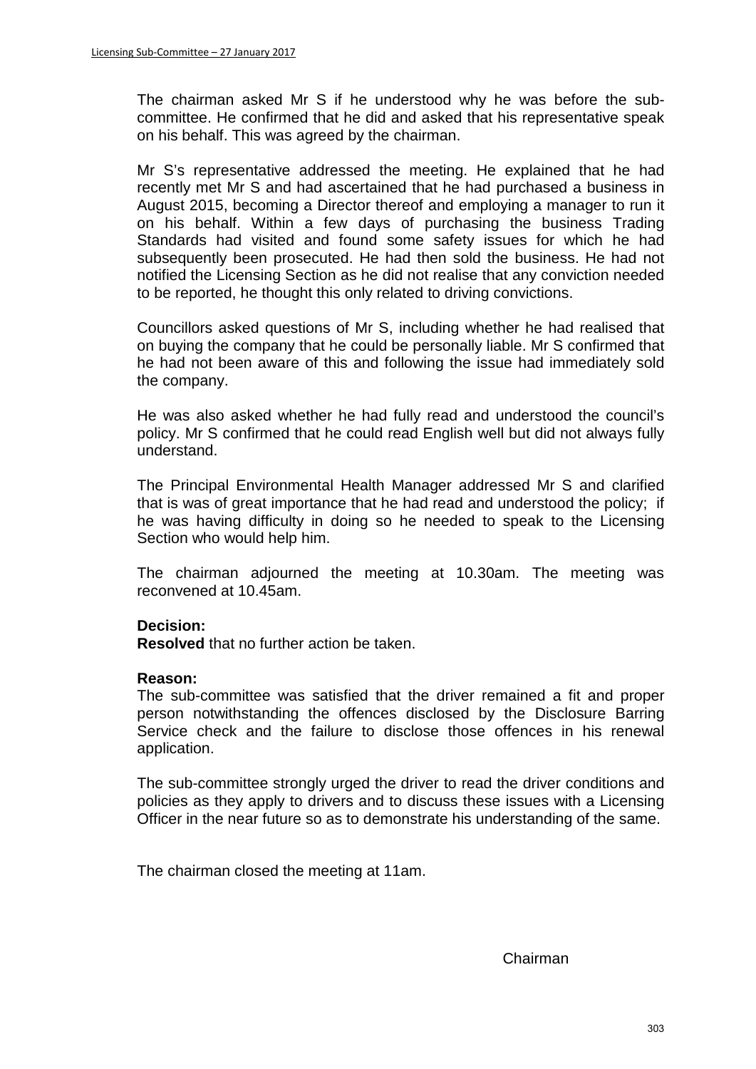The chairman asked Mr S if he understood why he was before the sub-committee. He confirmed that he did and asked that his representative speak on his behalf. This was agreed by the chairman.

Mr S's representative addressed the meeting. He explained that he had recently met Mr S and had ascertained that he had purchased a business in August 2015, becoming a Director thereof and employing a manager to run it on his behalf. Within a few days of purchasing the business Trading Standards had visited and found some safety issues for which he had subsequently been prosecuted. He had then sold the business. He had not notified the Licensing Section as he did not realise that any conviction needed to be reported, he thought this only related to driving convictions.

Councillors asked questions of Mr S, including whether he had realised that on buying the company that he could be personally liable. Mr S confirmed that he had not been aware of this and following the issue had immediately sold the company.

He was also asked whether he had fully read and understood the council's policy. Mr S confirmed that he could read English well but did not always fully understand.

The Principal Environmental Health Manager addressed Mr S and clarified that is was of great importance that he had read and understood the policy; if he was having difficulty in doing so he needed to speak to the Licensing Section who would help him.

The chairman adjourned the meeting at 10.30am. The meeting was reconvened at 10.45am.

**Decision:**
**Resolved** that no further action be taken.

**Reason:**
The sub-committee was satisfied that the driver remained a fit and proper person notwithstanding the offences disclosed by the Disclosure Barring Service check and the failure to disclose those offences in his renewal application.

The sub-committee strongly urged the driver to read the driver conditions and policies as they apply to drivers and to discuss these issues with a Licensing Officer in the near future so as to demonstrate his understanding of the same.

The chairman closed the meeting at 11am.

Chairman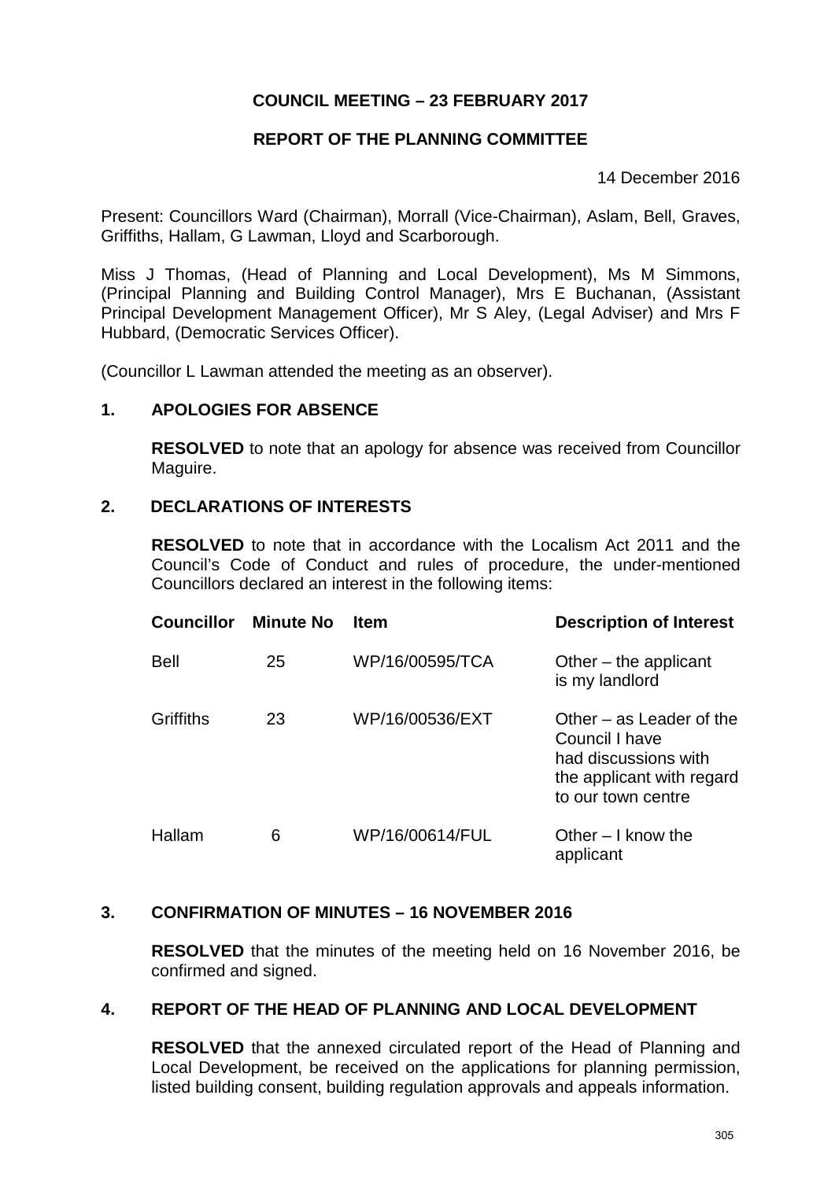## COUNCIL MEETING – 23 FEBRUARY 2017

## REPORT OF THE PLANNING COMMITTEE

14 December 2016

Present: Councillors Ward (Chairman), Morrall (Vice-Chairman), Aslam, Bell, Graves, Griffiths, Hallam, G Lawman, Lloyd and Scarborough.

Miss J Thomas, (Head of Planning and Local Development), Ms M Simmons, (Principal Planning and Building Control Manager), Mrs E Buchanan, (Assistant Principal Development Management Officer), Mr S Aley, (Legal Adviser) and Mrs F Hubbard, (Democratic Services Officer).

(Councillor L Lawman attended the meeting as an observer).

### 1. APOLOGIES FOR ABSENCE

**RESOLVED** to note that an apology for absence was received from Councillor Maguire.

### 2. DECLARATIONS OF INTERESTS

**RESOLVED** to note that in accordance with the Localism Act 2011 and the Council's Code of Conduct and rules of procedure, the under-mentioned Councillors declared an interest in the following items:

| Councillor | Minute No | Item | Description of Interest |
|---|---|---|---|
| Bell | 25 | WP/16/00595/TCA | Other – the applicant is my landlord |
| Griffiths | 23 | WP/16/00536/EXT | Other – as Leader of the Council I have had discussions with the applicant with regard to our town centre |
| Hallam | 6 | WP/16/00614/FUL | Other – I know the applicant |

### 3. CONFIRMATION OF MINUTES – 16 NOVEMBER 2016

**RESOLVED** that the minutes of the meeting held on 16 November 2016, be confirmed and signed.

### 4. REPORT OF THE HEAD OF PLANNING AND LOCAL DEVELOPMENT

**RESOLVED** that the annexed circulated report of the Head of Planning and Local Development, be received on the applications for planning permission, listed building consent, building regulation approvals and appeals information.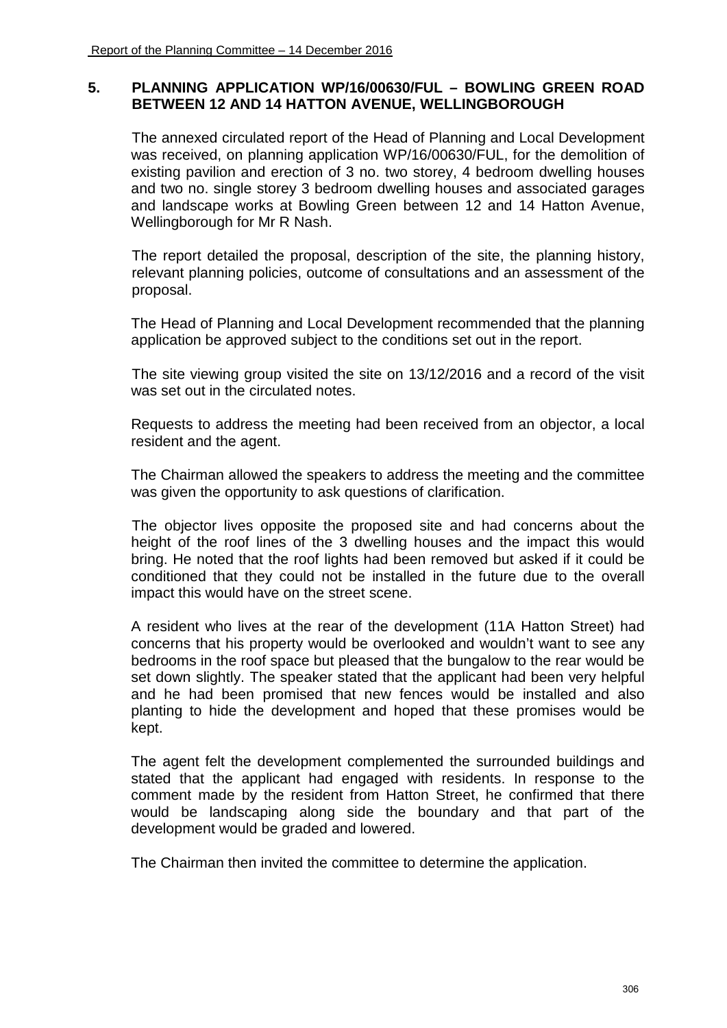## 5. PLANNING APPLICATION WP/16/00630/FUL – BOWLING GREEN ROAD BETWEEN 12 AND 14 HATTON AVENUE, WELLINGBOROUGH

The annexed circulated report of the Head of Planning and Local Development was received, on planning application WP/16/00630/FUL, for the demolition of existing pavilion and erection of 3 no. two storey, 4 bedroom dwelling houses and two no. single storey 3 bedroom dwelling houses and associated garages and landscape works at Bowling Green between 12 and 14 Hatton Avenue, Wellingborough for Mr R Nash.

The report detailed the proposal, description of the site, the planning history, relevant planning policies, outcome of consultations and an assessment of the proposal.

The Head of Planning and Local Development recommended that the planning application be approved subject to the conditions set out in the report.

The site viewing group visited the site on 13/12/2016 and a record of the visit was set out in the circulated notes.

Requests to address the meeting had been received from an objector, a local resident and the agent.

The Chairman allowed the speakers to address the meeting and the committee was given the opportunity to ask questions of clarification.

The objector lives opposite the proposed site and had concerns about the height of the roof lines of the 3 dwelling houses and the impact this would bring. He noted that the roof lights had been removed but asked if it could be conditioned that they could not be installed in the future due to the overall impact this would have on the street scene.

A resident who lives at the rear of the development (11A Hatton Street) had concerns that his property would be overlooked and wouldn't want to see any bedrooms in the roof space but pleased that the bungalow to the rear would be set down slightly. The speaker stated that the applicant had been very helpful and he had been promised that new fences would be installed and also planting to hide the development and hoped that these promises would be kept.

The agent felt the development complemented the surrounded buildings and stated that the applicant had engaged with residents. In response to the comment made by the resident from Hatton Street, he confirmed that there would be landscaping along side the boundary and that part of the development would be graded and lowered.

The Chairman then invited the committee to determine the application.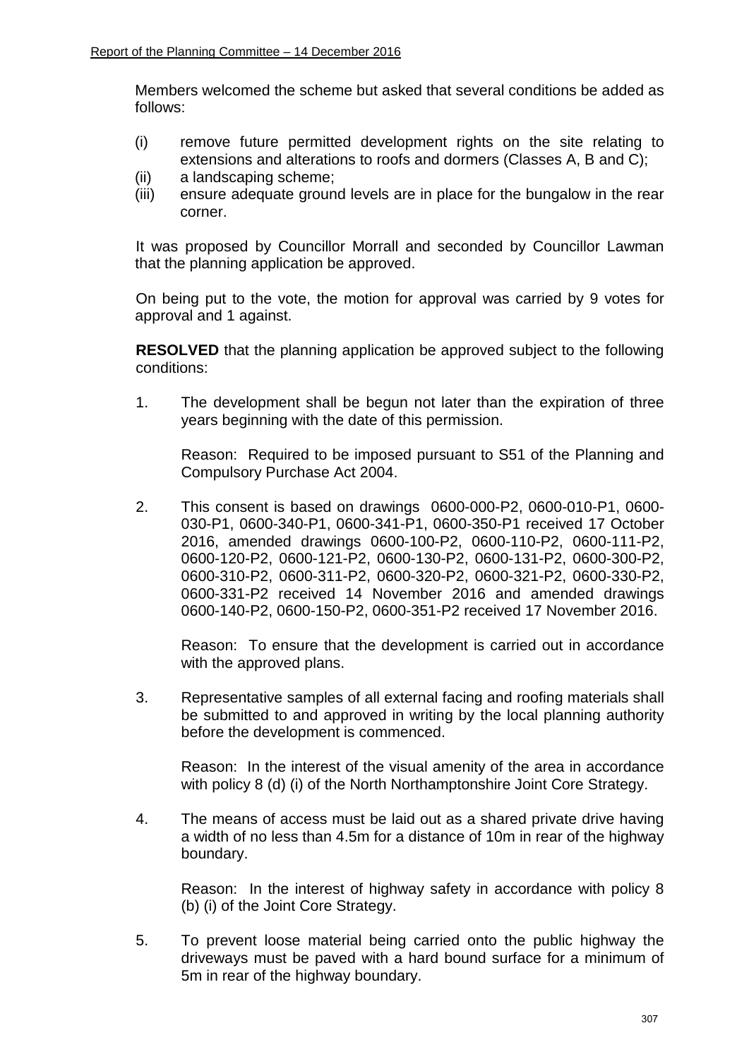Members welcomed the scheme but asked that several conditions be added as follows:

(i) remove future permitted development rights on the site relating to extensions and alterations to roofs and dormers (Classes A, B and C);
(ii) a landscaping scheme;
(iii) ensure adequate ground levels are in place for the bungalow in the rear corner.

It was proposed by Councillor Morrall and seconded by Councillor Lawman that the planning application be approved.

On being put to the vote, the motion for approval was carried by 9 votes for approval and 1 against.

**RESOLVED** that the planning application be approved subject to the following conditions:

1. The development shall be begun not later than the expiration of three years beginning with the date of this permission.

   Reason: Required to be imposed pursuant to S51 of the Planning and Compulsory Purchase Act 2004.

2. This consent is based on drawings 0600-000-P2, 0600-010-P1, 0600-030-P1, 0600-340-P1, 0600-341-P1, 0600-350-P1 received 17 October 2016, amended drawings 0600-100-P2, 0600-110-P2, 0600-111-P2, 0600-120-P2, 0600-121-P2, 0600-130-P2, 0600-131-P2, 0600-300-P2, 0600-310-P2, 0600-311-P2, 0600-320-P2, 0600-321-P2, 0600-330-P2, 0600-331-P2 received 14 November 2016 and amended drawings 0600-140-P2, 0600-150-P2, 0600-351-P2 received 17 November 2016.

   Reason: To ensure that the development is carried out in accordance with the approved plans.

3. Representative samples of all external facing and roofing materials shall be submitted to and approved in writing by the local planning authority before the development is commenced.

   Reason: In the interest of the visual amenity of the area in accordance with policy 8 (d) (i) of the North Northamptonshire Joint Core Strategy.

4. The means of access must be laid out as a shared private drive having a width of no less than 4.5m for a distance of 10m in rear of the highway boundary.

   Reason: In the interest of highway safety in accordance with policy 8 (b) (i) of the Joint Core Strategy.

5. To prevent loose material being carried onto the public highway the driveways must be paved with a hard bound surface for a minimum of 5m in rear of the highway boundary.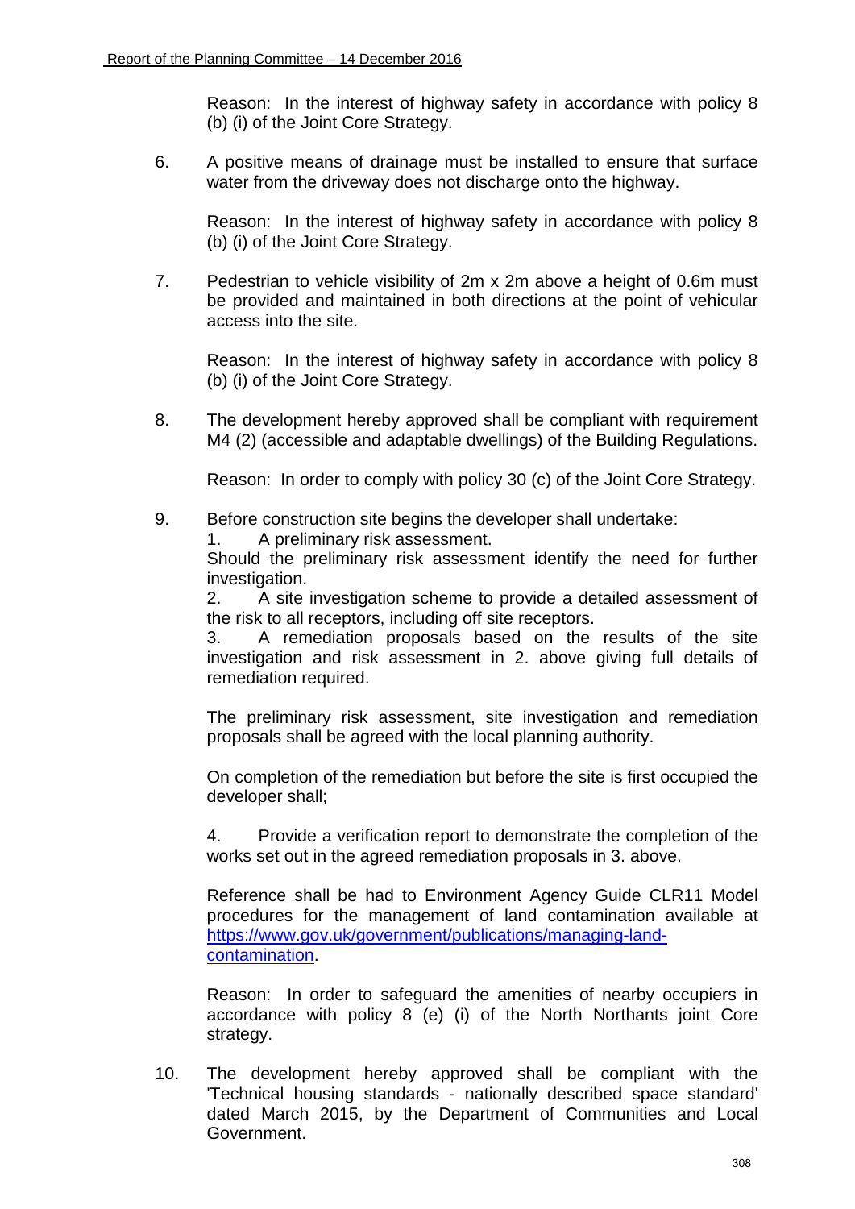Reason: In the interest of highway safety in accordance with policy 8 (b) (i) of the Joint Core Strategy.

6. A positive means of drainage must be installed to ensure that surface water from the driveway does not discharge onto the highway.

   Reason: In the interest of highway safety in accordance with policy 8 (b) (i) of the Joint Core Strategy.

7. Pedestrian to vehicle visibility of 2m x 2m above a height of 0.6m must be provided and maintained in both directions at the point of vehicular access into the site.

   Reason: In the interest of highway safety in accordance with policy 8 (b) (i) of the Joint Core Strategy.

8. The development hereby approved shall be compliant with requirement M4 (2) (accessible and adaptable dwellings) of the Building Regulations.

   Reason: In order to comply with policy 30 (c) of the Joint Core Strategy.

9. Before construction site begins the developer shall undertake:

   1. A preliminary risk assessment.

   Should the preliminary risk assessment identify the need for further investigation.

   2. A site investigation scheme to provide a detailed assessment of the risk to all receptors, including off site receptors.
   3. A remediation proposals based on the results of the site investigation and risk assessment in 2. above giving full details of remediation required.

   The preliminary risk assessment, site investigation and remediation proposals shall be agreed with the local planning authority.

   On completion of the remediation but before the site is first occupied the developer shall;

   4. Provide a verification report to demonstrate the completion of the works set out in the agreed remediation proposals in 3. above.

   Reference shall be had to Environment Agency Guide CLR11 Model procedures for the management of land contamination available at [https://www.gov.uk/government/publications/managing-land-contamination](https://www.gov.uk/government/publications/managing-land-contamination).

   Reason: In order to safeguard the amenities of nearby occupiers in accordance with policy 8 (e) (i) of the North Northants joint Core strategy.

10. The development hereby approved shall be compliant with the 'Technical housing standards - nationally described space standard' dated March 2015, by the Department of Communities and Local Government.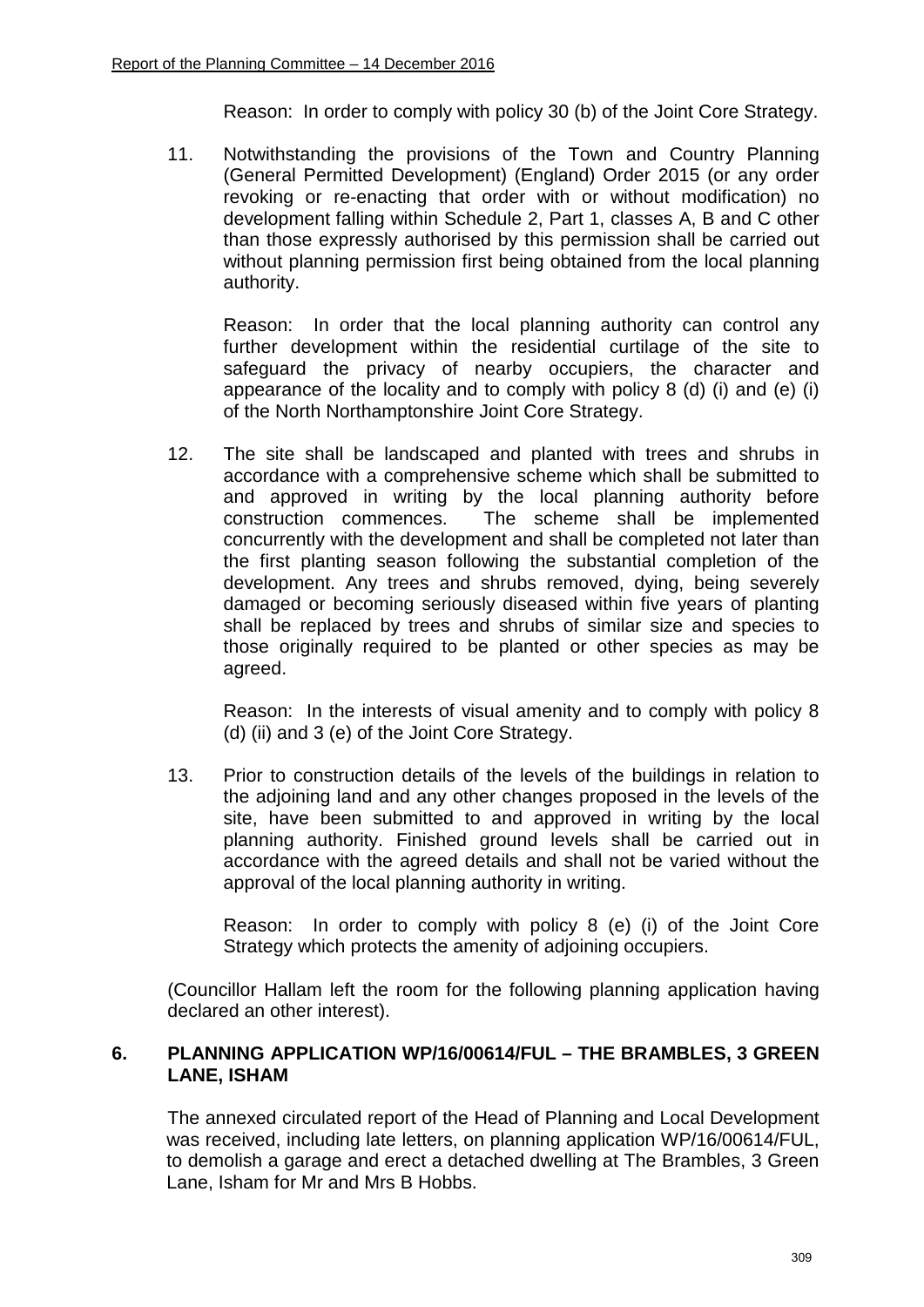Reason: In order to comply with policy 30 (b) of the Joint Core Strategy.

11. Notwithstanding the provisions of the Town and Country Planning (General Permitted Development) (England) Order 2015 (or any order revoking or re-enacting that order with or without modification) no development falling within Schedule 2, Part 1, classes A, B and C other than those expressly authorised by this permission shall be carried out without planning permission first being obtained from the local planning authority.

    Reason: In order that the local planning authority can control any further development within the residential curtilage of the site to safeguard the privacy of nearby occupiers, the character and appearance of the locality and to comply with policy 8 (d) (i) and (e) (i) of the North Northamptonshire Joint Core Strategy.

12. The site shall be landscaped and planted with trees and shrubs in accordance with a comprehensive scheme which shall be submitted to and approved in writing by the local planning authority before construction commences. The scheme shall be implemented concurrently with the development and shall be completed not later than the first planting season following the substantial completion of the development. Any trees and shrubs removed, dying, being severely damaged or becoming seriously diseased within five years of planting shall be replaced by trees and shrubs of similar size and species to those originally required to be planted or other species as may be agreed.

    Reason: In the interests of visual amenity and to comply with policy 8 (d) (ii) and 3 (e) of the Joint Core Strategy.

13. Prior to construction details of the levels of the buildings in relation to the adjoining land and any other changes proposed in the levels of the site, have been submitted to and approved in writing by the local planning authority. Finished ground levels shall be carried out in accordance with the agreed details and shall not be varied without the approval of the local planning authority in writing.

    Reason: In order to comply with policy 8 (e) (i) of the Joint Core Strategy which protects the amenity of adjoining occupiers.

(Councillor Hallam left the room for the following planning application having declared an other interest).

## 6. PLANNING APPLICATION WP/16/00614/FUL – THE BRAMBLES, 3 GREEN LANE, ISHAM

The annexed circulated report of the Head of Planning and Local Development was received, including late letters, on planning application WP/16/00614/FUL, to demolish a garage and erect a detached dwelling at The Brambles, 3 Green Lane, Isham for Mr and Mrs B Hobbs.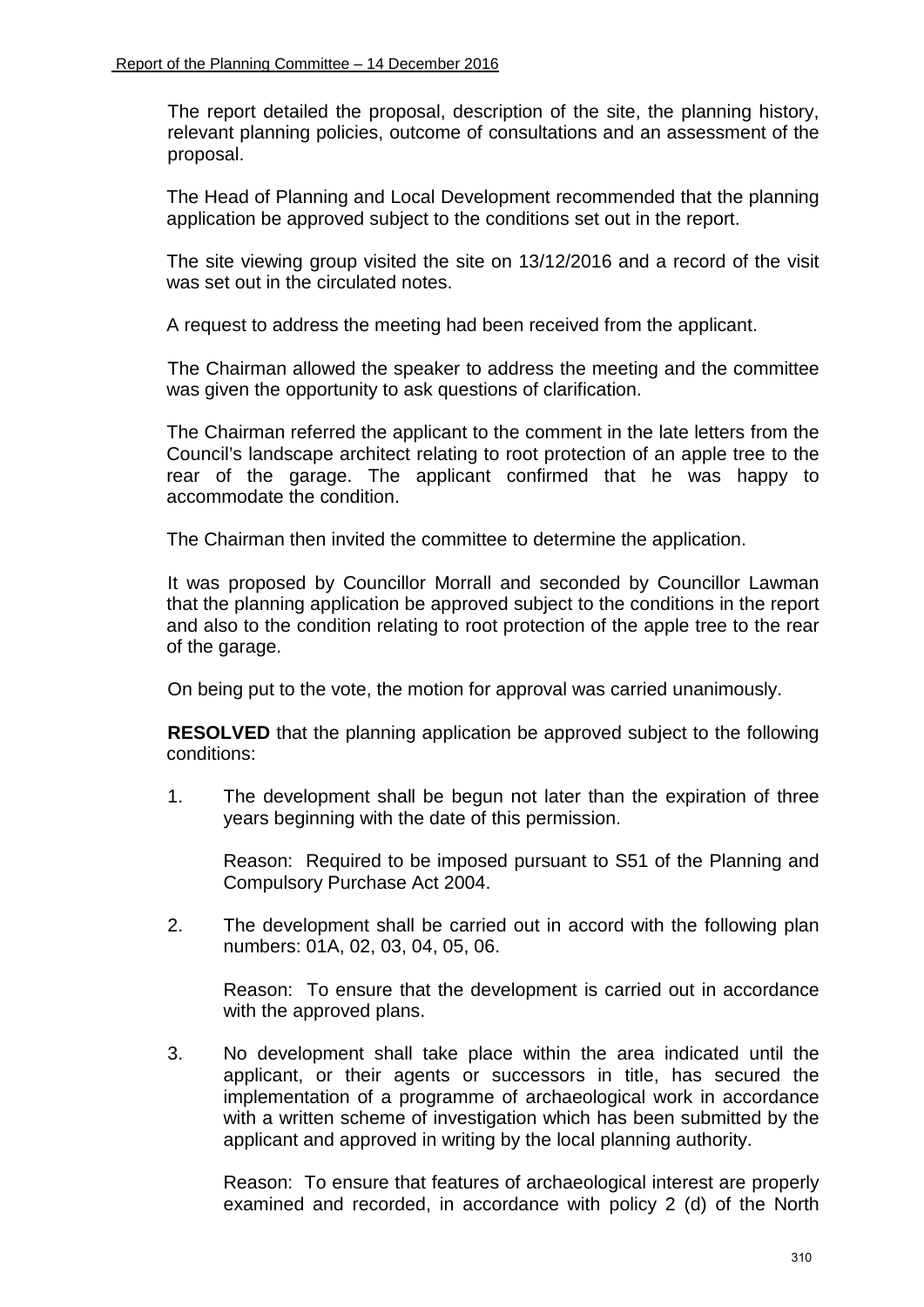The report detailed the proposal, description of the site, the planning history, relevant planning policies, outcome of consultations and an assessment of the proposal.

The Head of Planning and Local Development recommended that the planning application be approved subject to the conditions set out in the report.

The site viewing group visited the site on 13/12/2016 and a record of the visit was set out in the circulated notes.

A request to address the meeting had been received from the applicant.

The Chairman allowed the speaker to address the meeting and the committee was given the opportunity to ask questions of clarification.

The Chairman referred the applicant to the comment in the late letters from the Council's landscape architect relating to root protection of an apple tree to the rear of the garage. The applicant confirmed that he was happy to accommodate the condition.

The Chairman then invited the committee to determine the application.

It was proposed by Councillor Morrall and seconded by Councillor Lawman that the planning application be approved subject to the conditions in the report and also to the condition relating to root protection of the apple tree to the rear of the garage.

On being put to the vote, the motion for approval was carried unanimously.

**RESOLVED** that the planning application be approved subject to the following conditions:

1. The development shall be begun not later than the expiration of three years beginning with the date of this permission.

   Reason: Required to be imposed pursuant to S51 of the Planning and Compulsory Purchase Act 2004.

2. The development shall be carried out in accord with the following plan numbers: 01A, 02, 03, 04, 05, 06.

   Reason: To ensure that the development is carried out in accordance with the approved plans.

3. No development shall take place within the area indicated until the applicant, or their agents or successors in title, has secured the implementation of a programme of archaeological work in accordance with a written scheme of investigation which has been submitted by the applicant and approved in writing by the local planning authority.

   Reason: To ensure that features of archaeological interest are properly examined and recorded, in accordance with policy 2 (d) of the North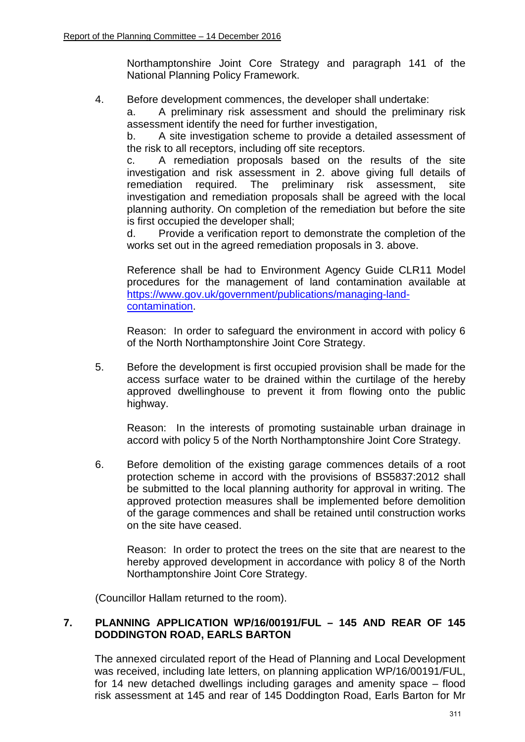Northamptonshire Joint Core Strategy and paragraph 141 of the National Planning Policy Framework.

4. Before development commences, the developer shall undertake:

   a. A preliminary risk assessment and should the preliminary risk assessment identify the need for further investigation,

   b. A site investigation scheme to provide a detailed assessment of the risk to all receptors, including off site receptors.

   c. A remediation proposals based on the results of the site investigation and risk assessment in 2. above giving full details of remediation required. The preliminary risk assessment, site investigation and remediation proposals shall be agreed with the local planning authority. On completion of the remediation but before the site is first occupied the developer shall;

   d. Provide a verification report to demonstrate the completion of the works set out in the agreed remediation proposals in 3. above.

   Reference shall be had to Environment Agency Guide CLR11 Model procedures for the management of land contamination available at https://www.gov.uk/government/publications/managing-land-contamination.

   Reason: In order to safeguard the environment in accord with policy 6 of the North Northamptonshire Joint Core Strategy.

5. Before the development is first occupied provision shall be made for the access surface water to be drained within the curtilage of the hereby approved dwellinghouse to prevent it from flowing onto the public highway.

   Reason: In the interests of promoting sustainable urban drainage in accord with policy 5 of the North Northamptonshire Joint Core Strategy.

6. Before demolition of the existing garage commences details of a root protection scheme in accord with the provisions of BS5837:2012 shall be submitted to the local planning authority for approval in writing. The approved protection measures shall be implemented before demolition of the garage commences and shall be retained until construction works on the site have ceased.

   Reason: In order to protect the trees on the site that are nearest to the hereby approved development in accordance with policy 8 of the North Northamptonshire Joint Core Strategy.

(Councillor Hallam returned to the room).

## 7. PLANNING APPLICATION WP/16/00191/FUL – 145 AND REAR OF 145 DODDINGTON ROAD, EARLS BARTON

The annexed circulated report of the Head of Planning and Local Development was received, including late letters, on planning application WP/16/00191/FUL, for 14 new detached dwellings including garages and amenity space – flood risk assessment at 145 and rear of 145 Doddington Road, Earls Barton for Mr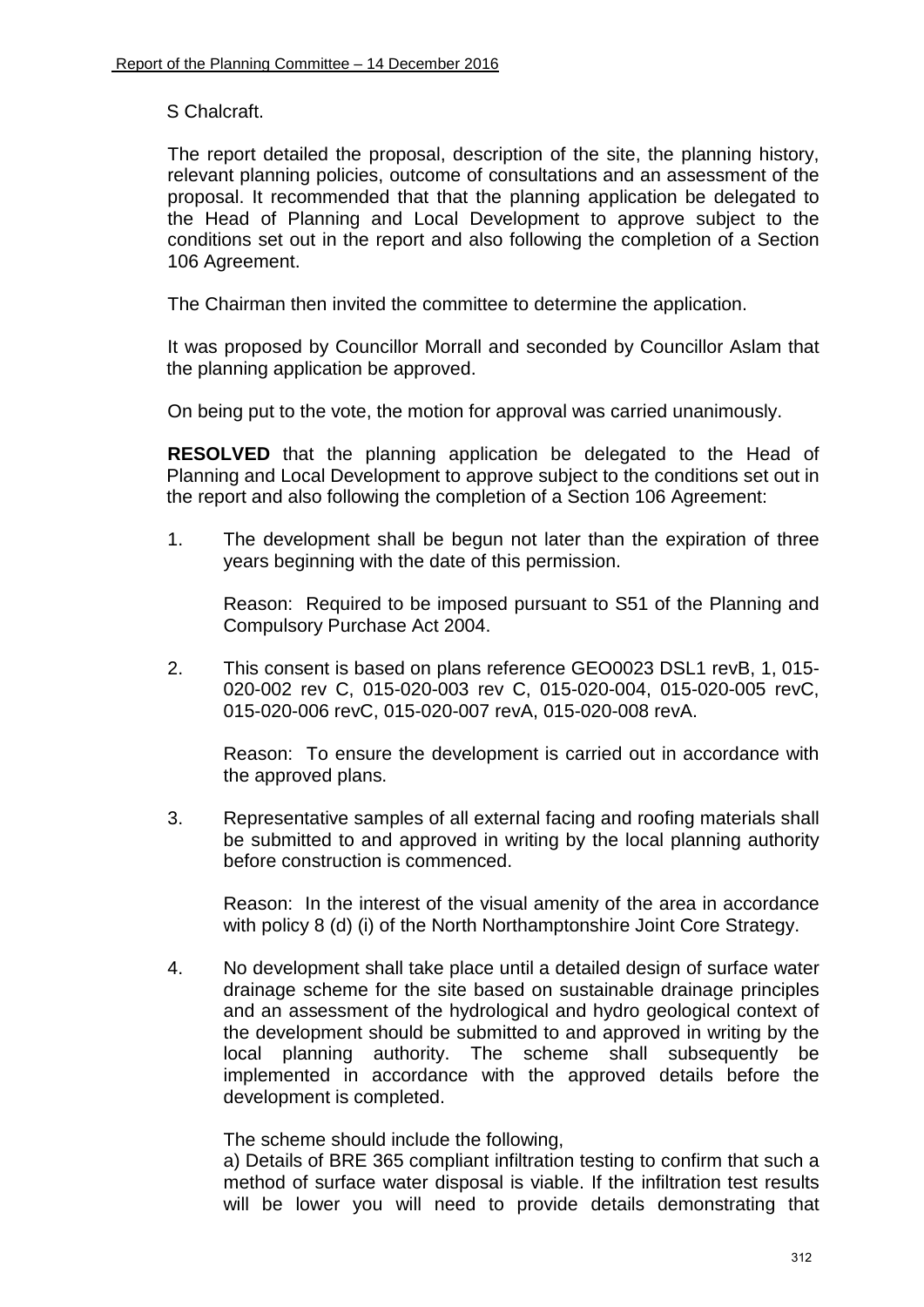S Chalcraft.

The report detailed the proposal, description of the site, the planning history, relevant planning policies, outcome of consultations and an assessment of the proposal. It recommended that that the planning application be delegated to the Head of Planning and Local Development to approve subject to the conditions set out in the report and also following the completion of a Section 106 Agreement.

The Chairman then invited the committee to determine the application.

It was proposed by Councillor Morrall and seconded by Councillor Aslam that the planning application be approved.

On being put to the vote, the motion for approval was carried unanimously.

**RESOLVED** that the planning application be delegated to the Head of Planning and Local Development to approve subject to the conditions set out in the report and also following the completion of a Section 106 Agreement:

1. The development shall be begun not later than the expiration of three years beginning with the date of this permission.

   Reason: Required to be imposed pursuant to S51 of the Planning and Compulsory Purchase Act 2004.

2. This consent is based on plans reference GEO0023 DSL1 revB, 1, 015-020-002 rev C, 015-020-003 rev C, 015-020-004, 015-020-005 revC, 015-020-006 revC, 015-020-007 revA, 015-020-008 revA.

   Reason: To ensure the development is carried out in accordance with the approved plans.

3. Representative samples of all external facing and roofing materials shall be submitted to and approved in writing by the local planning authority before construction is commenced.

   Reason: In the interest of the visual amenity of the area in accordance with policy 8 (d) (i) of the North Northamptonshire Joint Core Strategy.

4. No development shall take place until a detailed design of surface water drainage scheme for the site based on sustainable drainage principles and an assessment of the hydrological and hydro geological context of the development should be submitted to and approved in writing by the local planning authority. The scheme shall subsequently be implemented in accordance with the approved details before the development is completed.

   The scheme should include the following,
   a) Details of BRE 365 compliant infiltration testing to confirm that such a method of surface water disposal is viable. If the infiltration test results will be lower you will need to provide details demonstrating that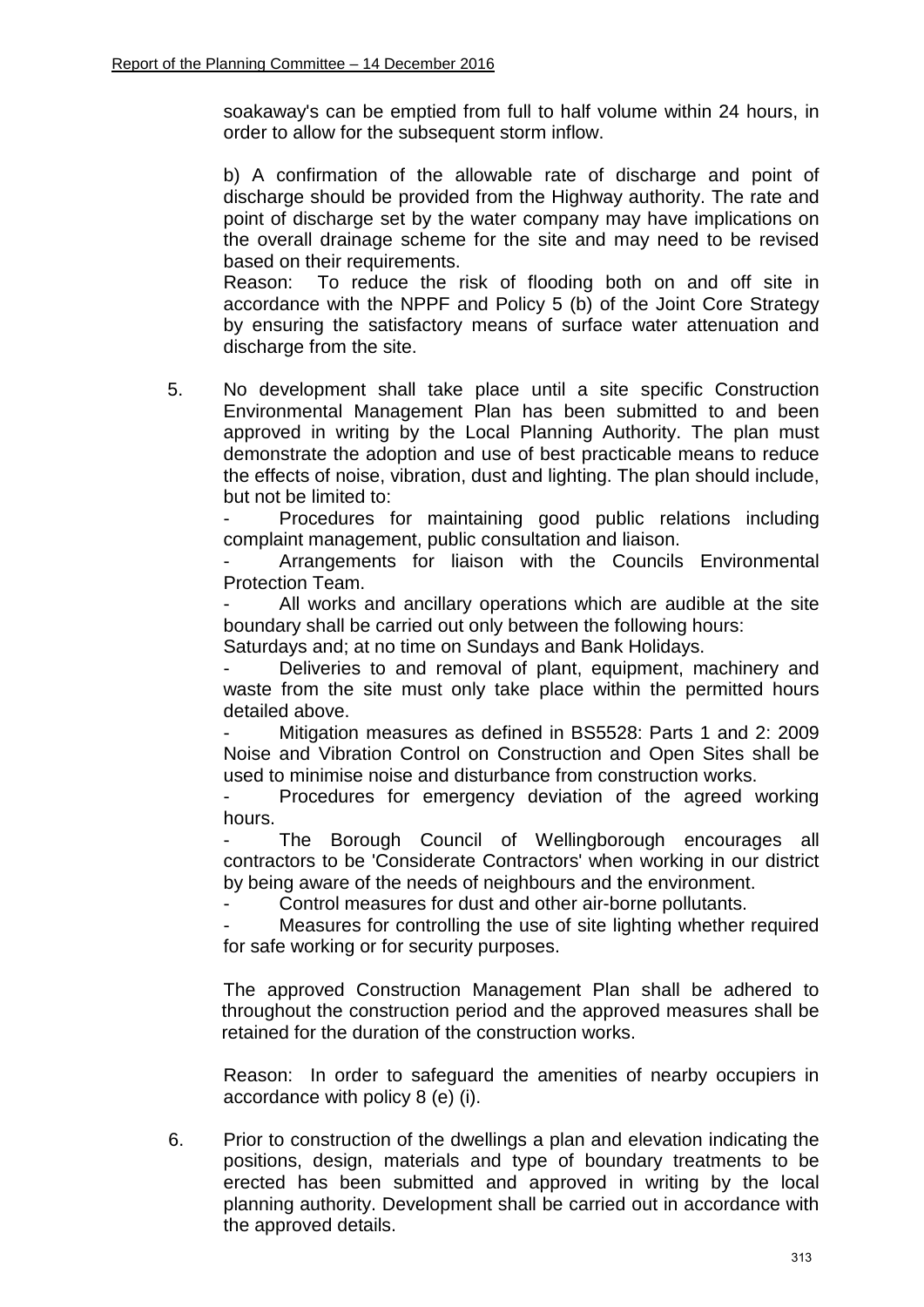soakaway's can be emptied from full to half volume within 24 hours, in order to allow for the subsequent storm inflow.

b) A confirmation of the allowable rate of discharge and point of discharge should be provided from the Highway authority. The rate and point of discharge set by the water company may have implications on the overall drainage scheme for the site and may need to be revised based on their requirements.
Reason: To reduce the risk of flooding both on and off site in accordance with the NPPF and Policy 5 (b) of the Joint Core Strategy by ensuring the satisfactory means of surface water attenuation and discharge from the site.

5. No development shall take place until a site specific Construction Environmental Management Plan has been submitted to and been approved in writing by the Local Planning Authority. The plan must demonstrate the adoption and use of best practicable means to reduce the effects of noise, vibration, dust and lighting. The plan should include, but not be limited to:
   - Procedures for maintaining good public relations including complaint management, public consultation and liaison.
   - Arrangements for liaison with the Councils Environmental Protection Team.
   - All works and ancillary operations which are audible at the site boundary shall be carried out only between the following hours: Saturdays and; at no time on Sundays and Bank Holidays.
   - Deliveries to and removal of plant, equipment, machinery and waste from the site must only take place within the permitted hours detailed above.
   - Mitigation measures as defined in BS5528: Parts 1 and 2: 2009 Noise and Vibration Control on Construction and Open Sites shall be used to minimise noise and disturbance from construction works.
   - Procedures for emergency deviation of the agreed working hours.
   - The Borough Council of Wellingborough encourages all contractors to be 'Considerate Contractors' when working in our district by being aware of the needs of neighbours and the environment.
   - Control measures for dust and other air-borne pollutants.
   - Measures for controlling the use of site lighting whether required for safe working or for security purposes.

   The approved Construction Management Plan shall be adhered to throughout the construction period and the approved measures shall be retained for the duration of the construction works.

   Reason: In order to safeguard the amenities of nearby occupiers in accordance with policy 8 (e) (i).

6. Prior to construction of the dwellings a plan and elevation indicating the positions, design, materials and type of boundary treatments to be erected has been submitted and approved in writing by the local planning authority. Development shall be carried out in accordance with the approved details.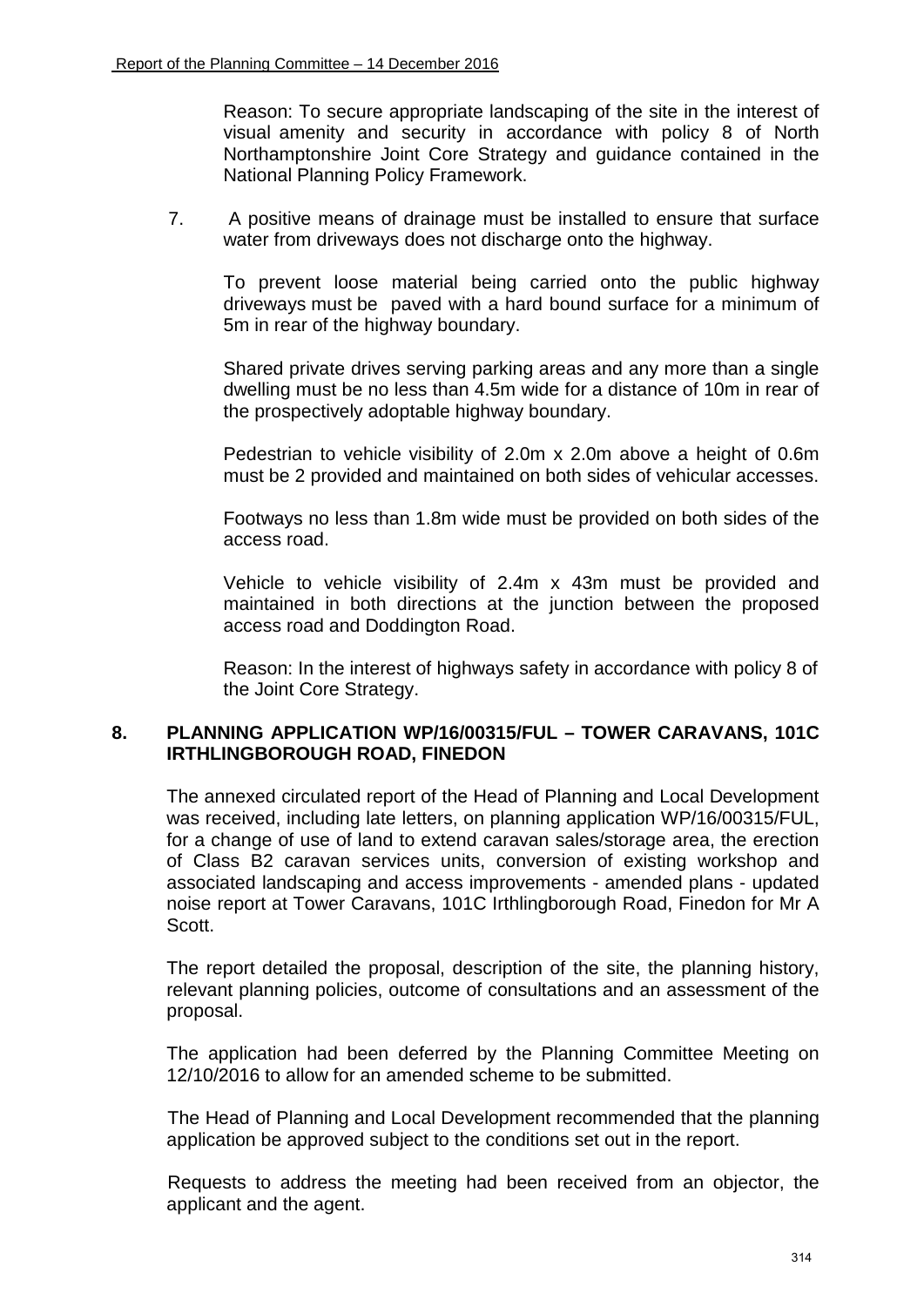Reason: To secure appropriate landscaping of the site in the interest of visual amenity and security in accordance with policy 8 of North Northamptonshire Joint Core Strategy and guidance contained in the National Planning Policy Framework.

7. A positive means of drainage must be installed to ensure that surface water from driveways does not discharge onto the highway.

   To prevent loose material being carried onto the public highway driveways must be paved with a hard bound surface for a minimum of 5m in rear of the highway boundary.

   Shared private drives serving parking areas and any more than a single dwelling must be no less than 4.5m wide for a distance of 10m in rear of the prospectively adoptable highway boundary.

   Pedestrian to vehicle visibility of 2.0m x 2.0m above a height of 0.6m must be 2 provided and maintained on both sides of vehicular accesses.

   Footways no less than 1.8m wide must be provided on both sides of the access road.

   Vehicle to vehicle visibility of 2.4m x 43m must be provided and maintained in both directions at the junction between the proposed access road and Doddington Road.

   Reason: In the interest of highways safety in accordance with policy 8 of the Joint Core Strategy.

## 8. PLANNING APPLICATION WP/16/00315/FUL – TOWER CARAVANS, 101C IRTHLINGBOROUGH ROAD, FINEDON

The annexed circulated report of the Head of Planning and Local Development was received, including late letters, on planning application WP/16/00315/FUL, for a change of use of land to extend caravan sales/storage area, the erection of Class B2 caravan services units, conversion of existing workshop and associated landscaping and access improvements - amended plans - updated noise report at Tower Caravans, 101C Irthlingborough Road, Finedon for Mr A Scott.

The report detailed the proposal, description of the site, the planning history, relevant planning policies, outcome of consultations and an assessment of the proposal.

The application had been deferred by the Planning Committee Meeting on 12/10/2016 to allow for an amended scheme to be submitted.

The Head of Planning and Local Development recommended that the planning application be approved subject to the conditions set out in the report.

Requests to address the meeting had been received from an objector, the applicant and the agent.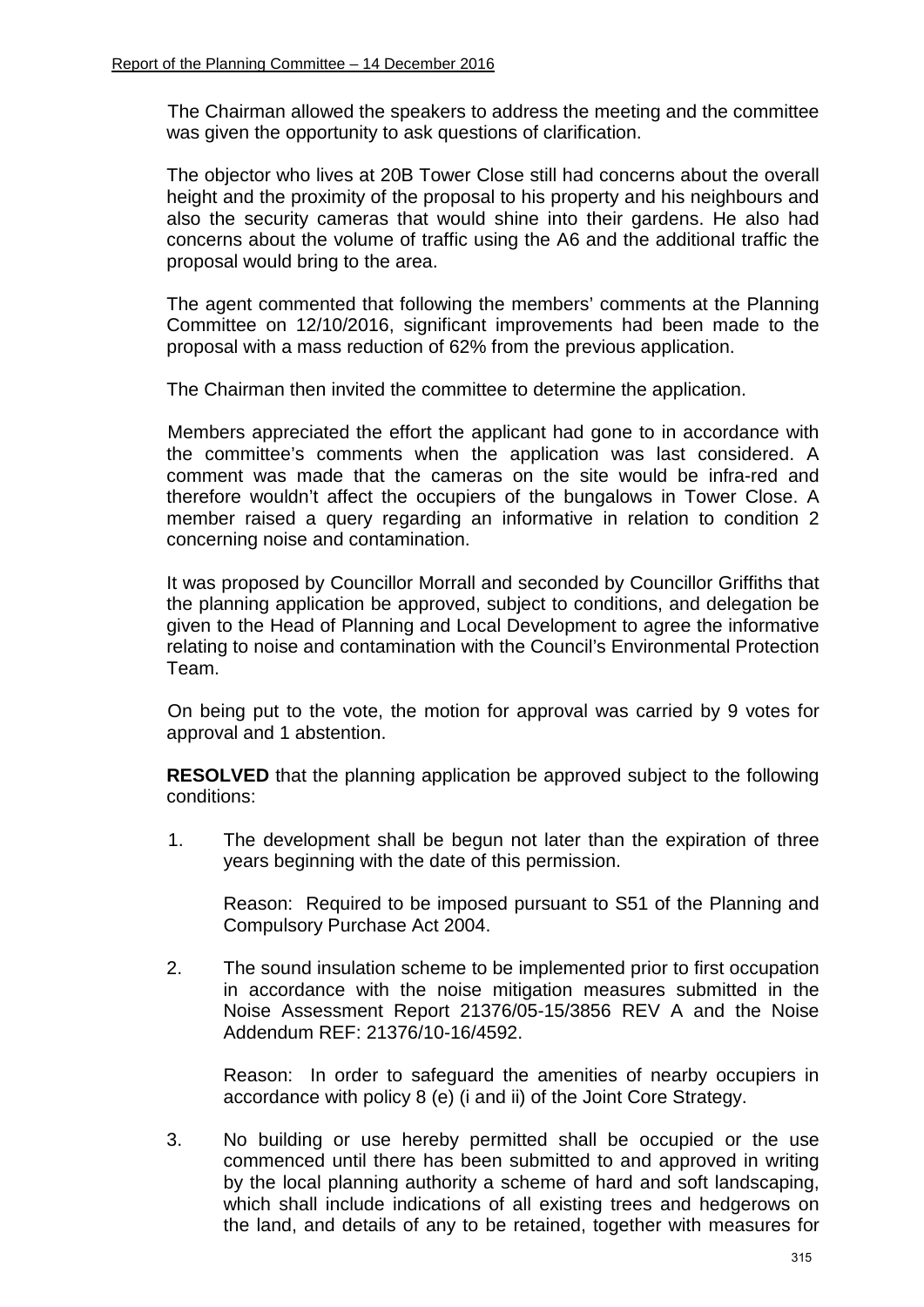The Chairman allowed the speakers to address the meeting and the committee was given the opportunity to ask questions of clarification.

The objector who lives at 20B Tower Close still had concerns about the overall height and the proximity of the proposal to his property and his neighbours and also the security cameras that would shine into their gardens. He also had concerns about the volume of traffic using the A6 and the additional traffic the proposal would bring to the area.

The agent commented that following the members' comments at the Planning Committee on 12/10/2016, significant improvements had been made to the proposal with a mass reduction of 62% from the previous application.

The Chairman then invited the committee to determine the application.

Members appreciated the effort the applicant had gone to in accordance with the committee's comments when the application was last considered. A comment was made that the cameras on the site would be infra-red and therefore wouldn't affect the occupiers of the bungalows in Tower Close. A member raised a query regarding an informative in relation to condition 2 concerning noise and contamination.

It was proposed by Councillor Morrall and seconded by Councillor Griffiths that the planning application be approved, subject to conditions, and delegation be given to the Head of Planning and Local Development to agree the informative relating to noise and contamination with the Council's Environmental Protection Team.

On being put to the vote, the motion for approval was carried by 9 votes for approval and 1 abstention.

**RESOLVED** that the planning application be approved subject to the following conditions:

1. The development shall be begun not later than the expiration of three years beginning with the date of this permission.

   Reason: Required to be imposed pursuant to S51 of the Planning and Compulsory Purchase Act 2004.

2. The sound insulation scheme to be implemented prior to first occupation in accordance with the noise mitigation measures submitted in the Noise Assessment Report 21376/05-15/3856 REV A and the Noise Addendum REF: 21376/10-16/4592.

   Reason: In order to safeguard the amenities of nearby occupiers in accordance with policy 8 (e) (i and ii) of the Joint Core Strategy.

3. No building or use hereby permitted shall be occupied or the use commenced until there has been submitted to and approved in writing by the local planning authority a scheme of hard and soft landscaping, which shall include indications of all existing trees and hedgerows on the land, and details of any to be retained, together with measures for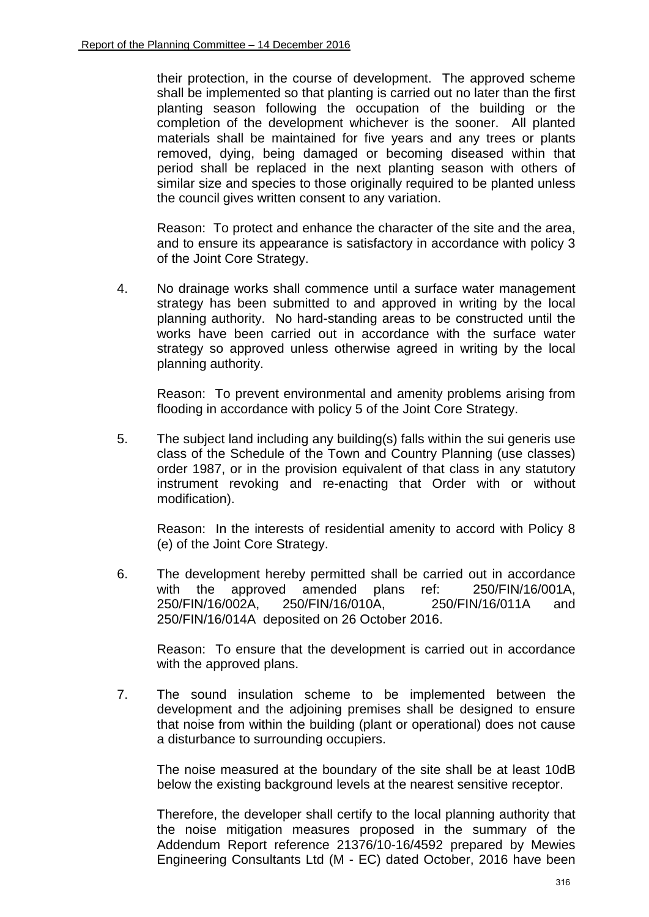their protection, in the course of development. The approved scheme shall be implemented so that planting is carried out no later than the first planting season following the occupation of the building or the completion of the development whichever is the sooner. All planted materials shall be maintained for five years and any trees or plants removed, dying, being damaged or becoming diseased within that period shall be replaced in the next planting season with others of similar size and species to those originally required to be planted unless the council gives written consent to any variation.

Reason: To protect and enhance the character of the site and the area, and to ensure its appearance is satisfactory in accordance with policy 3 of the Joint Core Strategy.

4. No drainage works shall commence until a surface water management strategy has been submitted to and approved in writing by the local planning authority. No hard-standing areas to be constructed until the works have been carried out in accordance with the surface water strategy so approved unless otherwise agreed in writing by the local planning authority.

   Reason: To prevent environmental and amenity problems arising from flooding in accordance with policy 5 of the Joint Core Strategy.

5. The subject land including any building(s) falls within the sui generis use class of the Schedule of the Town and Country Planning (use classes) order 1987, or in the provision equivalent of that class in any statutory instrument revoking and re-enacting that Order with or without modification).

   Reason: In the interests of residential amenity to accord with Policy 8 (e) of the Joint Core Strategy.

6. The development hereby permitted shall be carried out in accordance with the approved amended plans ref: 250/FIN/16/001A, 250/FIN/16/002A, 250/FIN/16/010A, 250/FIN/16/011A and 250/FIN/16/014A deposited on 26 October 2016.

   Reason: To ensure that the development is carried out in accordance with the approved plans.

7. The sound insulation scheme to be implemented between the development and the adjoining premises shall be designed to ensure that noise from within the building (plant or operational) does not cause a disturbance to surrounding occupiers.

   The noise measured at the boundary of the site shall be at least 10dB below the existing background levels at the nearest sensitive receptor.

   Therefore, the developer shall certify to the local planning authority that the noise mitigation measures proposed in the summary of the Addendum Report reference 21376/10-16/4592 prepared by Mewies Engineering Consultants Ltd (M - EC) dated October, 2016 have been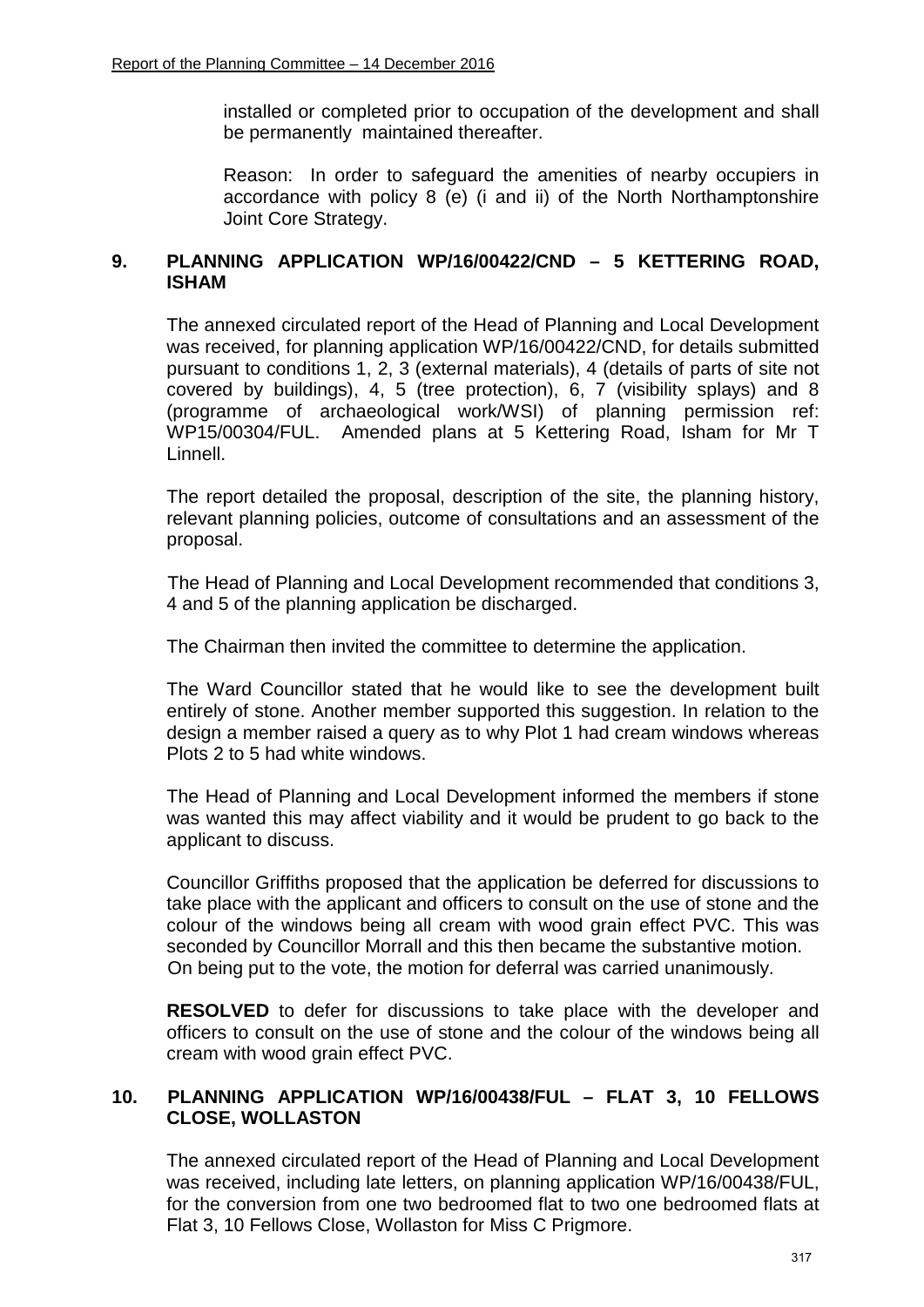installed or completed prior to occupation of the development and shall be permanently maintained thereafter.

Reason: In order to safeguard the amenities of nearby occupiers in accordance with policy 8 (e) (i and ii) of the North Northamptonshire Joint Core Strategy.

## 9. PLANNING APPLICATION WP/16/00422/CND – 5 KETTERING ROAD, ISHAM

The annexed circulated report of the Head of Planning and Local Development was received, for planning application WP/16/00422/CND, for details submitted pursuant to conditions 1, 2, 3 (external materials), 4 (details of parts of site not covered by buildings), 4, 5 (tree protection), 6, 7 (visibility splays) and 8 (programme of archaeological work/WSI) of planning permission ref: WP15/00304/FUL. Amended plans at 5 Kettering Road, Isham for Mr T Linnell.

The report detailed the proposal, description of the site, the planning history, relevant planning policies, outcome of consultations and an assessment of the proposal.

The Head of Planning and Local Development recommended that conditions 3, 4 and 5 of the planning application be discharged.

The Chairman then invited the committee to determine the application.

The Ward Councillor stated that he would like to see the development built entirely of stone. Another member supported this suggestion. In relation to the design a member raised a query as to why Plot 1 had cream windows whereas Plots 2 to 5 had white windows.

The Head of Planning and Local Development informed the members if stone was wanted this may affect viability and it would be prudent to go back to the applicant to discuss.

Councillor Griffiths proposed that the application be deferred for discussions to take place with the applicant and officers to consult on the use of stone and the colour of the windows being all cream with wood grain effect PVC. This was seconded by Councillor Morrall and this then became the substantive motion. On being put to the vote, the motion for deferral was carried unanimously.

**RESOLVED** to defer for discussions to take place with the developer and officers to consult on the use of stone and the colour of the windows being all cream with wood grain effect PVC.

## 10. PLANNING APPLICATION WP/16/00438/FUL – FLAT 3, 10 FELLOWS CLOSE, WOLLASTON

The annexed circulated report of the Head of Planning and Local Development was received, including late letters, on planning application WP/16/00438/FUL, for the conversion from one two bedroomed flat to two one bedroomed flats at Flat 3, 10 Fellows Close, Wollaston for Miss C Prigmore.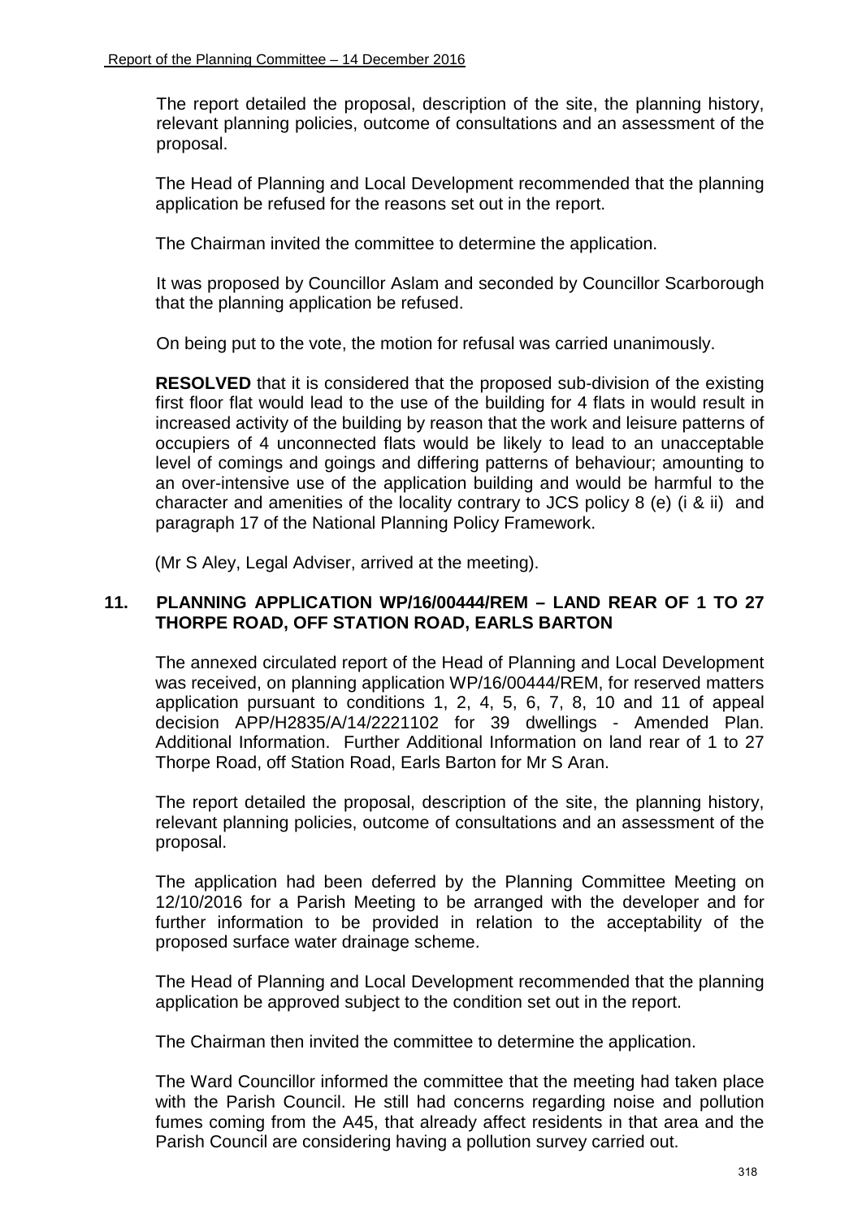The report detailed the proposal, description of the site, the planning history, relevant planning policies, outcome of consultations and an assessment of the proposal.

The Head of Planning and Local Development recommended that the planning application be refused for the reasons set out in the report.

The Chairman invited the committee to determine the application.

It was proposed by Councillor Aslam and seconded by Councillor Scarborough that the planning application be refused.

On being put to the vote, the motion for refusal was carried unanimously.

**RESOLVED** that it is considered that the proposed sub-division of the existing first floor flat would lead to the use of the building for 4 flats in would result in increased activity of the building by reason that the work and leisure patterns of occupiers of 4 unconnected flats would be likely to lead to an unacceptable level of comings and goings and differing patterns of behaviour; amounting to an over-intensive use of the application building and would be harmful to the character and amenities of the locality contrary to JCS policy 8 (e) (i & ii) and paragraph 17 of the National Planning Policy Framework.

(Mr S Aley, Legal Adviser, arrived at the meeting).

## 11. PLANNING APPLICATION WP/16/00444/REM – LAND REAR OF 1 TO 27 THORPE ROAD, OFF STATION ROAD, EARLS BARTON

The annexed circulated report of the Head of Planning and Local Development was received, on planning application WP/16/00444/REM, for reserved matters application pursuant to conditions 1, 2, 4, 5, 6, 7, 8, 10 and 11 of appeal decision APP/H2835/A/14/2221102 for 39 dwellings - Amended Plan. Additional Information. Further Additional Information on land rear of 1 to 27 Thorpe Road, off Station Road, Earls Barton for Mr S Aran.

The report detailed the proposal, description of the site, the planning history, relevant planning policies, outcome of consultations and an assessment of the proposal.

The application had been deferred by the Planning Committee Meeting on 12/10/2016 for a Parish Meeting to be arranged with the developer and for further information to be provided in relation to the acceptability of the proposed surface water drainage scheme.

The Head of Planning and Local Development recommended that the planning application be approved subject to the condition set out in the report.

The Chairman then invited the committee to determine the application.

The Ward Councillor informed the committee that the meeting had taken place with the Parish Council. He still had concerns regarding noise and pollution fumes coming from the A45, that already affect residents in that area and the Parish Council are considering having a pollution survey carried out.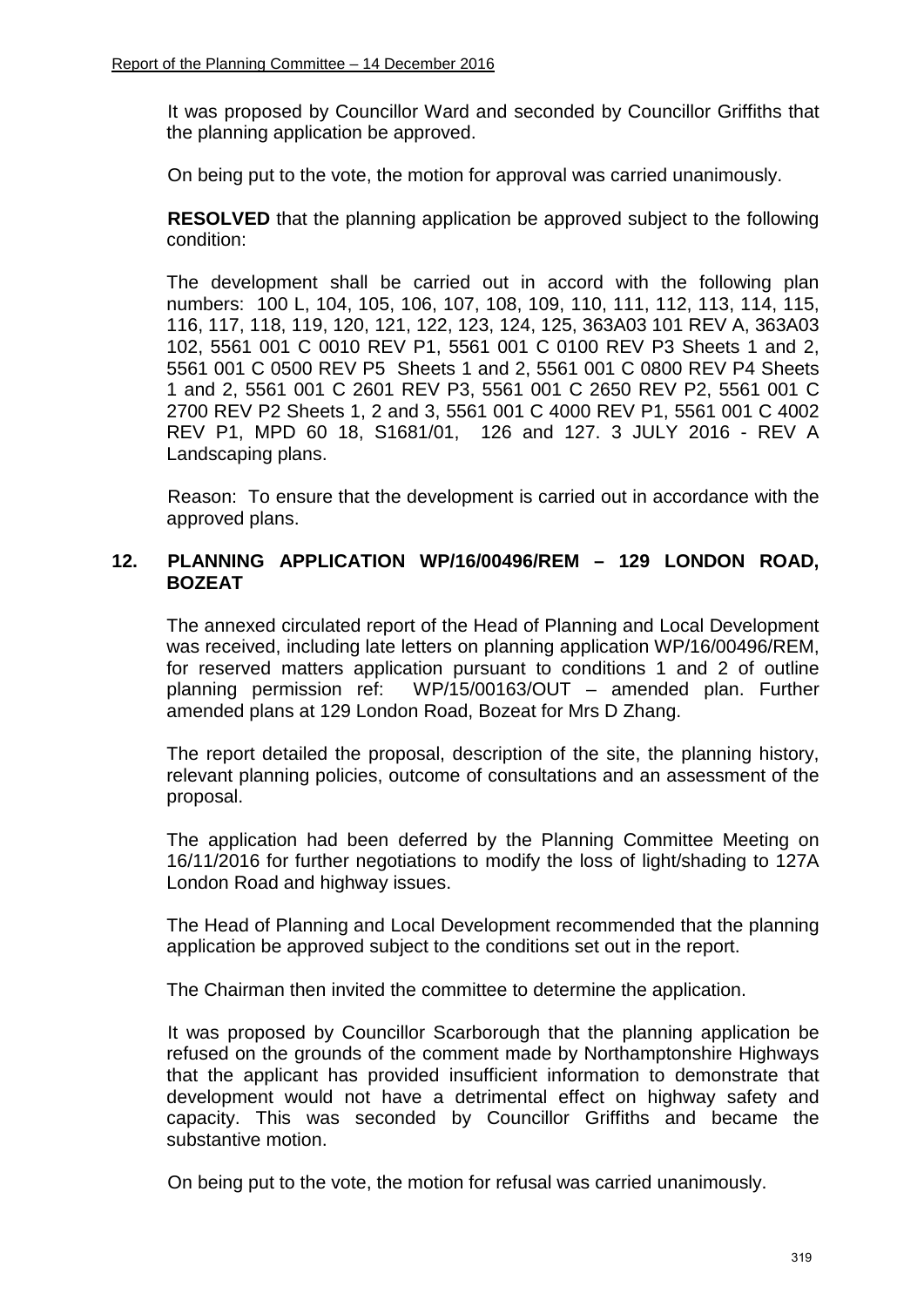It was proposed by Councillor Ward and seconded by Councillor Griffiths that the planning application be approved.

On being put to the vote, the motion for approval was carried unanimously.

**RESOLVED** that the planning application be approved subject to the following condition:

The development shall be carried out in accord with the following plan numbers: 100 L, 104, 105, 106, 107, 108, 109, 110, 111, 112, 113, 114, 115, 116, 117, 118, 119, 120, 121, 122, 123, 124, 125, 363A03 101 REV A, 363A03 102, 5561 001 C 0010 REV P1, 5561 001 C 0100 REV P3 Sheets 1 and 2, 5561 001 C 0500 REV P5 Sheets 1 and 2, 5561 001 C 0800 REV P4 Sheets 1 and 2, 5561 001 C 2601 REV P3, 5561 001 C 2650 REV P2, 5561 001 C 2700 REV P2 Sheets 1, 2 and 3, 5561 001 C 4000 REV P1, 5561 001 C 4002 REV P1, MPD 60 18, S1681/01, 126 and 127. 3 JULY 2016 - REV A Landscaping plans.

Reason: To ensure that the development is carried out in accordance with the approved plans.

## 12. PLANNING APPLICATION WP/16/00496/REM – 129 LONDON ROAD, BOZEAT

The annexed circulated report of the Head of Planning and Local Development was received, including late letters on planning application WP/16/00496/REM, for reserved matters application pursuant to conditions 1 and 2 of outline planning permission ref: WP/15/00163/OUT – amended plan. Further amended plans at 129 London Road, Bozeat for Mrs D Zhang.

The report detailed the proposal, description of the site, the planning history, relevant planning policies, outcome of consultations and an assessment of the proposal.

The application had been deferred by the Planning Committee Meeting on 16/11/2016 for further negotiations to modify the loss of light/shading to 127A London Road and highway issues.

The Head of Planning and Local Development recommended that the planning application be approved subject to the conditions set out in the report.

The Chairman then invited the committee to determine the application.

It was proposed by Councillor Scarborough that the planning application be refused on the grounds of the comment made by Northamptonshire Highways that the applicant has provided insufficient information to demonstrate that development would not have a detrimental effect on highway safety and capacity. This was seconded by Councillor Griffiths and became the substantive motion.

On being put to the vote, the motion for refusal was carried unanimously.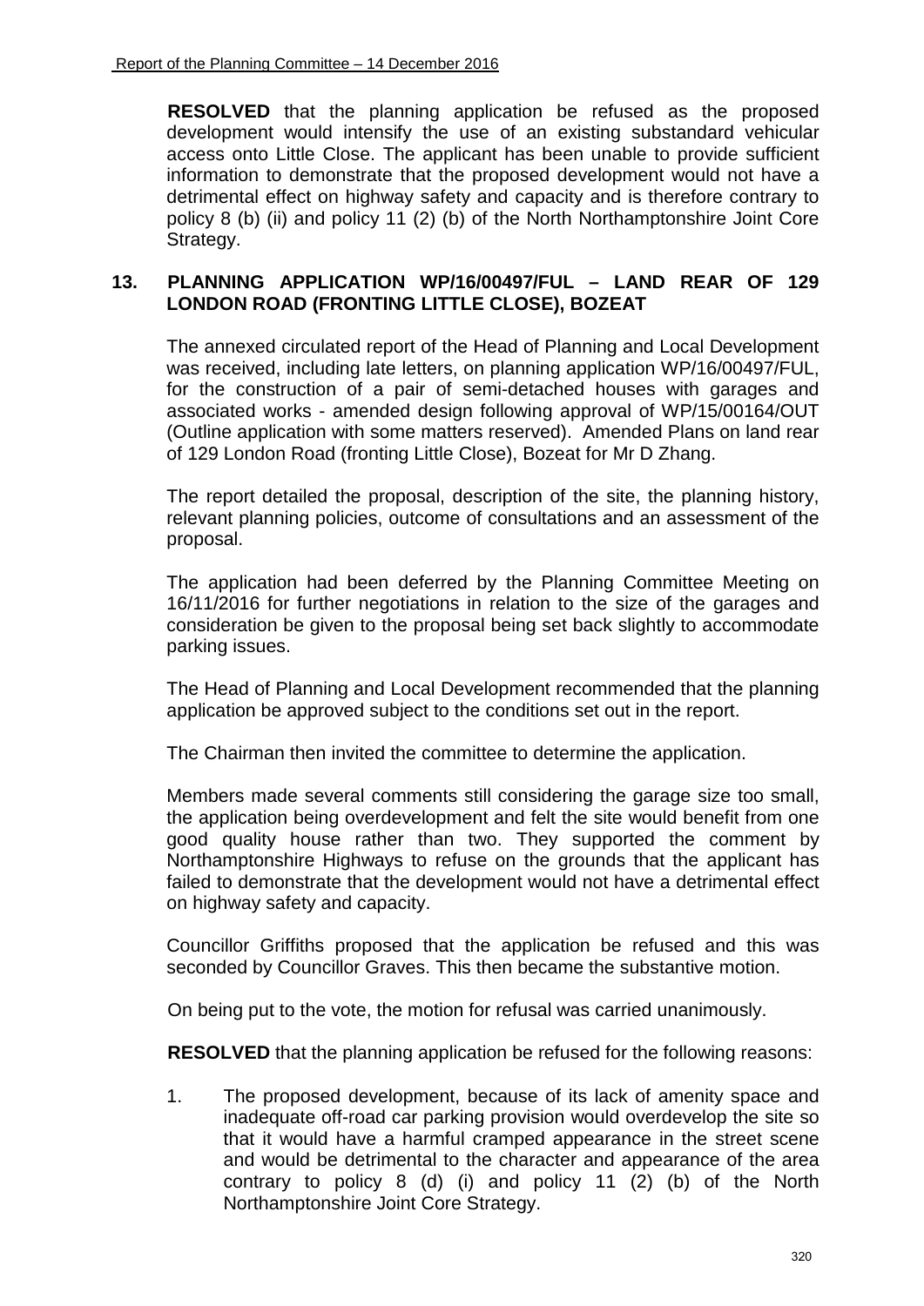**RESOLVED** that the planning application be refused as the proposed development would intensify the use of an existing substandard vehicular access onto Little Close. The applicant has been unable to provide sufficient information to demonstrate that the proposed development would not have a detrimental effect on highway safety and capacity and is therefore contrary to policy 8 (b) (ii) and policy 11 (2) (b) of the North Northamptonshire Joint Core Strategy.

## 13. PLANNING APPLICATION WP/16/00497/FUL – LAND REAR OF 129 LONDON ROAD (FRONTING LITTLE CLOSE), BOZEAT

The annexed circulated report of the Head of Planning and Local Development was received, including late letters, on planning application WP/16/00497/FUL, for the construction of a pair of semi-detached houses with garages and associated works - amended design following approval of WP/15/00164/OUT (Outline application with some matters reserved). Amended Plans on land rear of 129 London Road (fronting Little Close), Bozeat for Mr D Zhang.

The report detailed the proposal, description of the site, the planning history, relevant planning policies, outcome of consultations and an assessment of the proposal.

The application had been deferred by the Planning Committee Meeting on 16/11/2016 for further negotiations in relation to the size of the garages and consideration be given to the proposal being set back slightly to accommodate parking issues.

The Head of Planning and Local Development recommended that the planning application be approved subject to the conditions set out in the report.

The Chairman then invited the committee to determine the application.

Members made several comments still considering the garage size too small, the application being overdevelopment and felt the site would benefit from one good quality house rather than two. They supported the comment by Northamptonshire Highways to refuse on the grounds that the applicant has failed to demonstrate that the development would not have a detrimental effect on highway safety and capacity.

Councillor Griffiths proposed that the application be refused and this was seconded by Councillor Graves. This then became the substantive motion.

On being put to the vote, the motion for refusal was carried unanimously.

**RESOLVED** that the planning application be refused for the following reasons:

1. The proposed development, because of its lack of amenity space and inadequate off-road car parking provision would overdevelop the site so that it would have a harmful cramped appearance in the street scene and would be detrimental to the character and appearance of the area contrary to policy 8 (d) (i) and policy 11 (2) (b) of the North Northamptonshire Joint Core Strategy.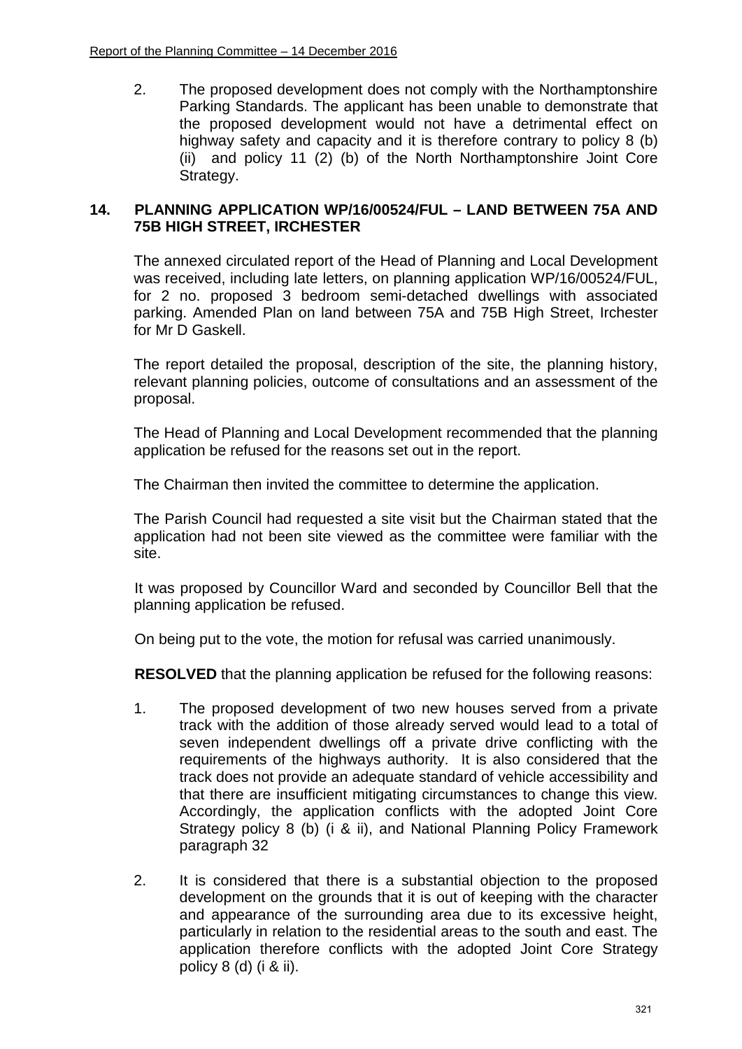2. The proposed development does not comply with the Northamptonshire Parking Standards. The applicant has been unable to demonstrate that the proposed development would not have a detrimental effect on highway safety and capacity and it is therefore contrary to policy 8 (b) (ii) and policy 11 (2) (b) of the North Northamptonshire Joint Core Strategy.

## 14. PLANNING APPLICATION WP/16/00524/FUL – LAND BETWEEN 75A AND 75B HIGH STREET, IRCHESTER

The annexed circulated report of the Head of Planning and Local Development was received, including late letters, on planning application WP/16/00524/FUL, for 2 no. proposed 3 bedroom semi-detached dwellings with associated parking. Amended Plan on land between 75A and 75B High Street, Irchester for Mr D Gaskell.

The report detailed the proposal, description of the site, the planning history, relevant planning policies, outcome of consultations and an assessment of the proposal.

The Head of Planning and Local Development recommended that the planning application be refused for the reasons set out in the report.

The Chairman then invited the committee to determine the application.

The Parish Council had requested a site visit but the Chairman stated that the application had not been site viewed as the committee were familiar with the site.

It was proposed by Councillor Ward and seconded by Councillor Bell that the planning application be refused.

On being put to the vote, the motion for refusal was carried unanimously.

**RESOLVED** that the planning application be refused for the following reasons:

1. The proposed development of two new houses served from a private track with the addition of those already served would lead to a total of seven independent dwellings off a private drive conflicting with the requirements of the highways authority. It is also considered that the track does not provide an adequate standard of vehicle accessibility and that there are insufficient mitigating circumstances to change this view. Accordingly, the application conflicts with the adopted Joint Core Strategy policy 8 (b) (i & ii), and National Planning Policy Framework paragraph 32

2. It is considered that there is a substantial objection to the proposed development on the grounds that it is out of keeping with the character and appearance of the surrounding area due to its excessive height, particularly in relation to the residential areas to the south and east. The application therefore conflicts with the adopted Joint Core Strategy policy 8 (d) (i & ii).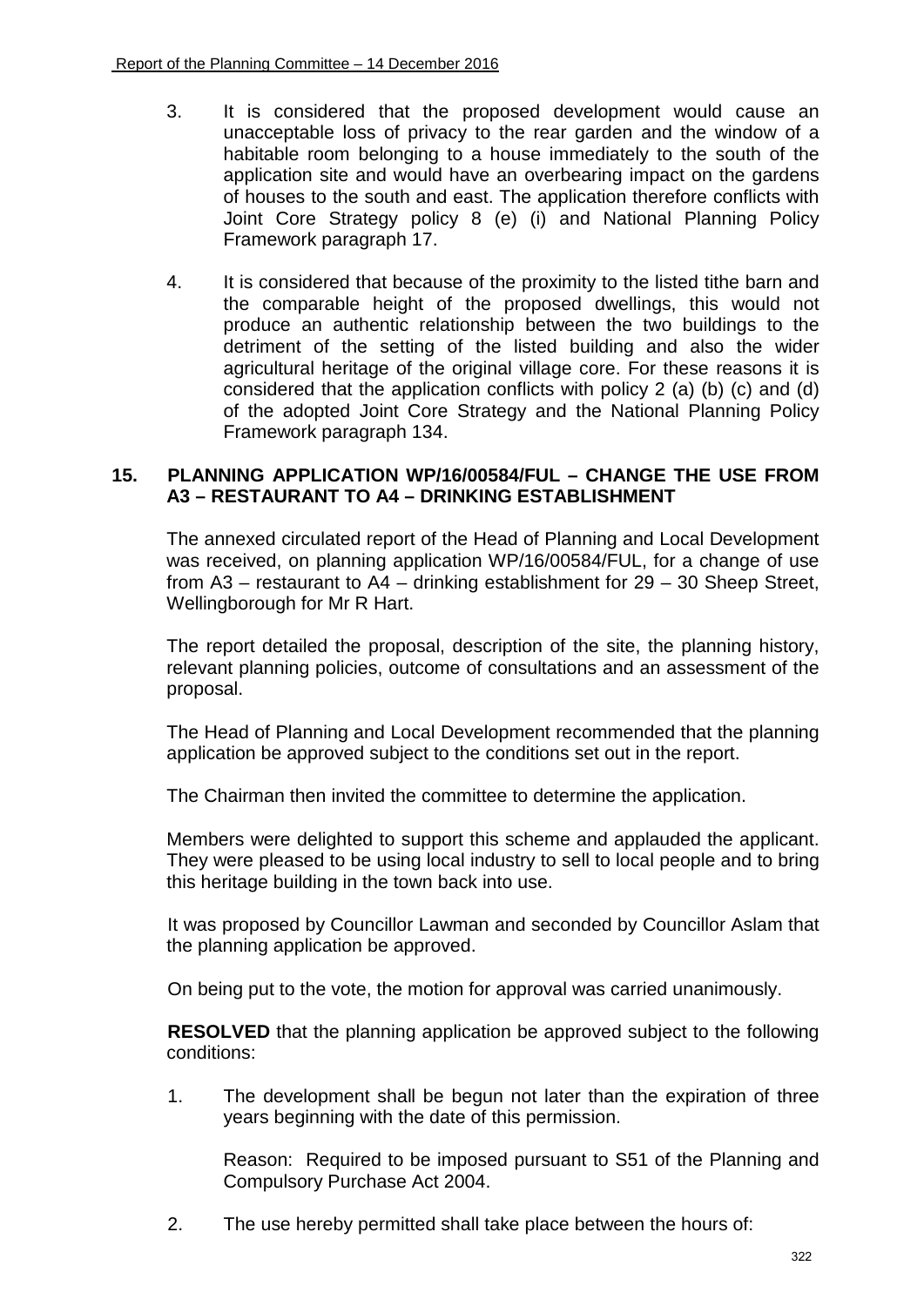3. It is considered that the proposed development would cause an unacceptable loss of privacy to the rear garden and the window of a habitable room belonging to a house immediately to the south of the application site and would have an overbearing impact on the gardens of houses to the south and east. The application therefore conflicts with Joint Core Strategy policy 8 (e) (i) and National Planning Policy Framework paragraph 17.

4. It is considered that because of the proximity to the listed tithe barn and the comparable height of the proposed dwellings, this would not produce an authentic relationship between the two buildings to the detriment of the setting of the listed building and also the wider agricultural heritage of the original village core. For these reasons it is considered that the application conflicts with policy 2 (a) (b) (c) and (d) of the adopted Joint Core Strategy and the National Planning Policy Framework paragraph 134.

## 15. PLANNING APPLICATION WP/16/00584/FUL – CHANGE THE USE FROM A3 – RESTAURANT TO A4 – DRINKING ESTABLISHMENT

The annexed circulated report of the Head of Planning and Local Development was received, on planning application WP/16/00584/FUL, for a change of use from A3 – restaurant to A4 – drinking establishment for 29 – 30 Sheep Street, Wellingborough for Mr R Hart.

The report detailed the proposal, description of the site, the planning history, relevant planning policies, outcome of consultations and an assessment of the proposal.

The Head of Planning and Local Development recommended that the planning application be approved subject to the conditions set out in the report.

The Chairman then invited the committee to determine the application.

Members were delighted to support this scheme and applauded the applicant. They were pleased to be using local industry to sell to local people and to bring this heritage building in the town back into use.

It was proposed by Councillor Lawman and seconded by Councillor Aslam that the planning application be approved.

On being put to the vote, the motion for approval was carried unanimously.

**RESOLVED** that the planning application be approved subject to the following conditions:

1. The development shall be begun not later than the expiration of three years beginning with the date of this permission.

   Reason: Required to be imposed pursuant to S51 of the Planning and Compulsory Purchase Act 2004.

2. The use hereby permitted shall take place between the hours of: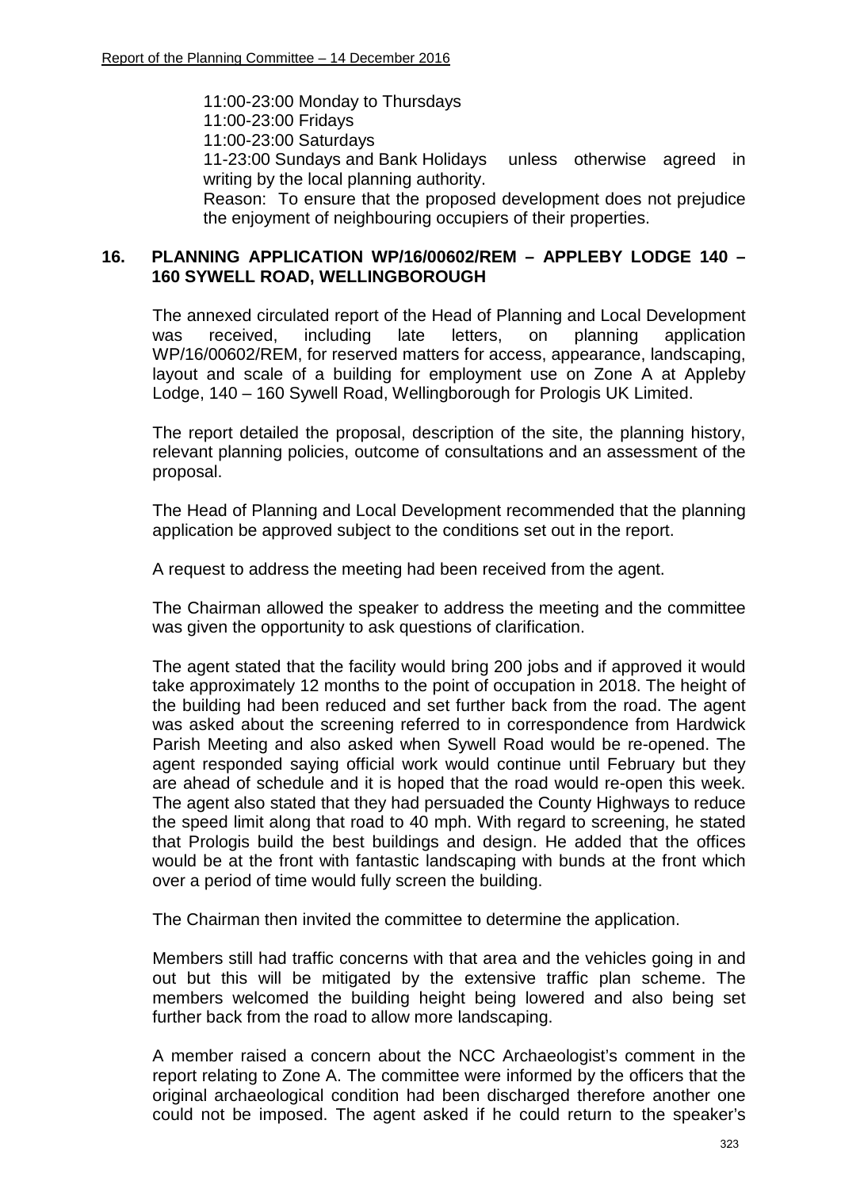11:00-23:00 Monday to Thursdays
11:00-23:00 Fridays
11:00-23:00 Saturdays
11-23:00 Sundays and Bank Holidays unless otherwise agreed in writing by the local planning authority.
Reason: To ensure that the proposed development does not prejudice the enjoyment of neighbouring occupiers of their properties.

## 16. PLANNING APPLICATION WP/16/00602/REM – APPLEBY LODGE 140 – 160 SYWELL ROAD, WELLINGBOROUGH

The annexed circulated report of the Head of Planning and Local Development was received, including late letters, on planning application WP/16/00602/REM, for reserved matters for access, appearance, landscaping, layout and scale of a building for employment use on Zone A at Appleby Lodge, 140 – 160 Sywell Road, Wellingborough for Prologis UK Limited.

The report detailed the proposal, description of the site, the planning history, relevant planning policies, outcome of consultations and an assessment of the proposal.

The Head of Planning and Local Development recommended that the planning application be approved subject to the conditions set out in the report.

A request to address the meeting had been received from the agent.

The Chairman allowed the speaker to address the meeting and the committee was given the opportunity to ask questions of clarification.

The agent stated that the facility would bring 200 jobs and if approved it would take approximately 12 months to the point of occupation in 2018. The height of the building had been reduced and set further back from the road. The agent was asked about the screening referred to in correspondence from Hardwick Parish Meeting and also asked when Sywell Road would be re-opened. The agent responded saying official work would continue until February but they are ahead of schedule and it is hoped that the road would re-open this week. The agent also stated that they had persuaded the County Highways to reduce the speed limit along that road to 40 mph. With regard to screening, he stated that Prologis build the best buildings and design. He added that the offices would be at the front with fantastic landscaping with bunds at the front which over a period of time would fully screen the building.

The Chairman then invited the committee to determine the application.

Members still had traffic concerns with that area and the vehicles going in and out but this will be mitigated by the extensive traffic plan scheme. The members welcomed the building height being lowered and also being set further back from the road to allow more landscaping.

A member raised a concern about the NCC Archaeologist's comment in the report relating to Zone A. The committee were informed by the officers that the original archaeological condition had been discharged therefore another one could not be imposed. The agent asked if he could return to the speaker's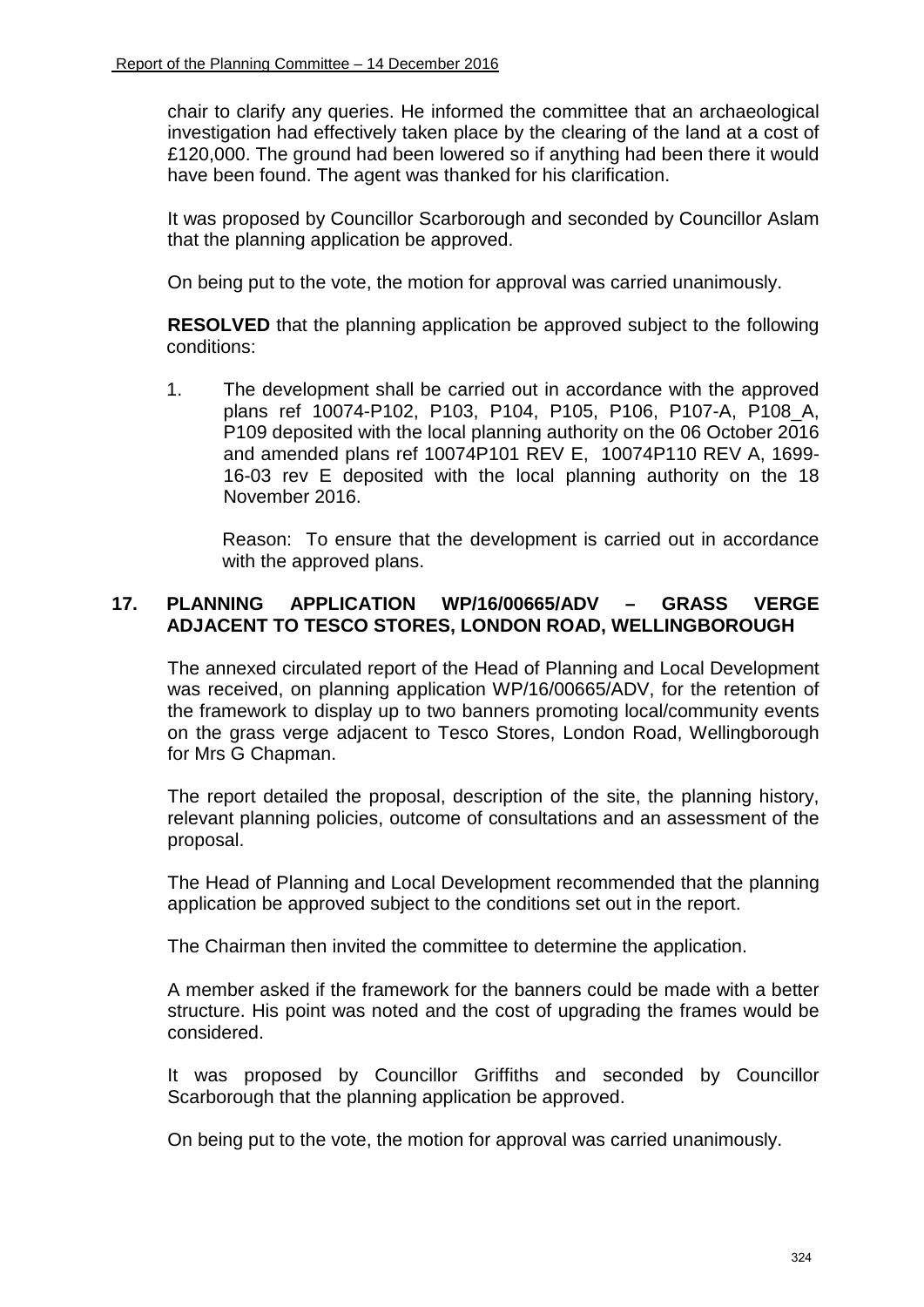chair to clarify any queries. He informed the committee that an archaeological investigation had effectively taken place by the clearing of the land at a cost of £120,000. The ground had been lowered so if anything had been there it would have been found. The agent was thanked for his clarification.

It was proposed by Councillor Scarborough and seconded by Councillor Aslam that the planning application be approved.

On being put to the vote, the motion for approval was carried unanimously.

**RESOLVED** that the planning application be approved subject to the following conditions:

1. The development shall be carried out in accordance with the approved plans ref 10074-P102, P103, P104, P105, P106, P107-A, P108_A, P109 deposited with the local planning authority on the 06 October 2016 and amended plans ref 10074P101 REV E, 10074P110 REV A, 1699-16-03 rev E deposited with the local planning authority on the 18 November 2016.

   Reason: To ensure that the development is carried out in accordance with the approved plans.

## 17. PLANNING APPLICATION WP/16/00665/ADV – GRASS VERGE ADJACENT TO TESCO STORES, LONDON ROAD, WELLINGBOROUGH

The annexed circulated report of the Head of Planning and Local Development was received, on planning application WP/16/00665/ADV, for the retention of the framework to display up to two banners promoting local/community events on the grass verge adjacent to Tesco Stores, London Road, Wellingborough for Mrs G Chapman.

The report detailed the proposal, description of the site, the planning history, relevant planning policies, outcome of consultations and an assessment of the proposal.

The Head of Planning and Local Development recommended that the planning application be approved subject to the conditions set out in the report.

The Chairman then invited the committee to determine the application.

A member asked if the framework for the banners could be made with a better structure. His point was noted and the cost of upgrading the frames would be considered.

It was proposed by Councillor Griffiths and seconded by Councillor Scarborough that the planning application be approved.

On being put to the vote, the motion for approval was carried unanimously.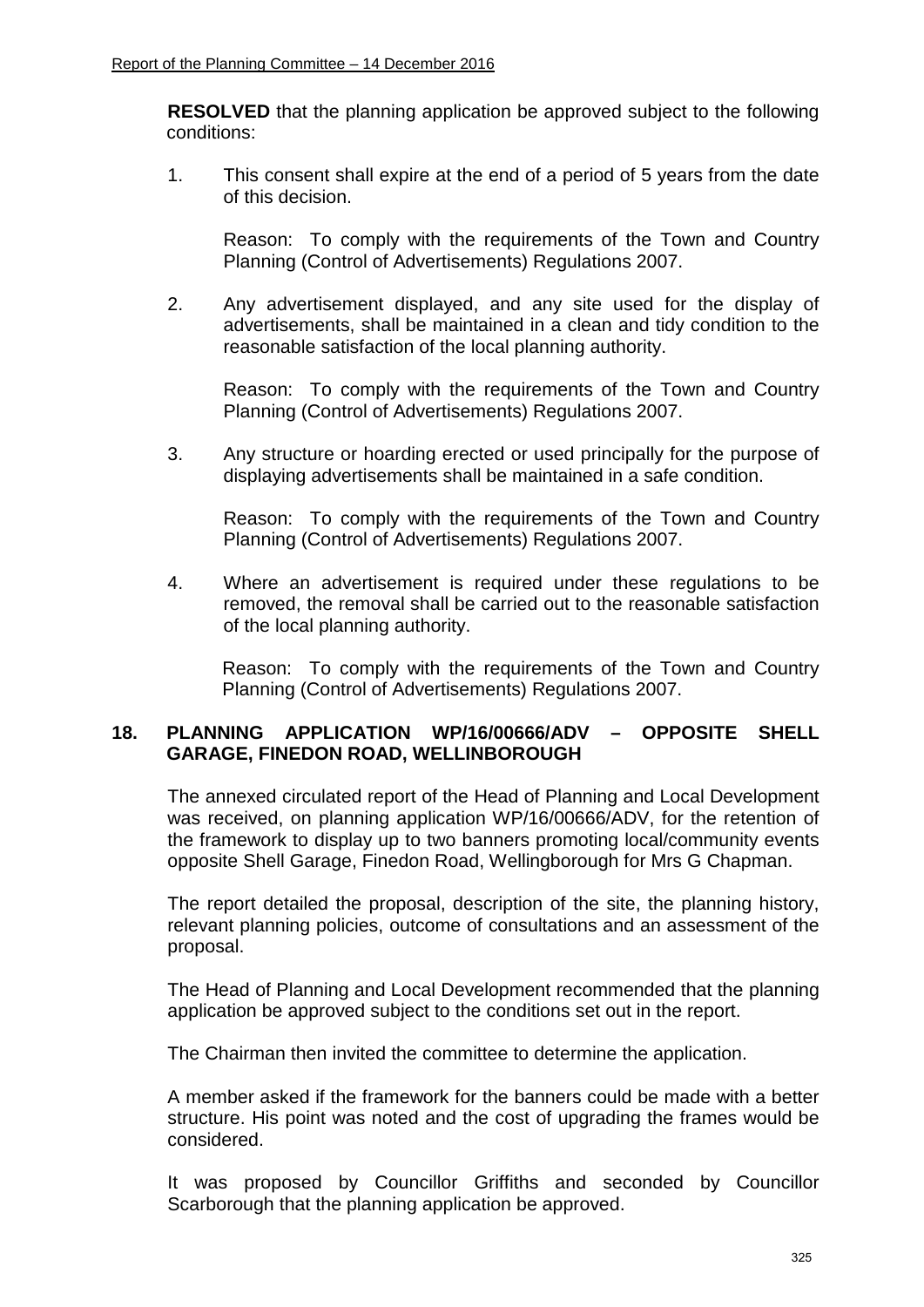**RESOLVED** that the planning application be approved subject to the following conditions:

1. This consent shall expire at the end of a period of 5 years from the date of this decision.

   Reason: To comply with the requirements of the Town and Country Planning (Control of Advertisements) Regulations 2007.

2. Any advertisement displayed, and any site used for the display of advertisements, shall be maintained in a clean and tidy condition to the reasonable satisfaction of the local planning authority.

   Reason: To comply with the requirements of the Town and Country Planning (Control of Advertisements) Regulations 2007.

3. Any structure or hoarding erected or used principally for the purpose of displaying advertisements shall be maintained in a safe condition.

   Reason: To comply with the requirements of the Town and Country Planning (Control of Advertisements) Regulations 2007.

4. Where an advertisement is required under these regulations to be removed, the removal shall be carried out to the reasonable satisfaction of the local planning authority.

   Reason: To comply with the requirements of the Town and Country Planning (Control of Advertisements) Regulations 2007.

## 18. PLANNING APPLICATION WP/16/00666/ADV – OPPOSITE SHELL GARAGE, FINEDON ROAD, WELLINBOROUGH

The annexed circulated report of the Head of Planning and Local Development was received, on planning application WP/16/00666/ADV, for the retention of the framework to display up to two banners promoting local/community events opposite Shell Garage, Finedon Road, Wellingborough for Mrs G Chapman.

The report detailed the proposal, description of the site, the planning history, relevant planning policies, outcome of consultations and an assessment of the proposal.

The Head of Planning and Local Development recommended that the planning application be approved subject to the conditions set out in the report.

The Chairman then invited the committee to determine the application.

A member asked if the framework for the banners could be made with a better structure. His point was noted and the cost of upgrading the frames would be considered.

It was proposed by Councillor Griffiths and seconded by Councillor Scarborough that the planning application be approved.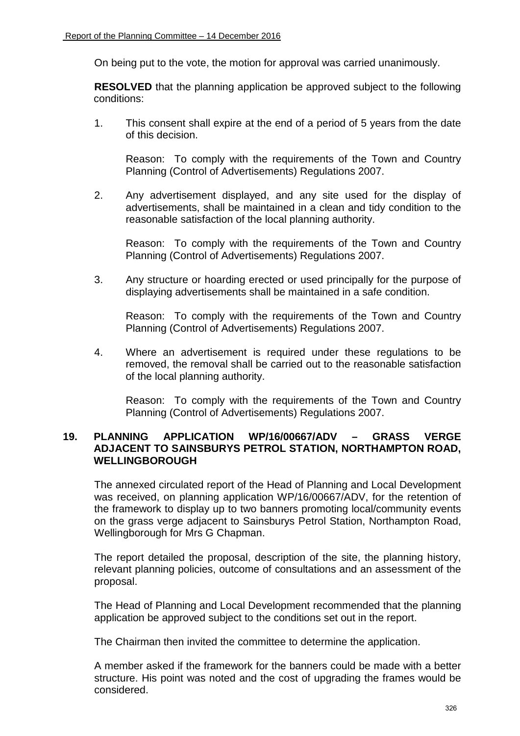On being put to the vote, the motion for approval was carried unanimously.

**RESOLVED** that the planning application be approved subject to the following conditions:

1. This consent shall expire at the end of a period of 5 years from the date of this decision.

   Reason: To comply with the requirements of the Town and Country Planning (Control of Advertisements) Regulations 2007.

2. Any advertisement displayed, and any site used for the display of advertisements, shall be maintained in a clean and tidy condition to the reasonable satisfaction of the local planning authority.

   Reason: To comply with the requirements of the Town and Country Planning (Control of Advertisements) Regulations 2007.

3. Any structure or hoarding erected or used principally for the purpose of displaying advertisements shall be maintained in a safe condition.

   Reason: To comply with the requirements of the Town and Country Planning (Control of Advertisements) Regulations 2007.

4. Where an advertisement is required under these regulations to be removed, the removal shall be carried out to the reasonable satisfaction of the local planning authority.

   Reason: To comply with the requirements of the Town and Country Planning (Control of Advertisements) Regulations 2007.

## 19. PLANNING APPLICATION WP/16/00667/ADV – GRASS VERGE ADJACENT TO SAINSBURYS PETROL STATION, NORTHAMPTON ROAD, WELLINGBOROUGH

The annexed circulated report of the Head of Planning and Local Development was received, on planning application WP/16/00667/ADV, for the retention of the framework to display up to two banners promoting local/community events on the grass verge adjacent to Sainsburys Petrol Station, Northampton Road, Wellingborough for Mrs G Chapman.

The report detailed the proposal, description of the site, the planning history, relevant planning policies, outcome of consultations and an assessment of the proposal.

The Head of Planning and Local Development recommended that the planning application be approved subject to the conditions set out in the report.

The Chairman then invited the committee to determine the application.

A member asked if the framework for the banners could be made with a better structure. His point was noted and the cost of upgrading the frames would be considered.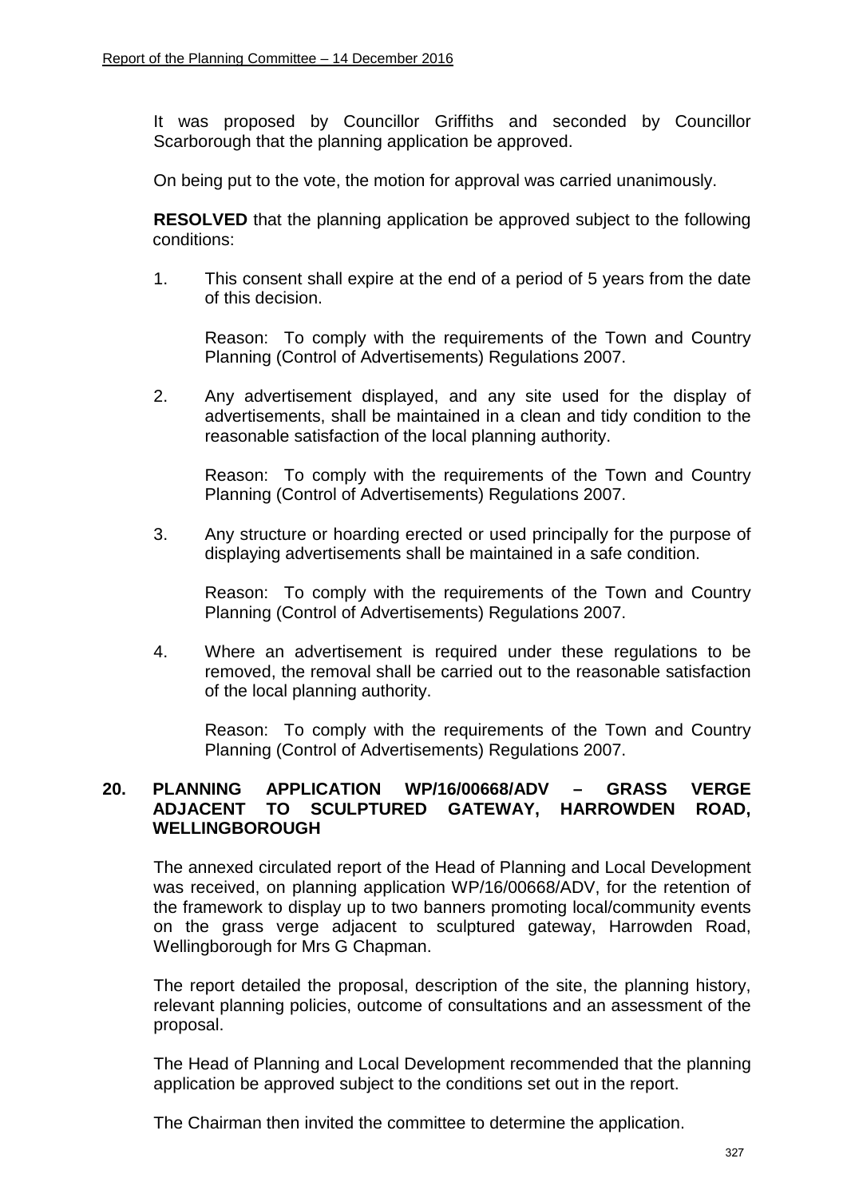It was proposed by Councillor Griffiths and seconded by Councillor Scarborough that the planning application be approved.

On being put to the vote, the motion for approval was carried unanimously.

**RESOLVED** that the planning application be approved subject to the following conditions:

1. This consent shall expire at the end of a period of 5 years from the date of this decision.

   Reason: To comply with the requirements of the Town and Country Planning (Control of Advertisements) Regulations 2007.

2. Any advertisement displayed, and any site used for the display of advertisements, shall be maintained in a clean and tidy condition to the reasonable satisfaction of the local planning authority.

   Reason: To comply with the requirements of the Town and Country Planning (Control of Advertisements) Regulations 2007.

3. Any structure or hoarding erected or used principally for the purpose of displaying advertisements shall be maintained in a safe condition.

   Reason: To comply with the requirements of the Town and Country Planning (Control of Advertisements) Regulations 2007.

4. Where an advertisement is required under these regulations to be removed, the removal shall be carried out to the reasonable satisfaction of the local planning authority.

   Reason: To comply with the requirements of the Town and Country Planning (Control of Advertisements) Regulations 2007.

## 20. PLANNING APPLICATION WP/16/00668/ADV – GRASS VERGE ADJACENT TO SCULPTURED GATEWAY, HARROWDEN ROAD, WELLINGBOROUGH

The annexed circulated report of the Head of Planning and Local Development was received, on planning application WP/16/00668/ADV, for the retention of the framework to display up to two banners promoting local/community events on the grass verge adjacent to sculptured gateway, Harrowden Road, Wellingborough for Mrs G Chapman.

The report detailed the proposal, description of the site, the planning history, relevant planning policies, outcome of consultations and an assessment of the proposal.

The Head of Planning and Local Development recommended that the planning application be approved subject to the conditions set out in the report.

The Chairman then invited the committee to determine the application.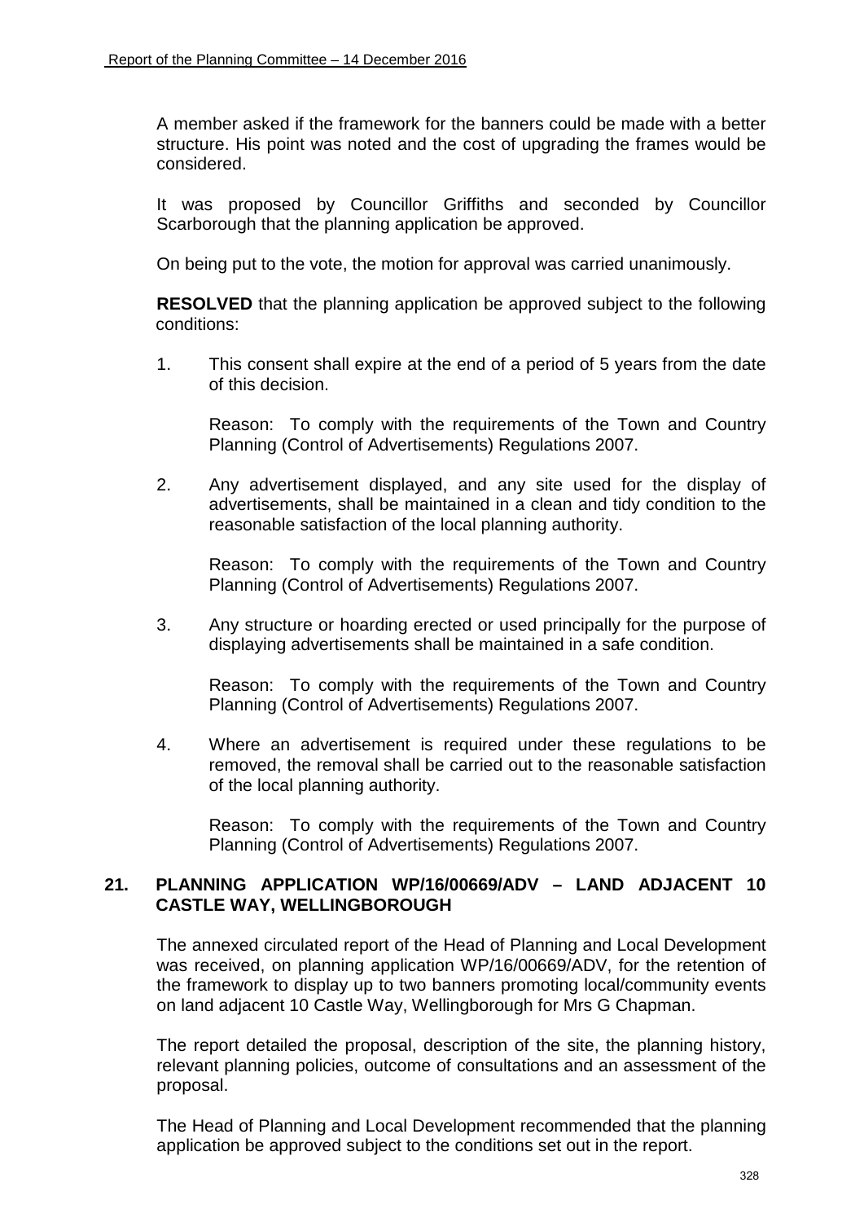A member asked if the framework for the banners could be made with a better structure. His point was noted and the cost of upgrading the frames would be considered.

It was proposed by Councillor Griffiths and seconded by Councillor Scarborough that the planning application be approved.

On being put to the vote, the motion for approval was carried unanimously.

**RESOLVED** that the planning application be approved subject to the following conditions:

1. This consent shall expire at the end of a period of 5 years from the date of this decision.

   Reason: To comply with the requirements of the Town and Country Planning (Control of Advertisements) Regulations 2007.

2. Any advertisement displayed, and any site used for the display of advertisements, shall be maintained in a clean and tidy condition to the reasonable satisfaction of the local planning authority.

   Reason: To comply with the requirements of the Town and Country Planning (Control of Advertisements) Regulations 2007.

3. Any structure or hoarding erected or used principally for the purpose of displaying advertisements shall be maintained in a safe condition.

   Reason: To comply with the requirements of the Town and Country Planning (Control of Advertisements) Regulations 2007.

4. Where an advertisement is required under these regulations to be removed, the removal shall be carried out to the reasonable satisfaction of the local planning authority.

   Reason: To comply with the requirements of the Town and Country Planning (Control of Advertisements) Regulations 2007.

## 21. PLANNING APPLICATION WP/16/00669/ADV – LAND ADJACENT 10 CASTLE WAY, WELLINGBOROUGH

The annexed circulated report of the Head of Planning and Local Development was received, on planning application WP/16/00669/ADV, for the retention of the framework to display up to two banners promoting local/community events on land adjacent 10 Castle Way, Wellingborough for Mrs G Chapman.

The report detailed the proposal, description of the site, the planning history, relevant planning policies, outcome of consultations and an assessment of the proposal.

The Head of Planning and Local Development recommended that the planning application be approved subject to the conditions set out in the report.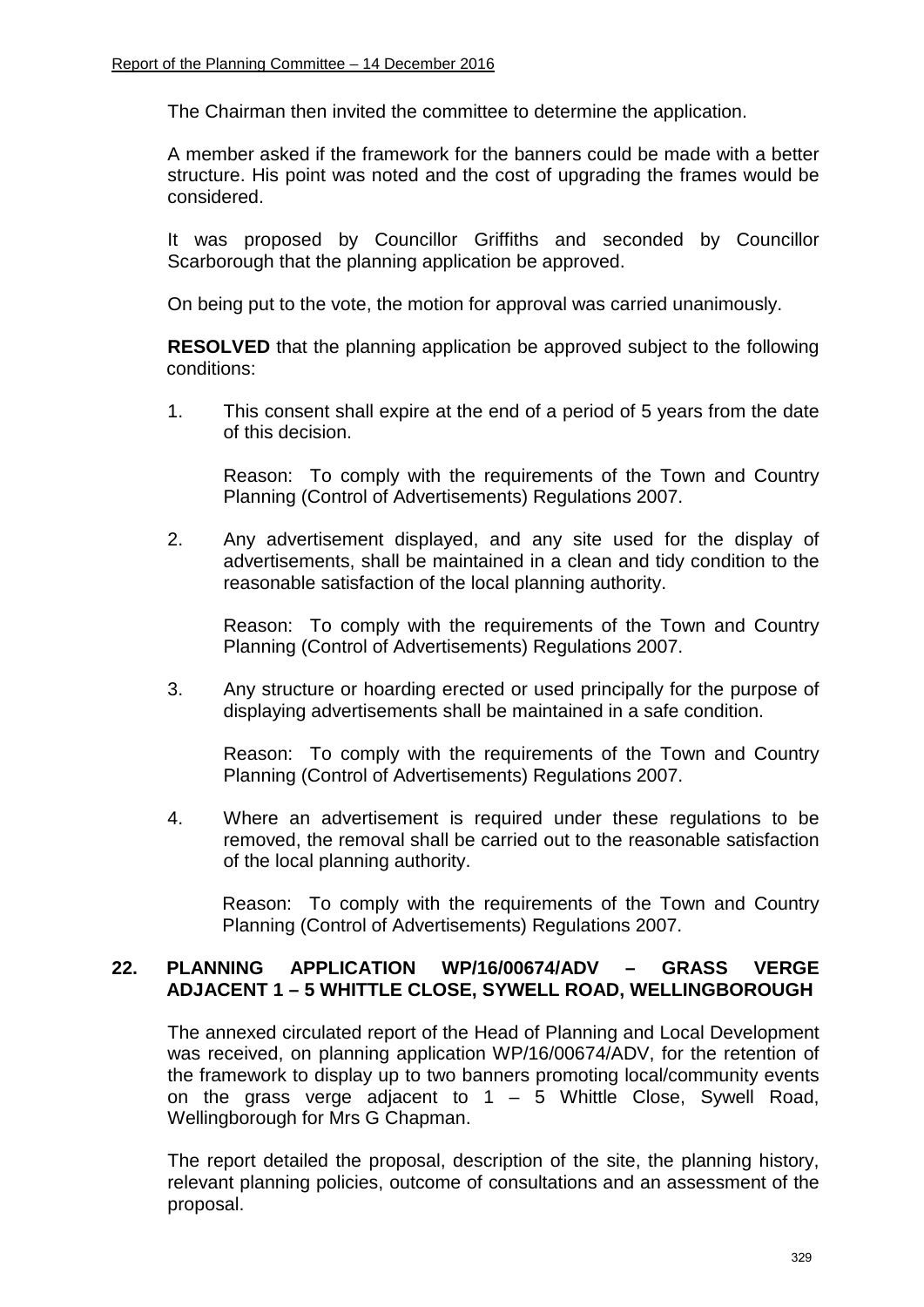The Chairman then invited the committee to determine the application.

A member asked if the framework for the banners could be made with a better structure. His point was noted and the cost of upgrading the frames would be considered.

It was proposed by Councillor Griffiths and seconded by Councillor Scarborough that the planning application be approved.

On being put to the vote, the motion for approval was carried unanimously.

**RESOLVED** that the planning application be approved subject to the following conditions:

1. This consent shall expire at the end of a period of 5 years from the date of this decision.

   Reason: To comply with the requirements of the Town and Country Planning (Control of Advertisements) Regulations 2007.

2. Any advertisement displayed, and any site used for the display of advertisements, shall be maintained in a clean and tidy condition to the reasonable satisfaction of the local planning authority.

   Reason: To comply with the requirements of the Town and Country Planning (Control of Advertisements) Regulations 2007.

3. Any structure or hoarding erected or used principally for the purpose of displaying advertisements shall be maintained in a safe condition.

   Reason: To comply with the requirements of the Town and Country Planning (Control of Advertisements) Regulations 2007.

4. Where an advertisement is required under these regulations to be removed, the removal shall be carried out to the reasonable satisfaction of the local planning authority.

   Reason: To comply with the requirements of the Town and Country Planning (Control of Advertisements) Regulations 2007.

## 22. PLANNING APPLICATION WP/16/00674/ADV – GRASS VERGE ADJACENT 1 – 5 WHITTLE CLOSE, SYWELL ROAD, WELLINGBOROUGH

The annexed circulated report of the Head of Planning and Local Development was received, on planning application WP/16/00674/ADV, for the retention of the framework to display up to two banners promoting local/community events on the grass verge adjacent to 1 – 5 Whittle Close, Sywell Road, Wellingborough for Mrs G Chapman.

The report detailed the proposal, description of the site, the planning history, relevant planning policies, outcome of consultations and an assessment of the proposal.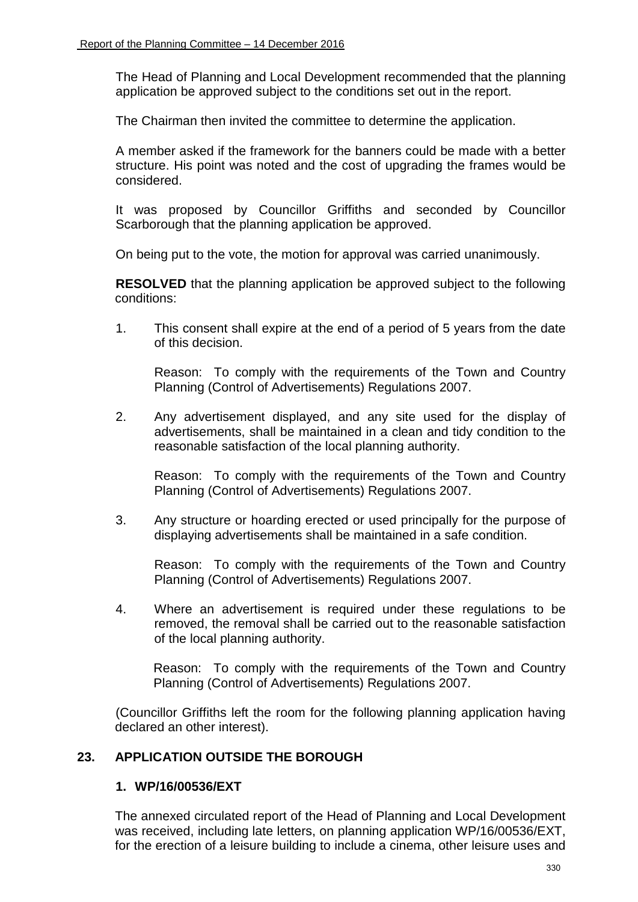The Head of Planning and Local Development recommended that the planning application be approved subject to the conditions set out in the report.

The Chairman then invited the committee to determine the application.

A member asked if the framework for the banners could be made with a better structure. His point was noted and the cost of upgrading the frames would be considered.

It was proposed by Councillor Griffiths and seconded by Councillor Scarborough that the planning application be approved.

On being put to the vote, the motion for approval was carried unanimously.

**RESOLVED** that the planning application be approved subject to the following conditions:

1. This consent shall expire at the end of a period of 5 years from the date of this decision.

   Reason: To comply with the requirements of the Town and Country Planning (Control of Advertisements) Regulations 2007.

2. Any advertisement displayed, and any site used for the display of advertisements, shall be maintained in a clean and tidy condition to the reasonable satisfaction of the local planning authority.

   Reason: To comply with the requirements of the Town and Country Planning (Control of Advertisements) Regulations 2007.

3. Any structure or hoarding erected or used principally for the purpose of displaying advertisements shall be maintained in a safe condition.

   Reason: To comply with the requirements of the Town and Country Planning (Control of Advertisements) Regulations 2007.

4. Where an advertisement is required under these regulations to be removed, the removal shall be carried out to the reasonable satisfaction of the local planning authority.

   Reason: To comply with the requirements of the Town and Country Planning (Control of Advertisements) Regulations 2007.

(Councillor Griffiths left the room for the following planning application having declared an other interest).

## 23. APPLICATION OUTSIDE THE BOROUGH

### 1. WP/16/00536/EXT

The annexed circulated report of the Head of Planning and Local Development was received, including late letters, on planning application WP/16/00536/EXT, for the erection of a leisure building to include a cinema, other leisure uses and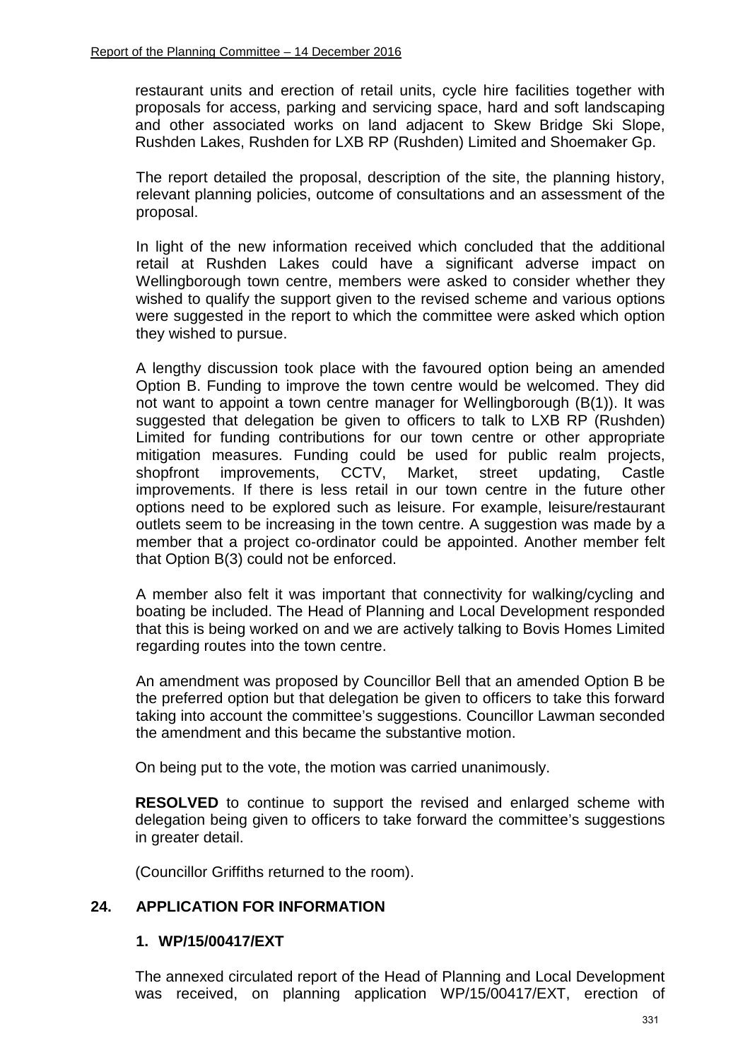restaurant units and erection of retail units, cycle hire facilities together with proposals for access, parking and servicing space, hard and soft landscaping and other associated works on land adjacent to Skew Bridge Ski Slope, Rushden Lakes, Rushden for LXB RP (Rushden) Limited and Shoemaker Gp.

The report detailed the proposal, description of the site, the planning history, relevant planning policies, outcome of consultations and an assessment of the proposal.

In light of the new information received which concluded that the additional retail at Rushden Lakes could have a significant adverse impact on Wellingborough town centre, members were asked to consider whether they wished to qualify the support given to the revised scheme and various options were suggested in the report to which the committee were asked which option they wished to pursue.

A lengthy discussion took place with the favoured option being an amended Option B. Funding to improve the town centre would be welcomed. They did not want to appoint a town centre manager for Wellingborough (B(1)). It was suggested that delegation be given to officers to talk to LXB RP (Rushden) Limited for funding contributions for our town centre or other appropriate mitigation measures. Funding could be used for public realm projects, shopfront improvements, CCTV, Market, street updating, Castle improvements. If there is less retail in our town centre in the future other options need to be explored such as leisure. For example, leisure/restaurant outlets seem to be increasing in the town centre. A suggestion was made by a member that a project co-ordinator could be appointed. Another member felt that Option B(3) could not be enforced.

A member also felt it was important that connectivity for walking/cycling and boating be included. The Head of Planning and Local Development responded that this is being worked on and we are actively talking to Bovis Homes Limited regarding routes into the town centre.

An amendment was proposed by Councillor Bell that an amended Option B be the preferred option but that delegation be given to officers to take this forward taking into account the committee's suggestions. Councillor Lawman seconded the amendment and this became the substantive motion.

On being put to the vote, the motion was carried unanimously.

**RESOLVED** to continue to support the revised and enlarged scheme with delegation being given to officers to take forward the committee's suggestions in greater detail.

(Councillor Griffiths returned to the room).

## 24. APPLICATION FOR INFORMATION

### 1. WP/15/00417/EXT

The annexed circulated report of the Head of Planning and Local Development was received, on planning application WP/15/00417/EXT, erection of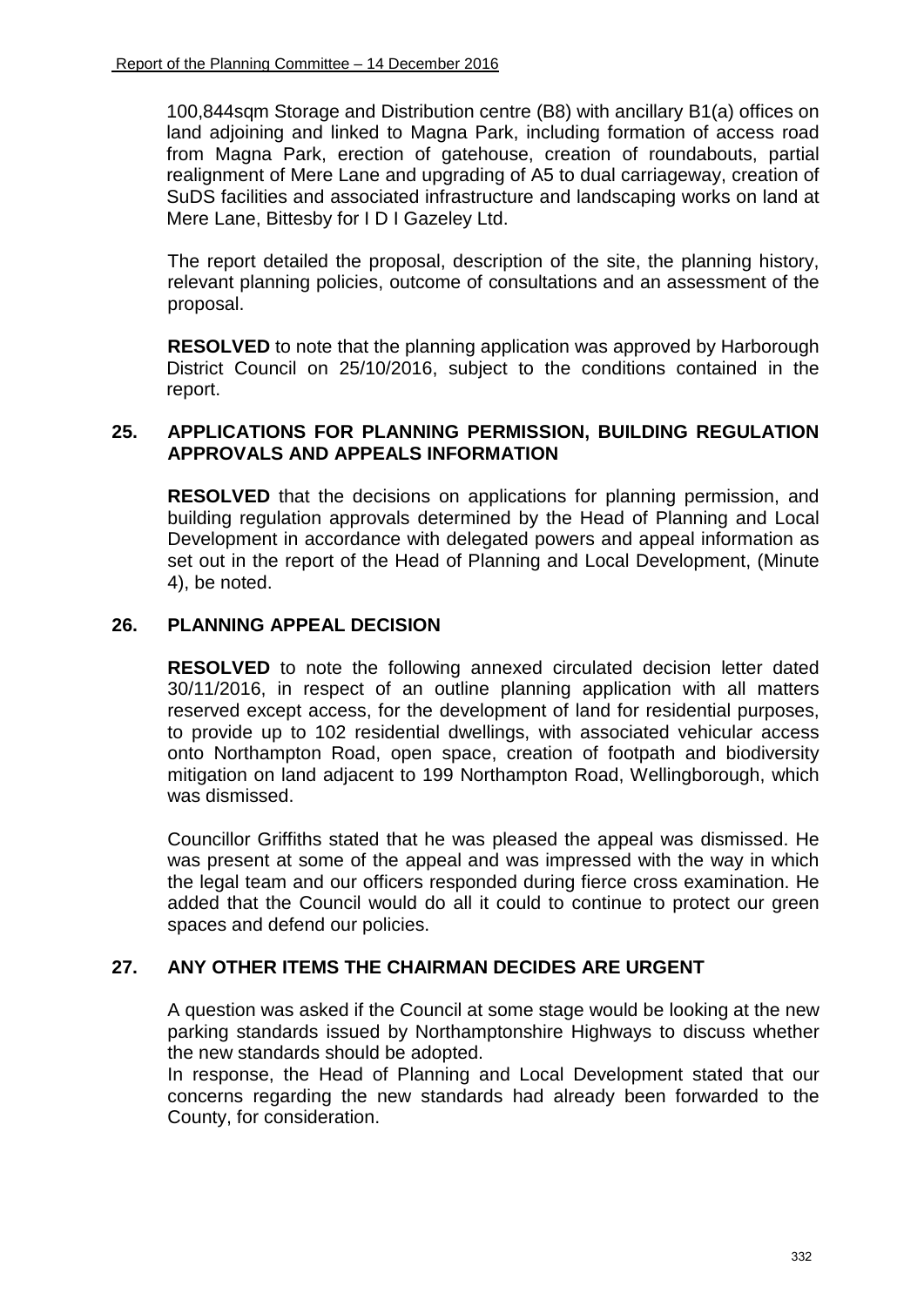100,844sqm Storage and Distribution centre (B8) with ancillary B1(a) offices on land adjoining and linked to Magna Park, including formation of access road from Magna Park, erection of gatehouse, creation of roundabouts, partial realignment of Mere Lane and upgrading of A5 to dual carriageway, creation of SuDS facilities and associated infrastructure and landscaping works on land at Mere Lane, Bittesby for I D I Gazeley Ltd.

The report detailed the proposal, description of the site, the planning history, relevant planning policies, outcome of consultations and an assessment of the proposal.

**RESOLVED** to note that the planning application was approved by Harborough District Council on 25/10/2016, subject to the conditions contained in the report.

## 25. APPLICATIONS FOR PLANNING PERMISSION, BUILDING REGULATION APPROVALS AND APPEALS INFORMATION

**RESOLVED** that the decisions on applications for planning permission, and building regulation approvals determined by the Head of Planning and Local Development in accordance with delegated powers and appeal information as set out in the report of the Head of Planning and Local Development, (Minute 4), be noted.

## 26. PLANNING APPEAL DECISION

**RESOLVED** to note the following annexed circulated decision letter dated 30/11/2016, in respect of an outline planning application with all matters reserved except access, for the development of land for residential purposes, to provide up to 102 residential dwellings, with associated vehicular access onto Northampton Road, open space, creation of footpath and biodiversity mitigation on land adjacent to 199 Northampton Road, Wellingborough, which was dismissed.

Councillor Griffiths stated that he was pleased the appeal was dismissed. He was present at some of the appeal and was impressed with the way in which the legal team and our officers responded during fierce cross examination. He added that the Council would do all it could to continue to protect our green spaces and defend our policies.

## 27. ANY OTHER ITEMS THE CHAIRMAN DECIDES ARE URGENT

A question was asked if the Council at some stage would be looking at the new parking standards issued by Northamptonshire Highways to discuss whether the new standards should be adopted.

In response, the Head of Planning and Local Development stated that our concerns regarding the new standards had already been forwarded to the County, for consideration.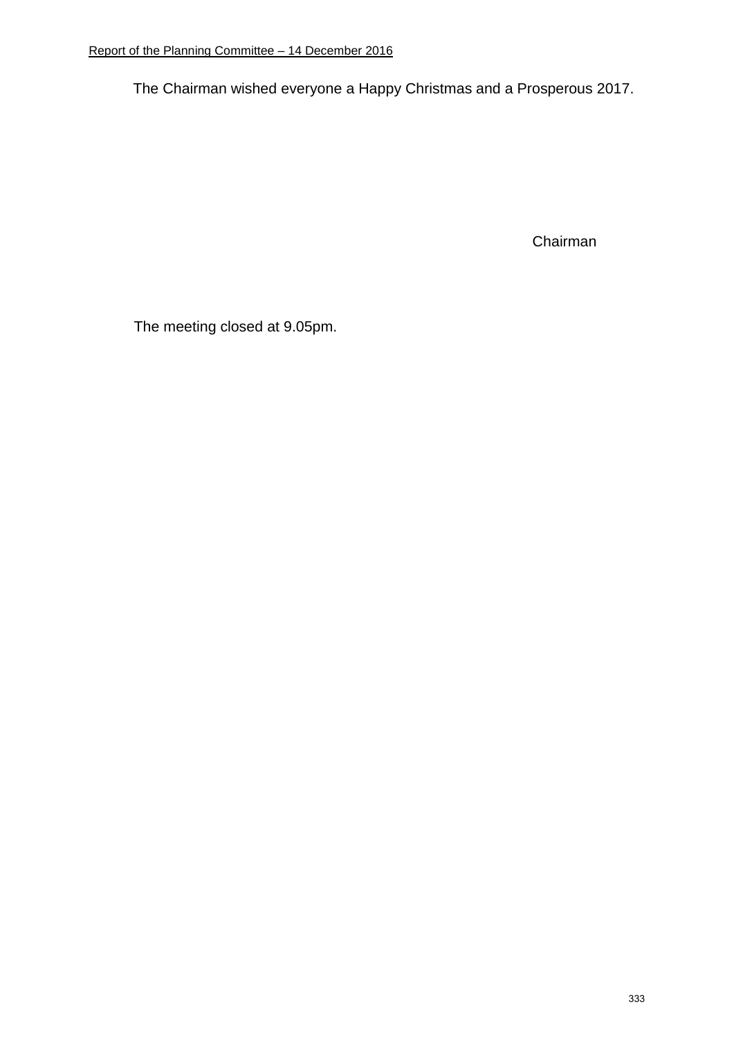The Chairman wished everyone a Happy Christmas and a Prosperous 2017.

Chairman

The meeting closed at 9.05pm.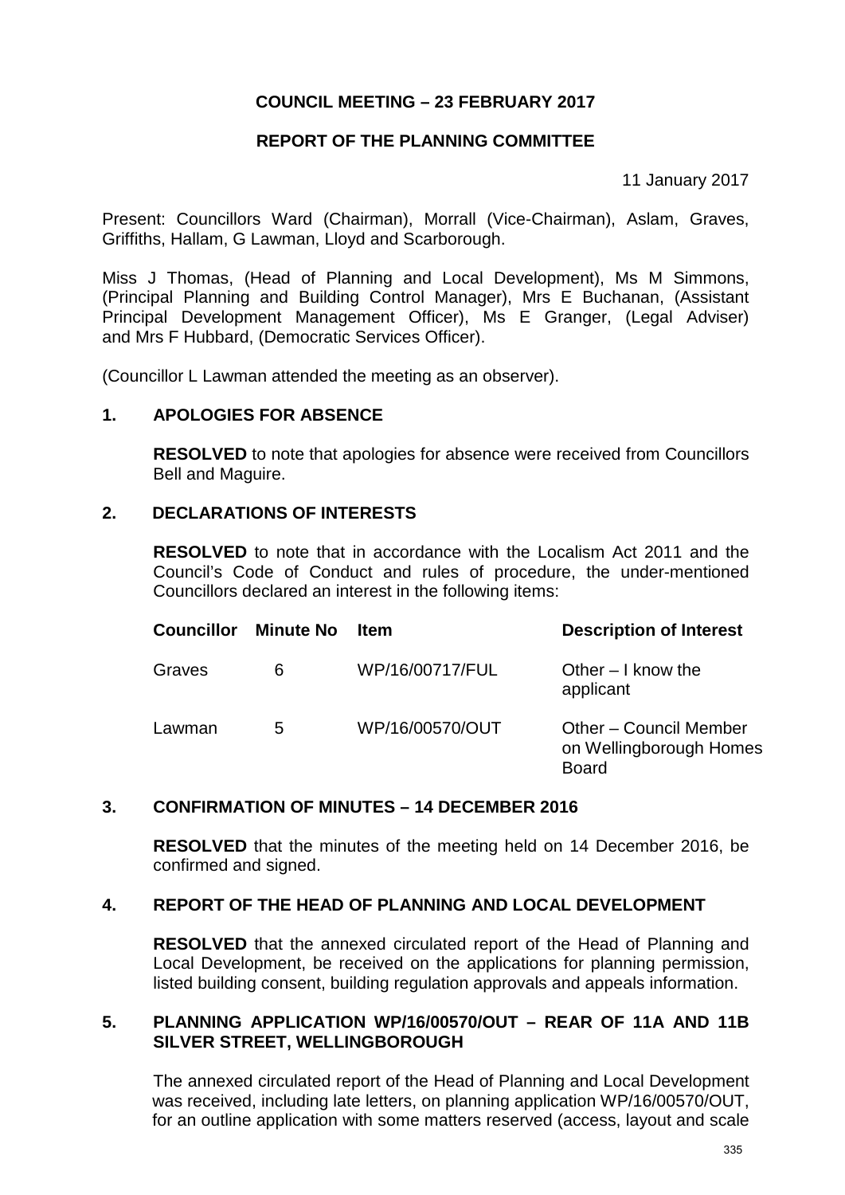# COUNCIL MEETING – 23 FEBRUARY 2017

## REPORT OF THE PLANNING COMMITTEE

11 January 2017

Present: Councillors Ward (Chairman), Morrall (Vice-Chairman), Aslam, Graves, Griffiths, Hallam, G Lawman, Lloyd and Scarborough.

Miss J Thomas, (Head of Planning and Local Development), Ms M Simmons, (Principal Planning and Building Control Manager), Mrs E Buchanan, (Assistant Principal Development Management Officer), Ms E Granger, (Legal Adviser) and Mrs F Hubbard, (Democratic Services Officer).

(Councillor L Lawman attended the meeting as an observer).

### 1. APOLOGIES FOR ABSENCE

**RESOLVED** to note that apologies for absence were received from Councillors Bell and Maguire.

### 2. DECLARATIONS OF INTERESTS

**RESOLVED** to note that in accordance with the Localism Act 2011 and the Council's Code of Conduct and rules of procedure, the under-mentioned Councillors declared an interest in the following items:

| Councillor | Minute No | Item | Description of Interest |
|---|---|---|---|
| Graves | 6 | WP/16/00717/FUL | Other – I know the applicant |
| Lawman | 5 | WP/16/00570/OUT | Other – Council Member on Wellingborough Homes Board |

### 3. CONFIRMATION OF MINUTES – 14 DECEMBER 2016

**RESOLVED** that the minutes of the meeting held on 14 December 2016, be confirmed and signed.

### 4. REPORT OF THE HEAD OF PLANNING AND LOCAL DEVELOPMENT

**RESOLVED** that the annexed circulated report of the Head of Planning and Local Development, be received on the applications for planning permission, listed building consent, building regulation approvals and appeals information.

### 5. PLANNING APPLICATION WP/16/00570/OUT – REAR OF 11A AND 11B SILVER STREET, WELLINGBOROUGH

The annexed circulated report of the Head of Planning and Local Development was received, including late letters, on planning application WP/16/00570/OUT, for an outline application with some matters reserved (access, layout and scale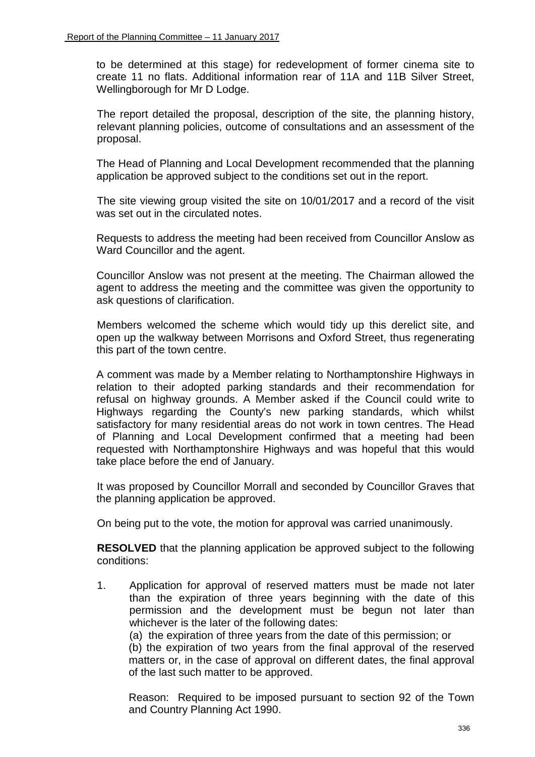to be determined at this stage) for redevelopment of former cinema site to create 11 no flats. Additional information rear of 11A and 11B Silver Street, Wellingborough for Mr D Lodge.

The report detailed the proposal, description of the site, the planning history, relevant planning policies, outcome of consultations and an assessment of the proposal.

The Head of Planning and Local Development recommended that the planning application be approved subject to the conditions set out in the report.

The site viewing group visited the site on 10/01/2017 and a record of the visit was set out in the circulated notes.

Requests to address the meeting had been received from Councillor Anslow as Ward Councillor and the agent.

Councillor Anslow was not present at the meeting. The Chairman allowed the agent to address the meeting and the committee was given the opportunity to ask questions of clarification.

Members welcomed the scheme which would tidy up this derelict site, and open up the walkway between Morrisons and Oxford Street, thus regenerating this part of the town centre.

A comment was made by a Member relating to Northamptonshire Highways in relation to their adopted parking standards and their recommendation for refusal on highway grounds. A Member asked if the Council could write to Highways regarding the County's new parking standards, which whilst satisfactory for many residential areas do not work in town centres. The Head of Planning and Local Development confirmed that a meeting had been requested with Northamptonshire Highways and was hopeful that this would take place before the end of January.

It was proposed by Councillor Morrall and seconded by Councillor Graves that the planning application be approved.

On being put to the vote, the motion for approval was carried unanimously.

**RESOLVED** that the planning application be approved subject to the following conditions:

1. Application for approval of reserved matters must be made not later than the expiration of three years beginning with the date of this permission and the development must be begun not later than whichever is the later of the following dates:
   (a) the expiration of three years from the date of this permission; or
   (b) the expiration of two years from the final approval of the reserved matters or, in the case of approval on different dates, the final approval of the last such matter to be approved.

   Reason: Required to be imposed pursuant to section 92 of the Town and Country Planning Act 1990.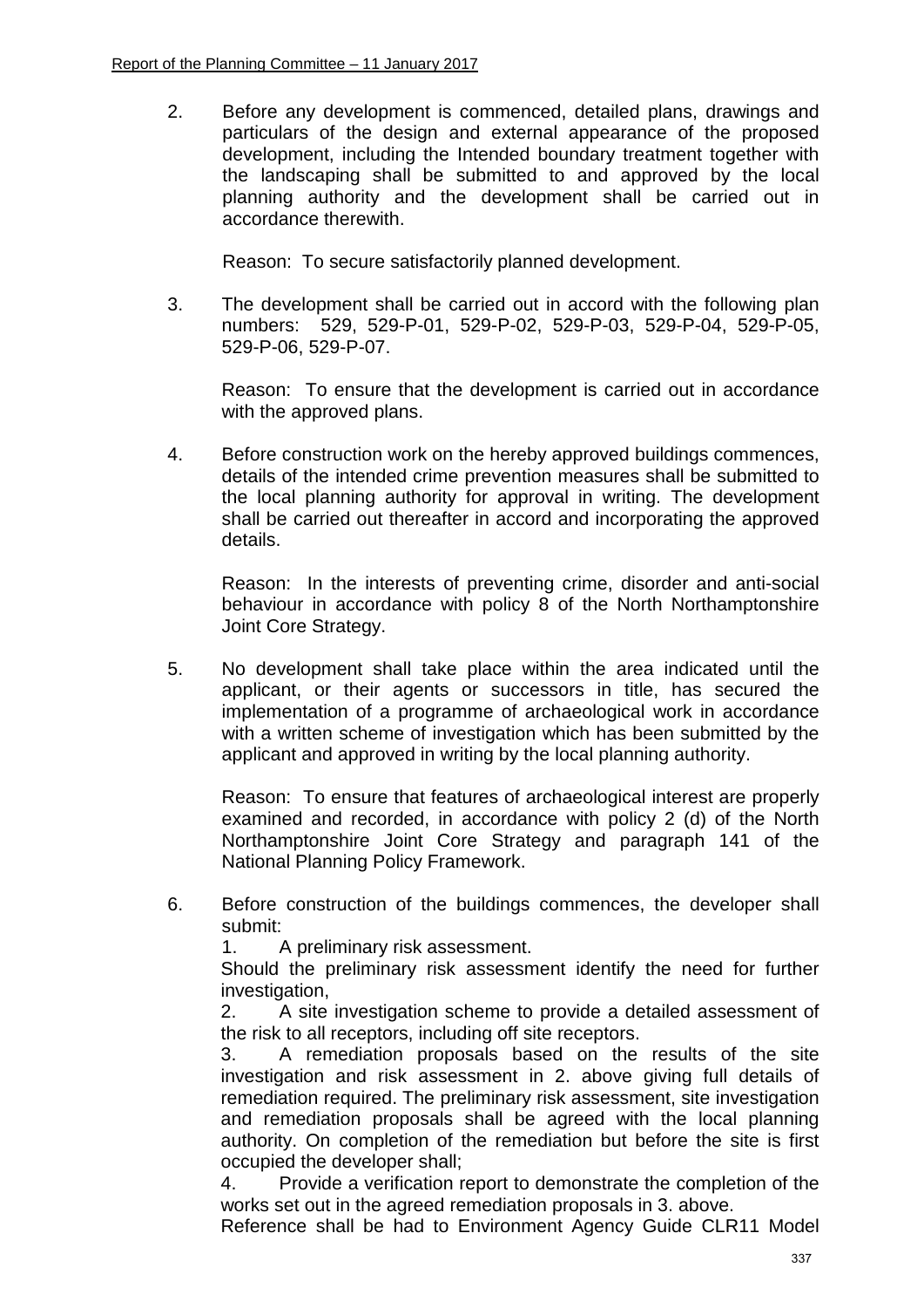2. Before any development is commenced, detailed plans, drawings and particulars of the design and external appearance of the proposed development, including the Intended boundary treatment together with the landscaping shall be submitted to and approved by the local planning authority and the development shall be carried out in accordance therewith.

   Reason: To secure satisfactorily planned development.

3. The development shall be carried out in accord with the following plan numbers: 529, 529-P-01, 529-P-02, 529-P-03, 529-P-04, 529-P-05, 529-P-06, 529-P-07.

   Reason: To ensure that the development is carried out in accordance with the approved plans.

4. Before construction work on the hereby approved buildings commences, details of the intended crime prevention measures shall be submitted to the local planning authority for approval in writing. The development shall be carried out thereafter in accord and incorporating the approved details.

   Reason: In the interests of preventing crime, disorder and anti-social behaviour in accordance with policy 8 of the North Northamptonshire Joint Core Strategy.

5. No development shall take place within the area indicated until the applicant, or their agents or successors in title, has secured the implementation of a programme of archaeological work in accordance with a written scheme of investigation which has been submitted by the applicant and approved in writing by the local planning authority.

   Reason: To ensure that features of archaeological interest are properly examined and recorded, in accordance with policy 2 (d) of the North Northamptonshire Joint Core Strategy and paragraph 141 of the National Planning Policy Framework.

6. Before construction of the buildings commences, the developer shall submit:

   1. A preliminary risk assessment.

   Should the preliminary risk assessment identify the need for further investigation,

   2. A site investigation scheme to provide a detailed assessment of the risk to all receptors, including off site receptors.
   3. A remediation proposals based on the results of the site investigation and risk assessment in 2. above giving full details of remediation required. The preliminary risk assessment, site investigation and remediation proposals shall be agreed with the local planning authority. On completion of the remediation but before the site is first occupied the developer shall;
   4. Provide a verification report to demonstrate the completion of the works set out in the agreed remediation proposals in 3. above.

   Reference shall be had to Environment Agency Guide CLR11 Model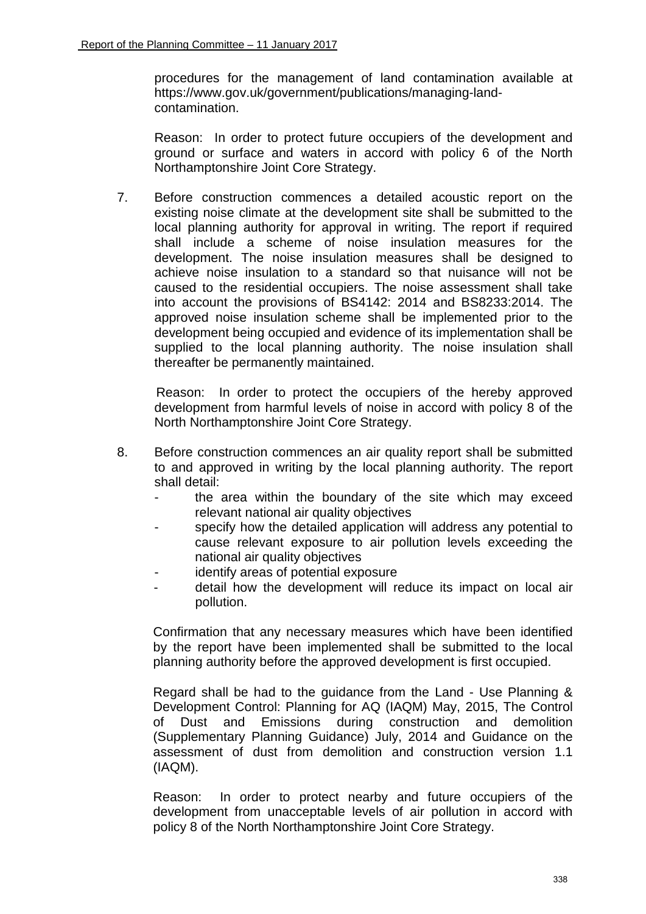procedures for the management of land contamination available at https://www.gov.uk/government/publications/managing-land-contamination.

Reason: In order to protect future occupiers of the development and ground or surface and waters in accord with policy 6 of the North Northamptonshire Joint Core Strategy.

7. Before construction commences a detailed acoustic report on the existing noise climate at the development site shall be submitted to the local planning authority for approval in writing. The report if required shall include a scheme of noise insulation measures for the development. The noise insulation measures shall be designed to achieve noise insulation to a standard so that nuisance will not be caused to the residential occupiers. The noise assessment shall take into account the provisions of BS4142: 2014 and BS8233:2014. The approved noise insulation scheme shall be implemented prior to the development being occupied and evidence of its implementation shall be supplied to the local planning authority. The noise insulation shall thereafter be permanently maintained.

   Reason: In order to protect the occupiers of the hereby approved development from harmful levels of noise in accord with policy 8 of the North Northamptonshire Joint Core Strategy.

8. Before construction commences an air quality report shall be submitted to and approved in writing by the local planning authority. The report shall detail:
   - the area within the boundary of the site which may exceed relevant national air quality objectives
   - specify how the detailed application will address any potential to cause relevant exposure to air pollution levels exceeding the national air quality objectives
   - identify areas of potential exposure
   - detail how the development will reduce its impact on local air pollution.

   Confirmation that any necessary measures which have been identified by the report have been implemented shall be submitted to the local planning authority before the approved development is first occupied.

   Regard shall be had to the guidance from the Land - Use Planning & Development Control: Planning for AQ (IAQM) May, 2015, The Control of Dust and Emissions during construction and demolition (Supplementary Planning Guidance) July, 2014 and Guidance on the assessment of dust from demolition and construction version 1.1 (IAQM).

   Reason: In order to protect nearby and future occupiers of the development from unacceptable levels of air pollution in accord with policy 8 of the North Northamptonshire Joint Core Strategy.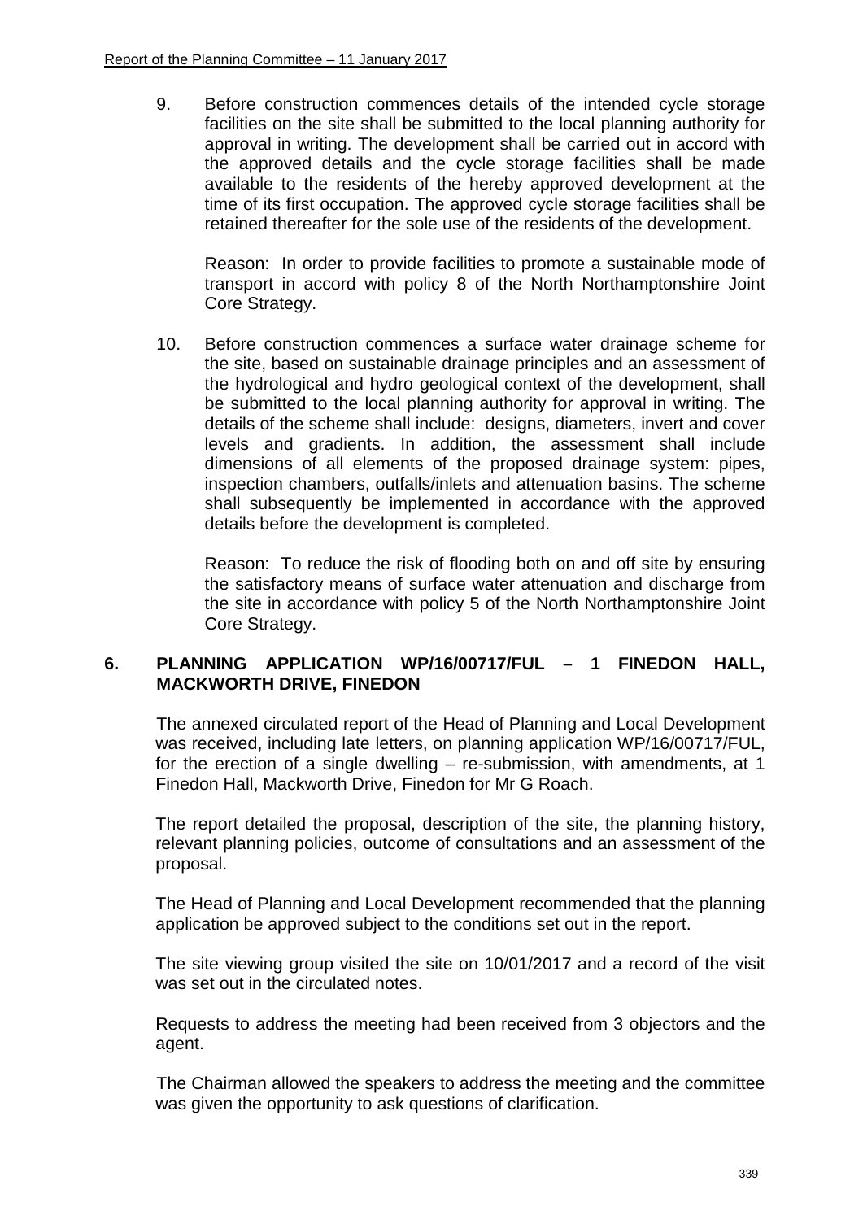9. Before construction commences details of the intended cycle storage facilities on the site shall be submitted to the local planning authority for approval in writing. The development shall be carried out in accord with the approved details and the cycle storage facilities shall be made available to the residents of the hereby approved development at the time of its first occupation. The approved cycle storage facilities shall be retained thereafter for the sole use of the residents of the development.

   Reason: In order to provide facilities to promote a sustainable mode of transport in accord with policy 8 of the North Northamptonshire Joint Core Strategy.

10. Before construction commences a surface water drainage scheme for the site, based on sustainable drainage principles and an assessment of the hydrological and hydro geological context of the development, shall be submitted to the local planning authority for approval in writing. The details of the scheme shall include: designs, diameters, invert and cover levels and gradients. In addition, the assessment shall include dimensions of all elements of the proposed drainage system: pipes, inspection chambers, outfalls/inlets and attenuation basins. The scheme shall subsequently be implemented in accordance with the approved details before the development is completed.

    Reason: To reduce the risk of flooding both on and off site by ensuring the satisfactory means of surface water attenuation and discharge from the site in accordance with policy 5 of the North Northamptonshire Joint Core Strategy.

## 6. PLANNING APPLICATION WP/16/00717/FUL – 1 FINEDON HALL, MACKWORTH DRIVE, FINEDON

The annexed circulated report of the Head of Planning and Local Development was received, including late letters, on planning application WP/16/00717/FUL, for the erection of a single dwelling – re-submission, with amendments, at 1 Finedon Hall, Mackworth Drive, Finedon for Mr G Roach.

The report detailed the proposal, description of the site, the planning history, relevant planning policies, outcome of consultations and an assessment of the proposal.

The Head of Planning and Local Development recommended that the planning application be approved subject to the conditions set out in the report.

The site viewing group visited the site on 10/01/2017 and a record of the visit was set out in the circulated notes.

Requests to address the meeting had been received from 3 objectors and the agent.

The Chairman allowed the speakers to address the meeting and the committee was given the opportunity to ask questions of clarification.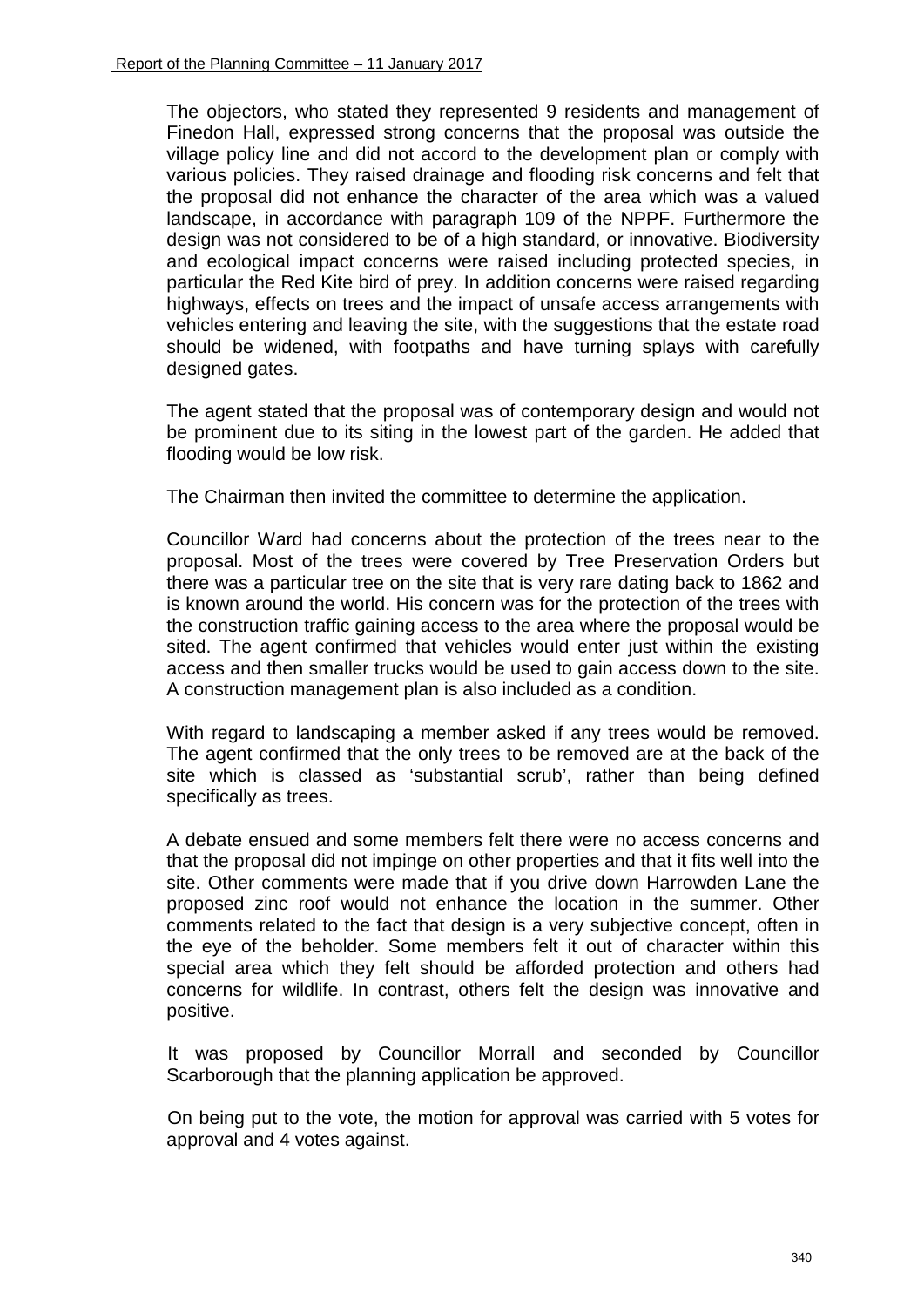The objectors, who stated they represented 9 residents and management of Finedon Hall, expressed strong concerns that the proposal was outside the village policy line and did not accord to the development plan or comply with various policies. They raised drainage and flooding risk concerns and felt that the proposal did not enhance the character of the area which was a valued landscape, in accordance with paragraph 109 of the NPPF. Furthermore the design was not considered to be of a high standard, or innovative. Biodiversity and ecological impact concerns were raised including protected species, in particular the Red Kite bird of prey. In addition concerns were raised regarding highways, effects on trees and the impact of unsafe access arrangements with vehicles entering and leaving the site, with the suggestions that the estate road should be widened, with footpaths and have turning splays with carefully designed gates.

The agent stated that the proposal was of contemporary design and would not be prominent due to its siting in the lowest part of the garden. He added that flooding would be low risk.

The Chairman then invited the committee to determine the application.

Councillor Ward had concerns about the protection of the trees near to the proposal. Most of the trees were covered by Tree Preservation Orders but there was a particular tree on the site that is very rare dating back to 1862 and is known around the world. His concern was for the protection of the trees with the construction traffic gaining access to the area where the proposal would be sited. The agent confirmed that vehicles would enter just within the existing access and then smaller trucks would be used to gain access down to the site. A construction management plan is also included as a condition.

With regard to landscaping a member asked if any trees would be removed. The agent confirmed that the only trees to be removed are at the back of the site which is classed as 'substantial scrub', rather than being defined specifically as trees.

A debate ensued and some members felt there were no access concerns and that the proposal did not impinge on other properties and that it fits well into the site. Other comments were made that if you drive down Harrowden Lane the proposed zinc roof would not enhance the location in the summer. Other comments related to the fact that design is a very subjective concept, often in the eye of the beholder. Some members felt it out of character within this special area which they felt should be afforded protection and others had concerns for wildlife. In contrast, others felt the design was innovative and positive.

It was proposed by Councillor Morrall and seconded by Councillor Scarborough that the planning application be approved.

On being put to the vote, the motion for approval was carried with 5 votes for approval and 4 votes against.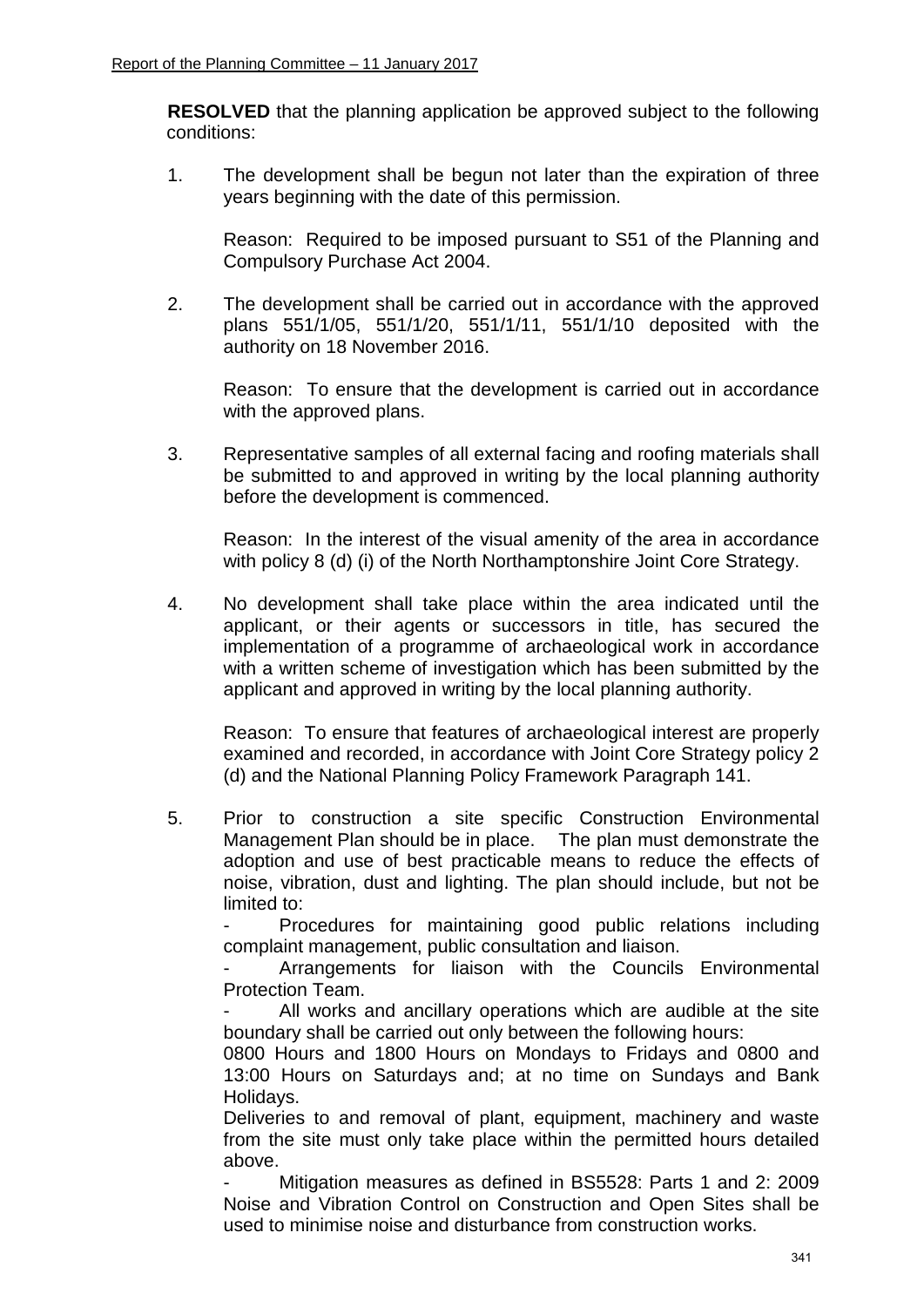**RESOLVED** that the planning application be approved subject to the following conditions:

1. The development shall be begun not later than the expiration of three years beginning with the date of this permission.

   Reason: Required to be imposed pursuant to S51 of the Planning and Compulsory Purchase Act 2004.

2. The development shall be carried out in accordance with the approved plans 551/1/05, 551/1/20, 551/1/11, 551/1/10 deposited with the authority on 18 November 2016.

   Reason: To ensure that the development is carried out in accordance with the approved plans.

3. Representative samples of all external facing and roofing materials shall be submitted to and approved in writing by the local planning authority before the development is commenced.

   Reason: In the interest of the visual amenity of the area in accordance with policy 8 (d) (i) of the North Northamptonshire Joint Core Strategy.

4. No development shall take place within the area indicated until the applicant, or their agents or successors in title, has secured the implementation of a programme of archaeological work in accordance with a written scheme of investigation which has been submitted by the applicant and approved in writing by the local planning authority.

   Reason: To ensure that features of archaeological interest are properly examined and recorded, in accordance with Joint Core Strategy policy 2 (d) and the National Planning Policy Framework Paragraph 141.

5. Prior to construction a site specific Construction Environmental Management Plan should be in place. The plan must demonstrate the adoption and use of best practicable means to reduce the effects of noise, vibration, dust and lighting. The plan should include, but not be limited to:

   - Procedures for maintaining good public relations including complaint management, public consultation and liaison.
   - Arrangements for liaison with the Councils Environmental Protection Team.
   - All works and ancillary operations which are audible at the site boundary shall be carried out only between the following hours:

   0800 Hours and 1800 Hours on Mondays to Fridays and 0800 and 13:00 Hours on Saturdays and; at no time on Sundays and Bank Holidays.

   Deliveries to and removal of plant, equipment, machinery and waste from the site must only take place within the permitted hours detailed above.

   - Mitigation measures as defined in BS5528: Parts 1 and 2: 2009 Noise and Vibration Control on Construction and Open Sites shall be used to minimise noise and disturbance from construction works.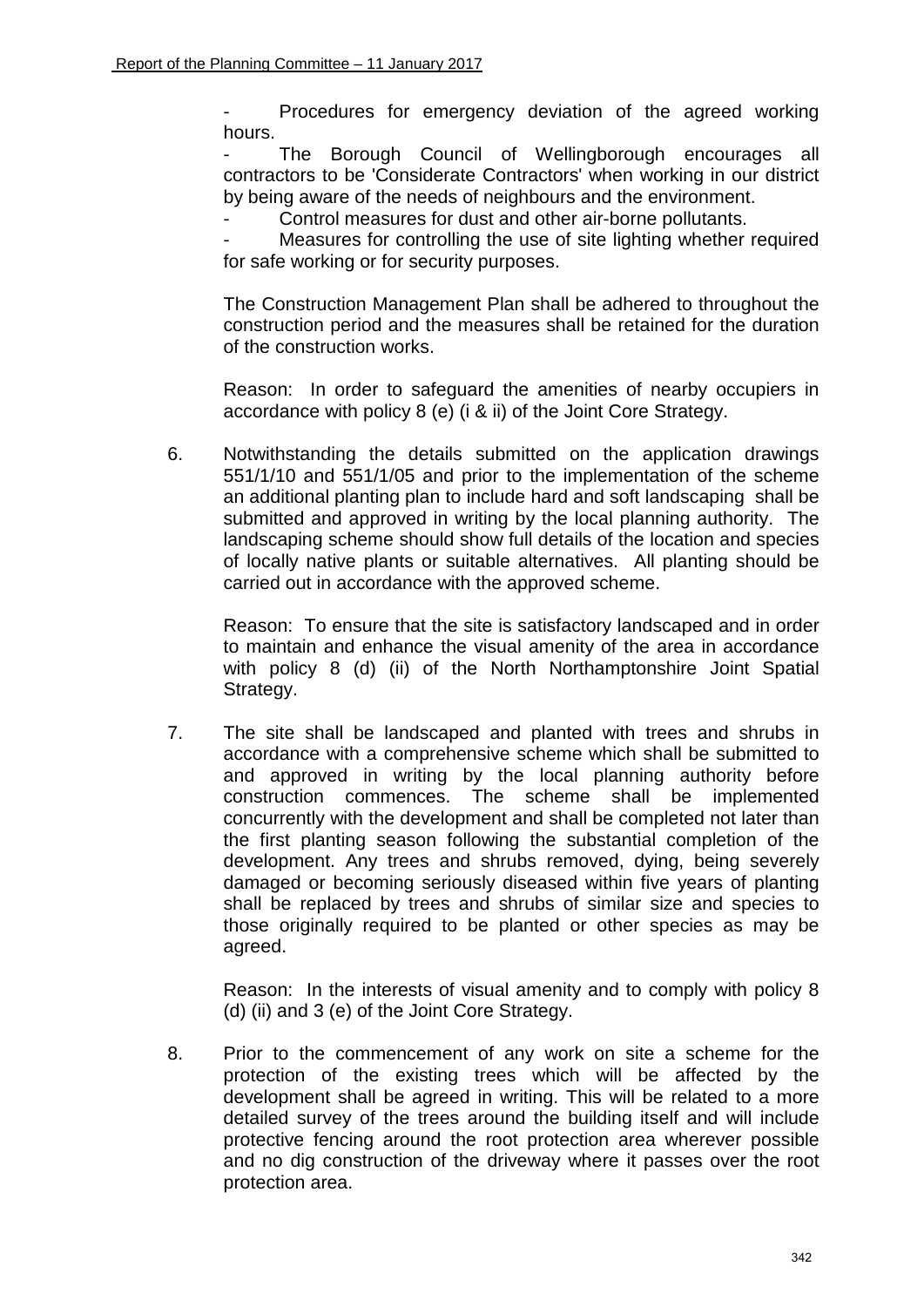- Procedures for emergency deviation of the agreed working hours.
- The Borough Council of Wellingborough encourages all contractors to be 'Considerate Contractors' when working in our district by being aware of the needs of neighbours and the environment.
- Control measures for dust and other air-borne pollutants.
- Measures for controlling the use of site lighting whether required for safe working or for security purposes.

The Construction Management Plan shall be adhered to throughout the construction period and the measures shall be retained for the duration of the construction works.

Reason: In order to safeguard the amenities of nearby occupiers in accordance with policy 8 (e) (i & ii) of the Joint Core Strategy.

6. Notwithstanding the details submitted on the application drawings 551/1/10 and 551/1/05 and prior to the implementation of the scheme an additional planting plan to include hard and soft landscaping shall be submitted and approved in writing by the local planning authority. The landscaping scheme should show full details of the location and species of locally native plants or suitable alternatives. All planting should be carried out in accordance with the approved scheme.

   Reason: To ensure that the site is satisfactory landscaped and in order to maintain and enhance the visual amenity of the area in accordance with policy 8 (d) (ii) of the North Northamptonshire Joint Spatial Strategy.

7. The site shall be landscaped and planted with trees and shrubs in accordance with a comprehensive scheme which shall be submitted to and approved in writing by the local planning authority before construction commences. The scheme shall be implemented concurrently with the development and shall be completed not later than the first planting season following the substantial completion of the development. Any trees and shrubs removed, dying, being severely damaged or becoming seriously diseased within five years of planting shall be replaced by trees and shrubs of similar size and species to those originally required to be planted or other species as may be agreed.

   Reason: In the interests of visual amenity and to comply with policy 8 (d) (ii) and 3 (e) of the Joint Core Strategy.

8. Prior to the commencement of any work on site a scheme for the protection of the existing trees which will be affected by the development shall be agreed in writing. This will be related to a more detailed survey of the trees around the building itself and will include protective fencing around the root protection area wherever possible and no dig construction of the driveway where it passes over the root protection area.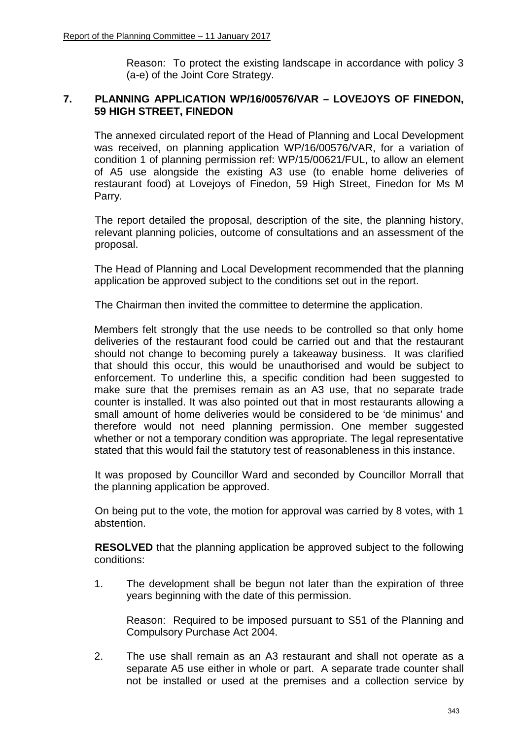Reason: To protect the existing landscape in accordance with policy 3 (a-e) of the Joint Core Strategy.

## 7. PLANNING APPLICATION WP/16/00576/VAR – LOVEJOYS OF FINEDON, 59 HIGH STREET, FINEDON

The annexed circulated report of the Head of Planning and Local Development was received, on planning application WP/16/00576/VAR, for a variation of condition 1 of planning permission ref: WP/15/00621/FUL, to allow an element of A5 use alongside the existing A3 use (to enable home deliveries of restaurant food) at Lovejoys of Finedon, 59 High Street, Finedon for Ms M Parry.

The report detailed the proposal, description of the site, the planning history, relevant planning policies, outcome of consultations and an assessment of the proposal.

The Head of Planning and Local Development recommended that the planning application be approved subject to the conditions set out in the report.

The Chairman then invited the committee to determine the application.

Members felt strongly that the use needs to be controlled so that only home deliveries of the restaurant food could be carried out and that the restaurant should not change to becoming purely a takeaway business. It was clarified that should this occur, this would be unauthorised and would be subject to enforcement. To underline this, a specific condition had been suggested to make sure that the premises remain as an A3 use, that no separate trade counter is installed. It was also pointed out that in most restaurants allowing a small amount of home deliveries would be considered to be 'de minimus' and therefore would not need planning permission. One member suggested whether or not a temporary condition was appropriate. The legal representative stated that this would fail the statutory test of reasonableness in this instance.

It was proposed by Councillor Ward and seconded by Councillor Morrall that the planning application be approved.

On being put to the vote, the motion for approval was carried by 8 votes, with 1 abstention.

**RESOLVED** that the planning application be approved subject to the following conditions:

1. The development shall be begun not later than the expiration of three years beginning with the date of this permission.

   Reason: Required to be imposed pursuant to S51 of the Planning and Compulsory Purchase Act 2004.

2. The use shall remain as an A3 restaurant and shall not operate as a separate A5 use either in whole or part. A separate trade counter shall not be installed or used at the premises and a collection service by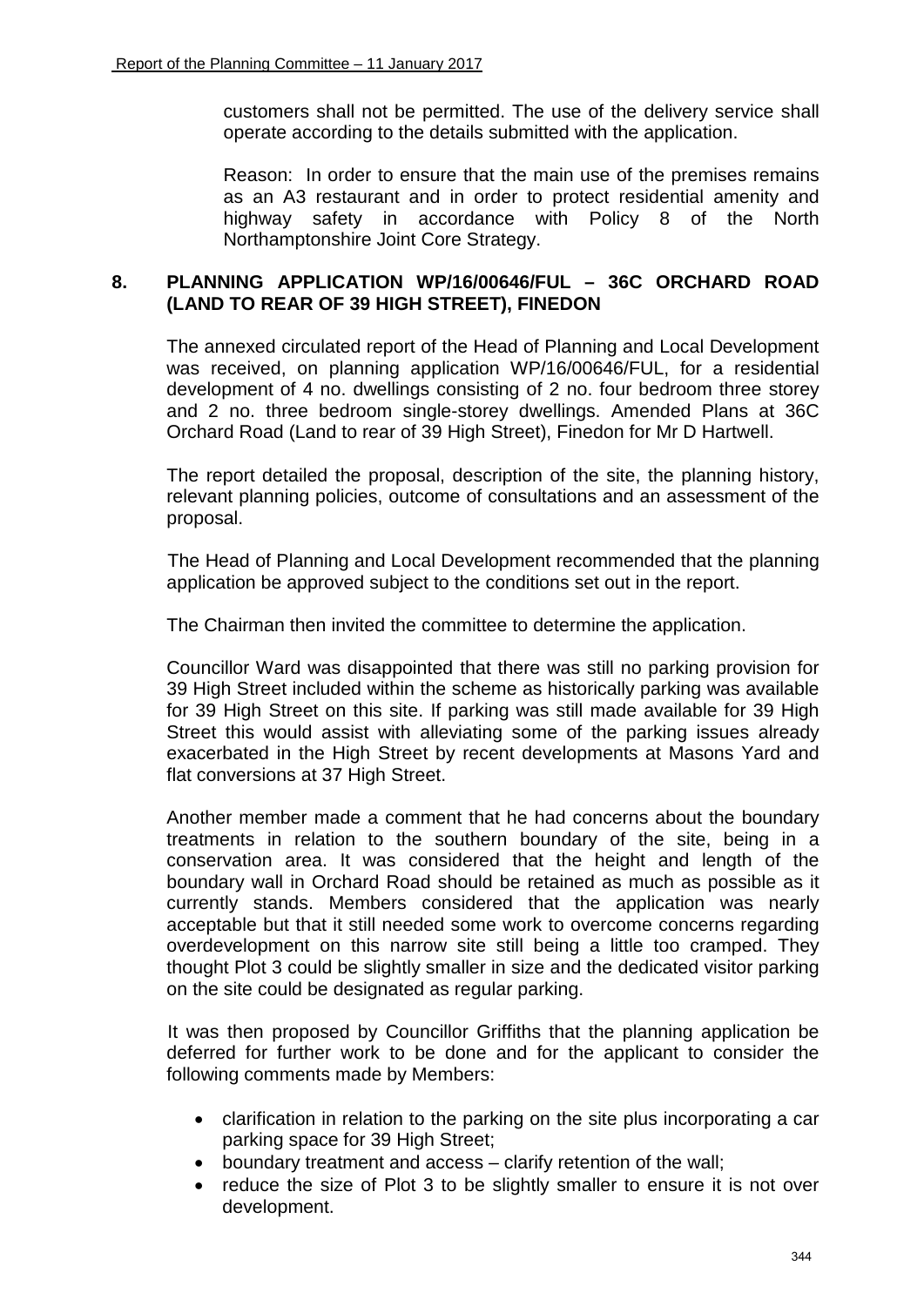customers shall not be permitted. The use of the delivery service shall operate according to the details submitted with the application.

Reason: In order to ensure that the main use of the premises remains as an A3 restaurant and in order to protect residential amenity and highway safety in accordance with Policy 8 of the North Northamptonshire Joint Core Strategy.

## 8. PLANNING APPLICATION WP/16/00646/FUL – 36C ORCHARD ROAD (LAND TO REAR OF 39 HIGH STREET), FINEDON

The annexed circulated report of the Head of Planning and Local Development was received, on planning application WP/16/00646/FUL, for a residential development of 4 no. dwellings consisting of 2 no. four bedroom three storey and 2 no. three bedroom single-storey dwellings. Amended Plans at 36C Orchard Road (Land to rear of 39 High Street), Finedon for Mr D Hartwell.

The report detailed the proposal, description of the site, the planning history, relevant planning policies, outcome of consultations and an assessment of the proposal.

The Head of Planning and Local Development recommended that the planning application be approved subject to the conditions set out in the report.

The Chairman then invited the committee to determine the application.

Councillor Ward was disappointed that there was still no parking provision for 39 High Street included within the scheme as historically parking was available for 39 High Street on this site. If parking was still made available for 39 High Street this would assist with alleviating some of the parking issues already exacerbated in the High Street by recent developments at Masons Yard and flat conversions at 37 High Street.

Another member made a comment that he had concerns about the boundary treatments in relation to the southern boundary of the site, being in a conservation area. It was considered that the height and length of the boundary wall in Orchard Road should be retained as much as possible as it currently stands. Members considered that the application was nearly acceptable but that it still needed some work to overcome concerns regarding overdevelopment on this narrow site still being a little too cramped. They thought Plot 3 could be slightly smaller in size and the dedicated visitor parking on the site could be designated as regular parking.

It was then proposed by Councillor Griffiths that the planning application be deferred for further work to be done and for the applicant to consider the following comments made by Members:

- clarification in relation to the parking on the site plus incorporating a car parking space for 39 High Street;
- boundary treatment and access – clarify retention of the wall;
- reduce the size of Plot 3 to be slightly smaller to ensure it is not over development.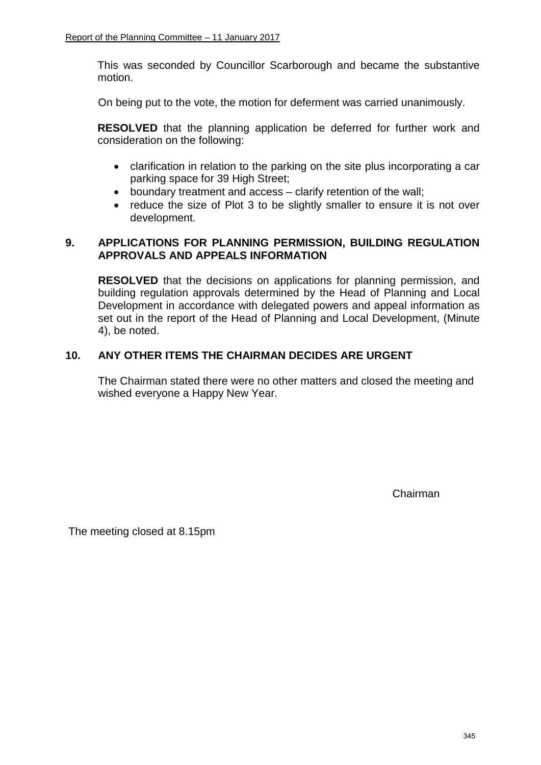This was seconded by Councillor Scarborough and became the substantive motion.

On being put to the vote, the motion for deferment was carried unanimously.

**RESOLVED** that the planning application be deferred for further work and consideration on the following:

- clarification in relation to the parking on the site plus incorporating a car parking space for 39 High Street;
- boundary treatment and access – clarify retention of the wall;
- reduce the size of Plot 3 to be slightly smaller to ensure it is not over development.

## 9. APPLICATIONS FOR PLANNING PERMISSION, BUILDING REGULATION APPROVALS AND APPEALS INFORMATION

**RESOLVED** that the decisions on applications for planning permission, and building regulation approvals determined by the Head of Planning and Local Development in accordance with delegated powers and appeal information as set out in the report of the Head of Planning and Local Development, (Minute 4), be noted.

## 10. ANY OTHER ITEMS THE CHAIRMAN DECIDES ARE URGENT

The Chairman stated there were no other matters and closed the meeting and wished everyone a Happy New Year.

Chairman

The meeting closed at 8.15pm